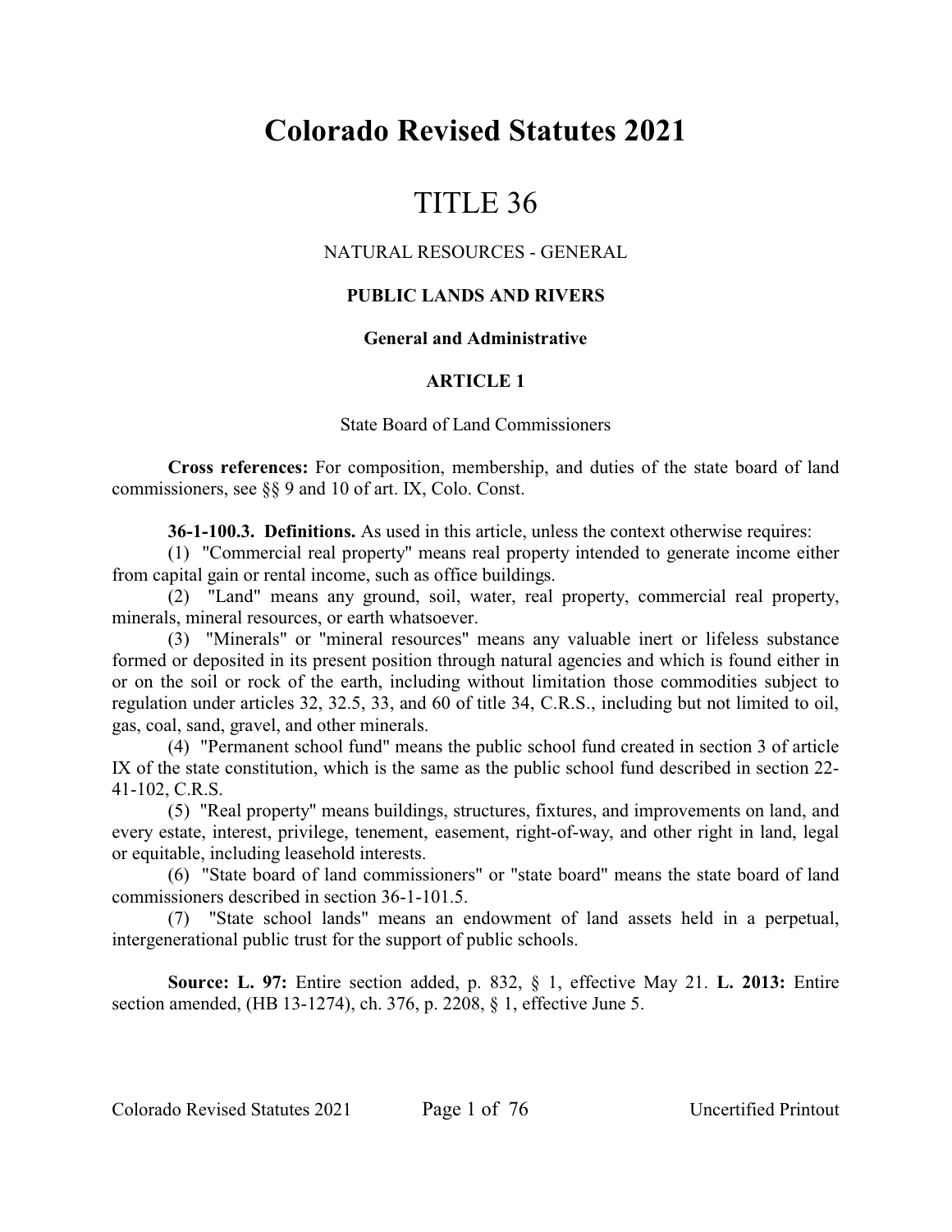# Colorado Revised Statutes 2021

# TITLE 36

NATURAL RESOURCES - GENERAL

## PUBLIC LANDS AND RIVERS

### General and Administrative

### ARTICLE 1

State Board of Land Commissioners

**Cross references:** For composition, membership, and duties of the state board of land commissioners, see §§ 9 and 10 of art. IX, Colo. Const.

**36-1-100.3. Definitions.** As used in this article, unless the context otherwise requires:

(1) "Commercial real property" means real property intended to generate income either from capital gain or rental income, such as office buildings.

(2) "Land" means any ground, soil, water, real property, commercial real property, minerals, mineral resources, or earth whatsoever.

(3) "Minerals" or "mineral resources" means any valuable inert or lifeless substance formed or deposited in its present position through natural agencies and which is found either in or on the soil or rock of the earth, including without limitation those commodities subject to regulation under articles 32, 32.5, 33, and 60 of title 34, C.R.S., including but not limited to oil, gas, coal, sand, gravel, and other minerals.

(4) "Permanent school fund" means the public school fund created in section 3 of article IX of the state constitution, which is the same as the public school fund described in section 22-41-102, C.R.S.

(5) "Real property" means buildings, structures, fixtures, and improvements on land, and every estate, interest, privilege, tenement, easement, right-of-way, and other right in land, legal or equitable, including leasehold interests.

(6) "State board of land commissioners" or "state board" means the state board of land commissioners described in section 36-1-101.5.

(7) "State school lands" means an endowment of land assets held in a perpetual, intergenerational public trust for the support of public schools.

**Source: L. 97:** Entire section added, p. 832, § 1, effective May 21. **L. 2013:** Entire section amended, (HB 13-1274), ch. 376, p. 2208, § 1, effective June 5.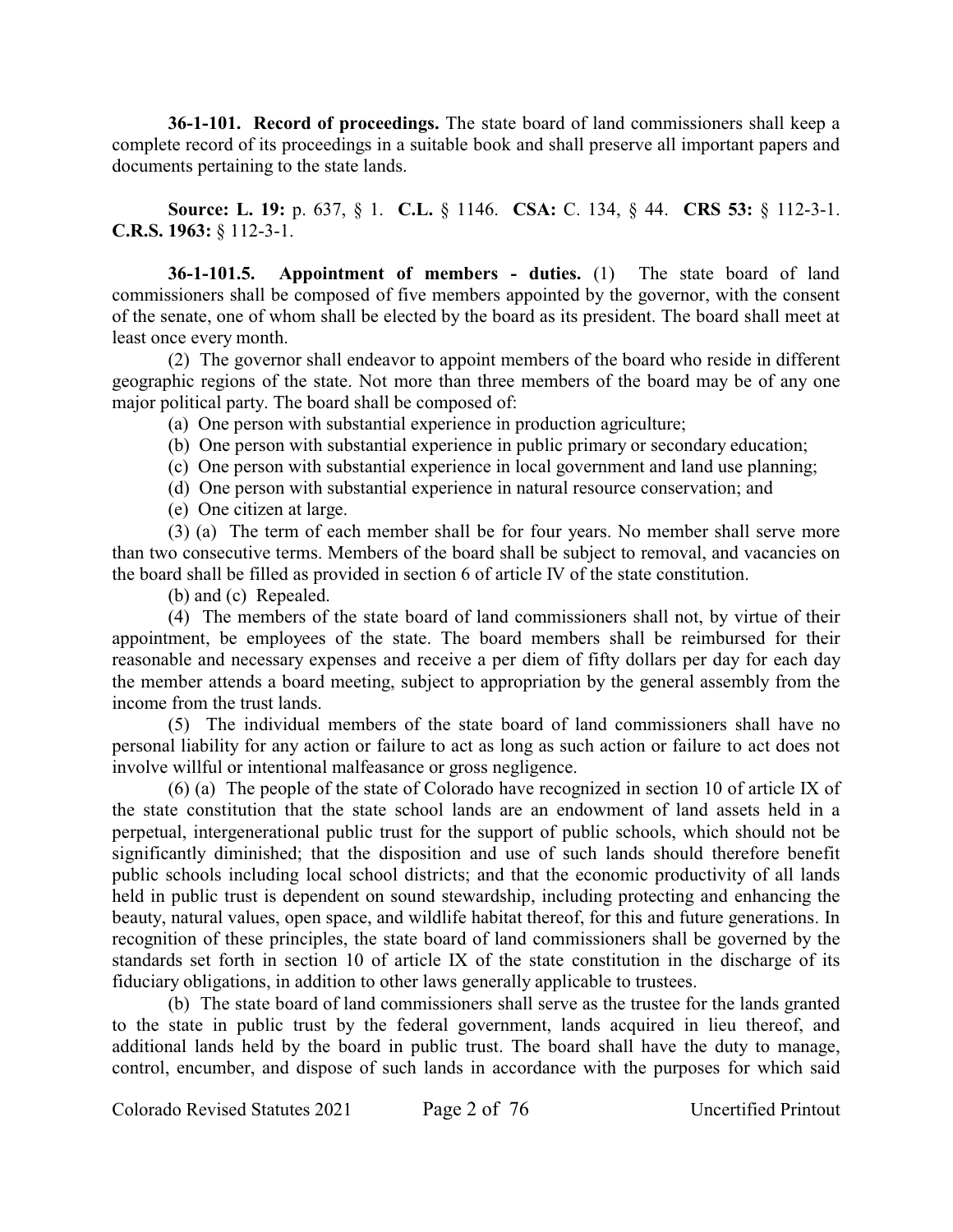**36-1-101. Record of proceedings.** The state board of land commissioners shall keep a complete record of its proceedings in a suitable book and shall preserve all important papers and documents pertaining to the state lands.

**Source: L. 19:** p. 637, § 1. **C.L.** § 1146. **CSA:** C. 134, § 44. **CRS 53:** § 112-3-1. **C.R.S. 1963:** § 112-3-1.

**36-1-101.5. Appointment of members - duties.** (1) The state board of land commissioners shall be composed of five members appointed by the governor, with the consent of the senate, one of whom shall be elected by the board as its president. The board shall meet at least once every month.

(2) The governor shall endeavor to appoint members of the board who reside in different geographic regions of the state. Not more than three members of the board may be of any one major political party. The board shall be composed of:

(a) One person with substantial experience in production agriculture;

(b) One person with substantial experience in public primary or secondary education;

(c) One person with substantial experience in local government and land use planning;

(d) One person with substantial experience in natural resource conservation; and

(e) One citizen at large.

(3) (a) The term of each member shall be for four years. No member shall serve more than two consecutive terms. Members of the board shall be subject to removal, and vacancies on the board shall be filled as provided in section 6 of article IV of the state constitution.

(b) and (c) Repealed.

(4) The members of the state board of land commissioners shall not, by virtue of their appointment, be employees of the state. The board members shall be reimbursed for their reasonable and necessary expenses and receive a per diem of fifty dollars per day for each day the member attends a board meeting, subject to appropriation by the general assembly from the income from the trust lands.

(5) The individual members of the state board of land commissioners shall have no personal liability for any action or failure to act as long as such action or failure to act does not involve willful or intentional malfeasance or gross negligence.

(6) (a) The people of the state of Colorado have recognized in section 10 of article IX of the state constitution that the state school lands are an endowment of land assets held in a perpetual, intergenerational public trust for the support of public schools, which should not be significantly diminished; that the disposition and use of such lands should therefore benefit public schools including local school districts; and that the economic productivity of all lands held in public trust is dependent on sound stewardship, including protecting and enhancing the beauty, natural values, open space, and wildlife habitat thereof, for this and future generations. In recognition of these principles, the state board of land commissioners shall be governed by the standards set forth in section 10 of article IX of the state constitution in the discharge of its fiduciary obligations, in addition to other laws generally applicable to trustees.

(b) The state board of land commissioners shall serve as the trustee for the lands granted to the state in public trust by the federal government, lands acquired in lieu thereof, and additional lands held by the board in public trust. The board shall have the duty to manage, control, encumber, and dispose of such lands in accordance with the purposes for which said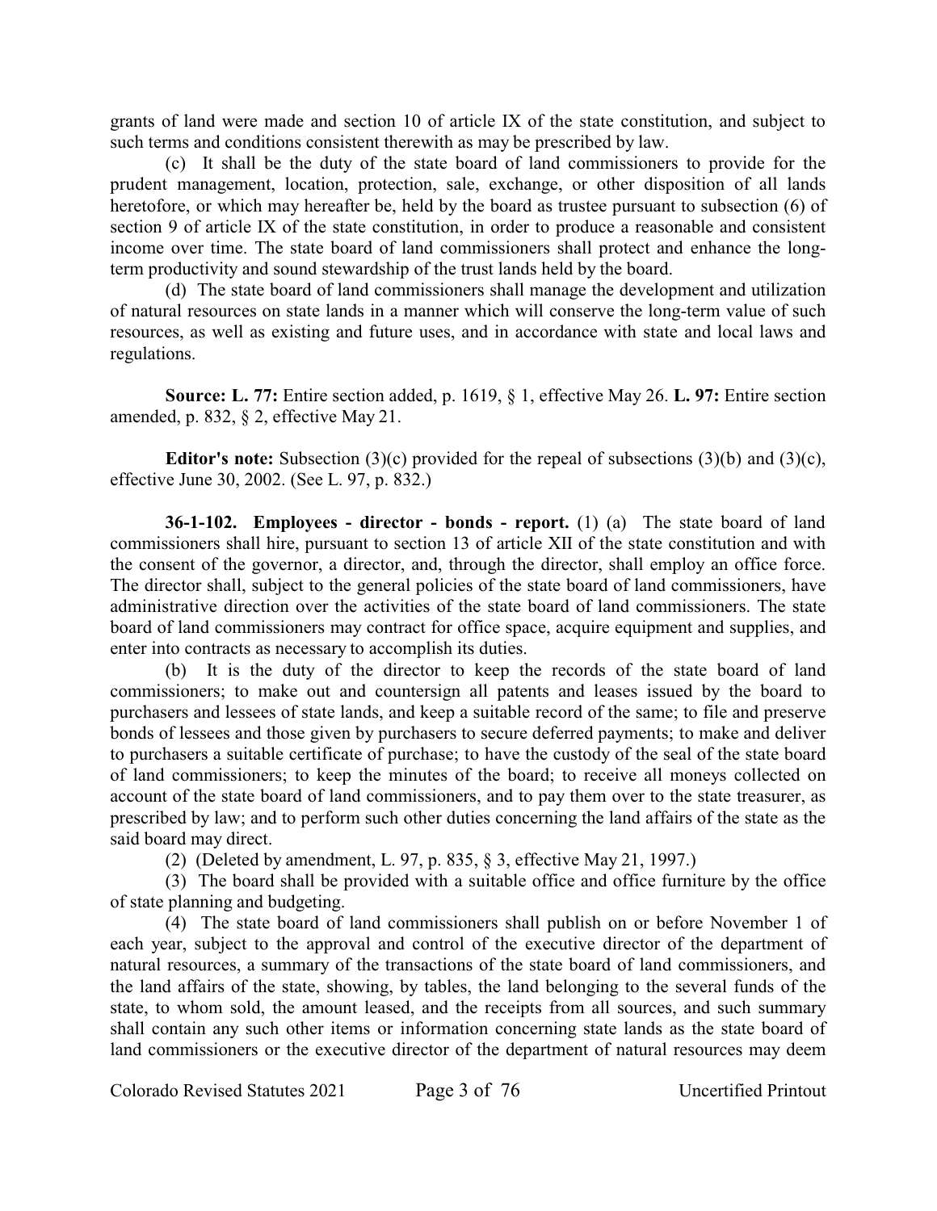grants of land were made and section 10 of article IX of the state constitution, and subject to such terms and conditions consistent therewith as may be prescribed by law.

(c) It shall be the duty of the state board of land commissioners to provide for the prudent management, location, protection, sale, exchange, or other disposition of all lands heretofore, or which may hereafter be, held by the board as trustee pursuant to subsection (6) of section 9 of article IX of the state constitution, in order to produce a reasonable and consistent income over time. The state board of land commissioners shall protect and enhance the long-term productivity and sound stewardship of the trust lands held by the board.

(d) The state board of land commissioners shall manage the development and utilization of natural resources on state lands in a manner which will conserve the long-term value of such resources, as well as existing and future uses, and in accordance with state and local laws and regulations.

**Source: L. 77:** Entire section added, p. 1619, § 1, effective May 26. **L. 97:** Entire section amended, p. 832, § 2, effective May 21.

**Editor's note:** Subsection (3)(c) provided for the repeal of subsections (3)(b) and (3)(c), effective June 30, 2002. (See L. 97, p. 832.)

**36-1-102. Employees - director - bonds - report.** (1) (a) The state board of land commissioners shall hire, pursuant to section 13 of article XII of the state constitution and with the consent of the governor, a director, and, through the director, shall employ an office force. The director shall, subject to the general policies of the state board of land commissioners, have administrative direction over the activities of the state board of land commissioners. The state board of land commissioners may contract for office space, acquire equipment and supplies, and enter into contracts as necessary to accomplish its duties.

(b) It is the duty of the director to keep the records of the state board of land commissioners; to make out and countersign all patents and leases issued by the board to purchasers and lessees of state lands, and keep a suitable record of the same; to file and preserve bonds of lessees and those given by purchasers to secure deferred payments; to make and deliver to purchasers a suitable certificate of purchase; to have the custody of the seal of the state board of land commissioners; to keep the minutes of the board; to receive all moneys collected on account of the state board of land commissioners, and to pay them over to the state treasurer, as prescribed by law; and to perform such other duties concerning the land affairs of the state as the said board may direct.

(2) (Deleted by amendment, L. 97, p. 835, § 3, effective May 21, 1997.)

(3) The board shall be provided with a suitable office and office furniture by the office of state planning and budgeting.

(4) The state board of land commissioners shall publish on or before November 1 of each year, subject to the approval and control of the executive director of the department of natural resources, a summary of the transactions of the state board of land commissioners, and the land affairs of the state, showing, by tables, the land belonging to the several funds of the state, to whom sold, the amount leased, and the receipts from all sources, and such summary shall contain any such other items or information concerning state lands as the state board of land commissioners or the executive director of the department of natural resources may deem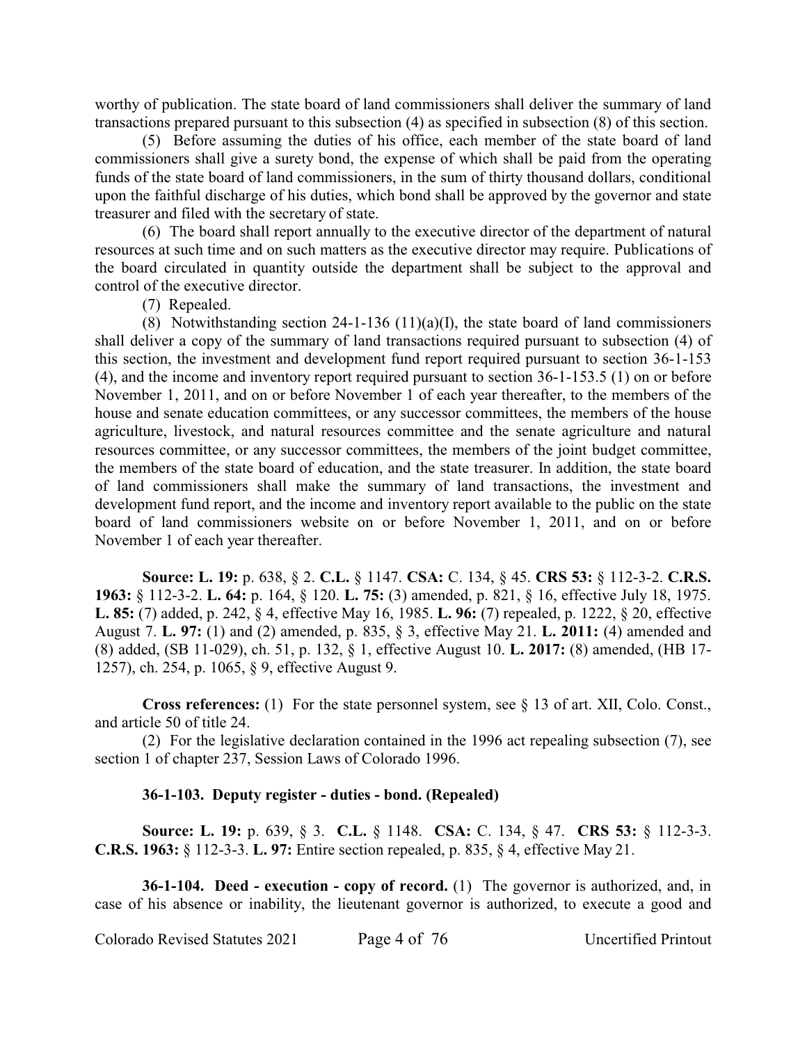worthy of publication. The state board of land commissioners shall deliver the summary of land transactions prepared pursuant to this subsection (4) as specified in subsection (8) of this section.

(5) Before assuming the duties of his office, each member of the state board of land commissioners shall give a surety bond, the expense of which shall be paid from the operating funds of the state board of land commissioners, in the sum of thirty thousand dollars, conditional upon the faithful discharge of his duties, which bond shall be approved by the governor and state treasurer and filed with the secretary of state.

(6) The board shall report annually to the executive director of the department of natural resources at such time and on such matters as the executive director may require. Publications of the board circulated in quantity outside the department shall be subject to the approval and control of the executive director.

(7) Repealed.

(8) Notwithstanding section 24-1-136 (11)(a)(I), the state board of land commissioners shall deliver a copy of the summary of land transactions required pursuant to subsection (4) of this section, the investment and development fund report required pursuant to section 36-1-153 (4), and the income and inventory report required pursuant to section 36-1-153.5 (1) on or before November 1, 2011, and on or before November 1 of each year thereafter, to the members of the house and senate education committees, or any successor committees, the members of the house agriculture, livestock, and natural resources committee and the senate agriculture and natural resources committee, or any successor committees, the members of the joint budget committee, the members of the state board of education, and the state treasurer. In addition, the state board of land commissioners shall make the summary of land transactions, the investment and development fund report, and the income and inventory report available to the public on the state board of land commissioners website on or before November 1, 2011, and on or before November 1 of each year thereafter.

**Source: L. 19:** p. 638, § 2. **C.L.** § 1147. **CSA:** C. 134, § 45. **CRS 53:** § 112-3-2. **C.R.S. 1963:** § 112-3-2. **L. 64:** p. 164, § 120. **L. 75:** (3) amended, p. 821, § 16, effective July 18, 1975. **L. 85:** (7) added, p. 242, § 4, effective May 16, 1985. **L. 96:** (7) repealed, p. 1222, § 20, effective August 7. **L. 97:** (1) and (2) amended, p. 835, § 3, effective May 21. **L. 2011:** (4) amended and (8) added, (SB 11-029), ch. 51, p. 132, § 1, effective August 10. **L. 2017:** (8) amended, (HB 17-1257), ch. 254, p. 1065, § 9, effective August 9.

**Cross references:** (1) For the state personnel system, see § 13 of art. XII, Colo. Const., and article 50 of title 24.

(2) For the legislative declaration contained in the 1996 act repealing subsection (7), see section 1 of chapter 237, Session Laws of Colorado 1996.

**36-1-103. Deputy register - duties - bond. (Repealed)**

**Source: L. 19:** p. 639, § 3. **C.L.** § 1148. **CSA:** C. 134, § 47. **CRS 53:** § 112-3-3. **C.R.S. 1963:** § 112-3-3. **L. 97:** Entire section repealed, p. 835, § 4, effective May 21.

**36-1-104. Deed - execution - copy of record.** (1) The governor is authorized, and, in case of his absence or inability, the lieutenant governor is authorized, to execute a good and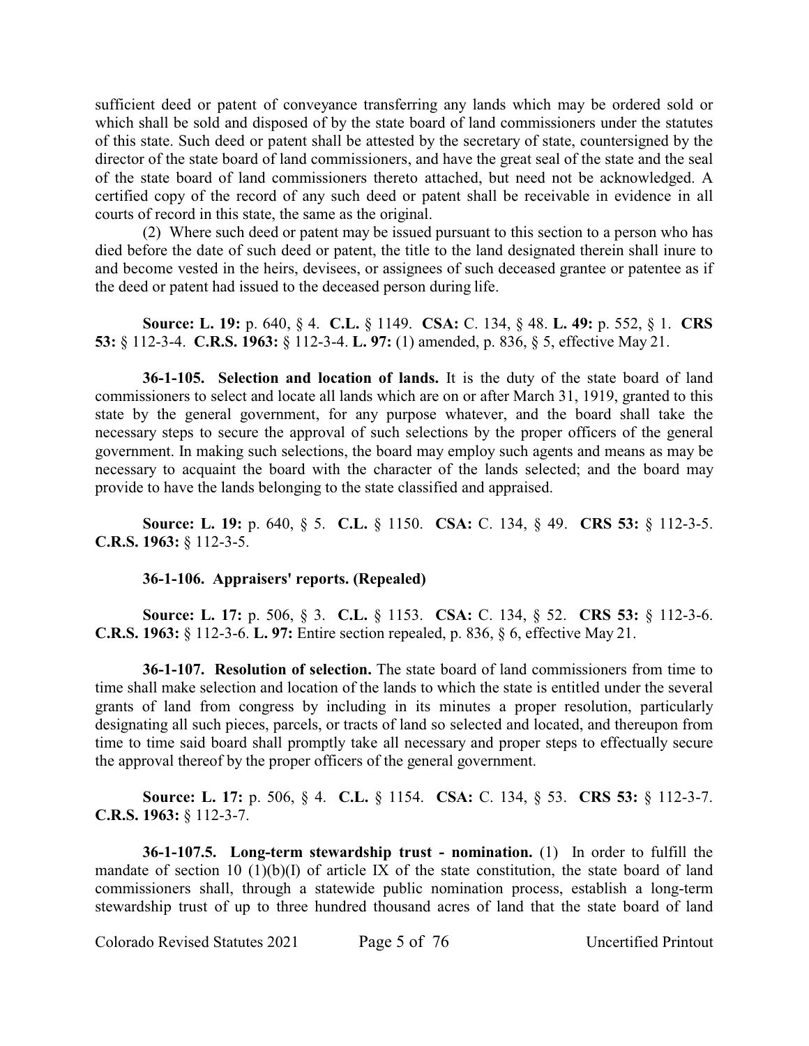sufficient deed or patent of conveyance transferring any lands which may be ordered sold or which shall be sold and disposed of by the state board of land commissioners under the statutes of this state. Such deed or patent shall be attested by the secretary of state, countersigned by the director of the state board of land commissioners, and have the great seal of the state and the seal of the state board of land commissioners thereto attached, but need not be acknowledged. A certified copy of the record of any such deed or patent shall be receivable in evidence in all courts of record in this state, the same as the original.

(2) Where such deed or patent may be issued pursuant to this section to a person who has died before the date of such deed or patent, the title to the land designated therein shall inure to and become vested in the heirs, devisees, or assignees of such deceased grantee or patentee as if the deed or patent had issued to the deceased person during life.

**Source: L. 19:** p. 640, § 4. **C.L.** § 1149. **CSA:** C. 134, § 48. **L. 49:** p. 552, § 1. **CRS 53:** § 112-3-4. **C.R.S. 1963:** § 112-3-4. **L. 97:** (1) amended, p. 836, § 5, effective May 21.

**36-1-105. Selection and location of lands.** It is the duty of the state board of land commissioners to select and locate all lands which are on or after March 31, 1919, granted to this state by the general government, for any purpose whatever, and the board shall take the necessary steps to secure the approval of such selections by the proper officers of the general government. In making such selections, the board may employ such agents and means as may be necessary to acquaint the board with the character of the lands selected; and the board may provide to have the lands belonging to the state classified and appraised.

**Source: L. 19:** p. 640, § 5. **C.L.** § 1150. **CSA:** C. 134, § 49. **CRS 53:** § 112-3-5. **C.R.S. 1963:** § 112-3-5.

**36-1-106. Appraisers' reports. (Repealed)**

**Source: L. 17:** p. 506, § 3. **C.L.** § 1153. **CSA:** C. 134, § 52. **CRS 53:** § 112-3-6. **C.R.S. 1963:** § 112-3-6. **L. 97:** Entire section repealed, p. 836, § 6, effective May 21.

**36-1-107. Resolution of selection.** The state board of land commissioners from time to time shall make selection and location of the lands to which the state is entitled under the several grants of land from congress by including in its minutes a proper resolution, particularly designating all such pieces, parcels, or tracts of land so selected and located, and thereupon from time to time said board shall promptly take all necessary and proper steps to effectually secure the approval thereof by the proper officers of the general government.

**Source: L. 17:** p. 506, § 4. **C.L.** § 1154. **CSA:** C. 134, § 53. **CRS 53:** § 112-3-7. **C.R.S. 1963:** § 112-3-7.

**36-1-107.5. Long-term stewardship trust - nomination.** (1) In order to fulfill the mandate of section 10 (1)(b)(I) of article IX of the state constitution, the state board of land commissioners shall, through a statewide public nomination process, establish a long-term stewardship trust of up to three hundred thousand acres of land that the state board of land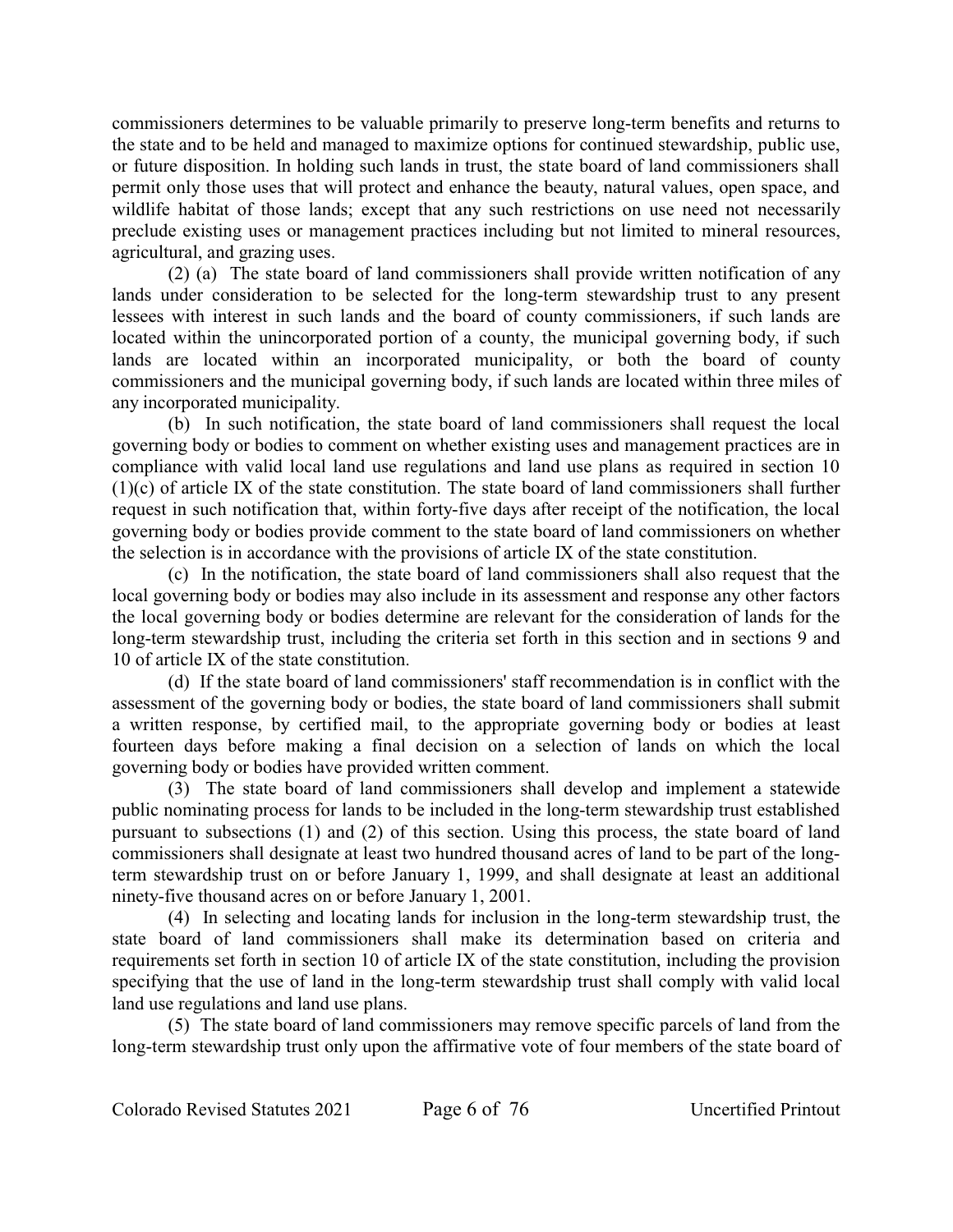commissioners determines to be valuable primarily to preserve long-term benefits and returns to the state and to be held and managed to maximize options for continued stewardship, public use, or future disposition. In holding such lands in trust, the state board of land commissioners shall permit only those uses that will protect and enhance the beauty, natural values, open space, and wildlife habitat of those lands; except that any such restrictions on use need not necessarily preclude existing uses or management practices including but not limited to mineral resources, agricultural, and grazing uses.

(2) (a) The state board of land commissioners shall provide written notification of any lands under consideration to be selected for the long-term stewardship trust to any present lessees with interest in such lands and the board of county commissioners, if such lands are located within the unincorporated portion of a county, the municipal governing body, if such lands are located within an incorporated municipality, or both the board of county commissioners and the municipal governing body, if such lands are located within three miles of any incorporated municipality.

(b) In such notification, the state board of land commissioners shall request the local governing body or bodies to comment on whether existing uses and management practices are in compliance with valid local land use regulations and land use plans as required in section 10 (1)(c) of article IX of the state constitution. The state board of land commissioners shall further request in such notification that, within forty-five days after receipt of the notification, the local governing body or bodies provide comment to the state board of land commissioners on whether the selection is in accordance with the provisions of article IX of the state constitution.

(c) In the notification, the state board of land commissioners shall also request that the local governing body or bodies may also include in its assessment and response any other factors the local governing body or bodies determine are relevant for the consideration of lands for the long-term stewardship trust, including the criteria set forth in this section and in sections 9 and 10 of article IX of the state constitution.

(d) If the state board of land commissioners' staff recommendation is in conflict with the assessment of the governing body or bodies, the state board of land commissioners shall submit a written response, by certified mail, to the appropriate governing body or bodies at least fourteen days before making a final decision on a selection of lands on which the local governing body or bodies have provided written comment.

(3) The state board of land commissioners shall develop and implement a statewide public nominating process for lands to be included in the long-term stewardship trust established pursuant to subsections (1) and (2) of this section. Using this process, the state board of land commissioners shall designate at least two hundred thousand acres of land to be part of the long-term stewardship trust on or before January 1, 1999, and shall designate at least an additional ninety-five thousand acres on or before January 1, 2001.

(4) In selecting and locating lands for inclusion in the long-term stewardship trust, the state board of land commissioners shall make its determination based on criteria and requirements set forth in section 10 of article IX of the state constitution, including the provision specifying that the use of land in the long-term stewardship trust shall comply with valid local land use regulations and land use plans.

(5) The state board of land commissioners may remove specific parcels of land from the long-term stewardship trust only upon the affirmative vote of four members of the state board of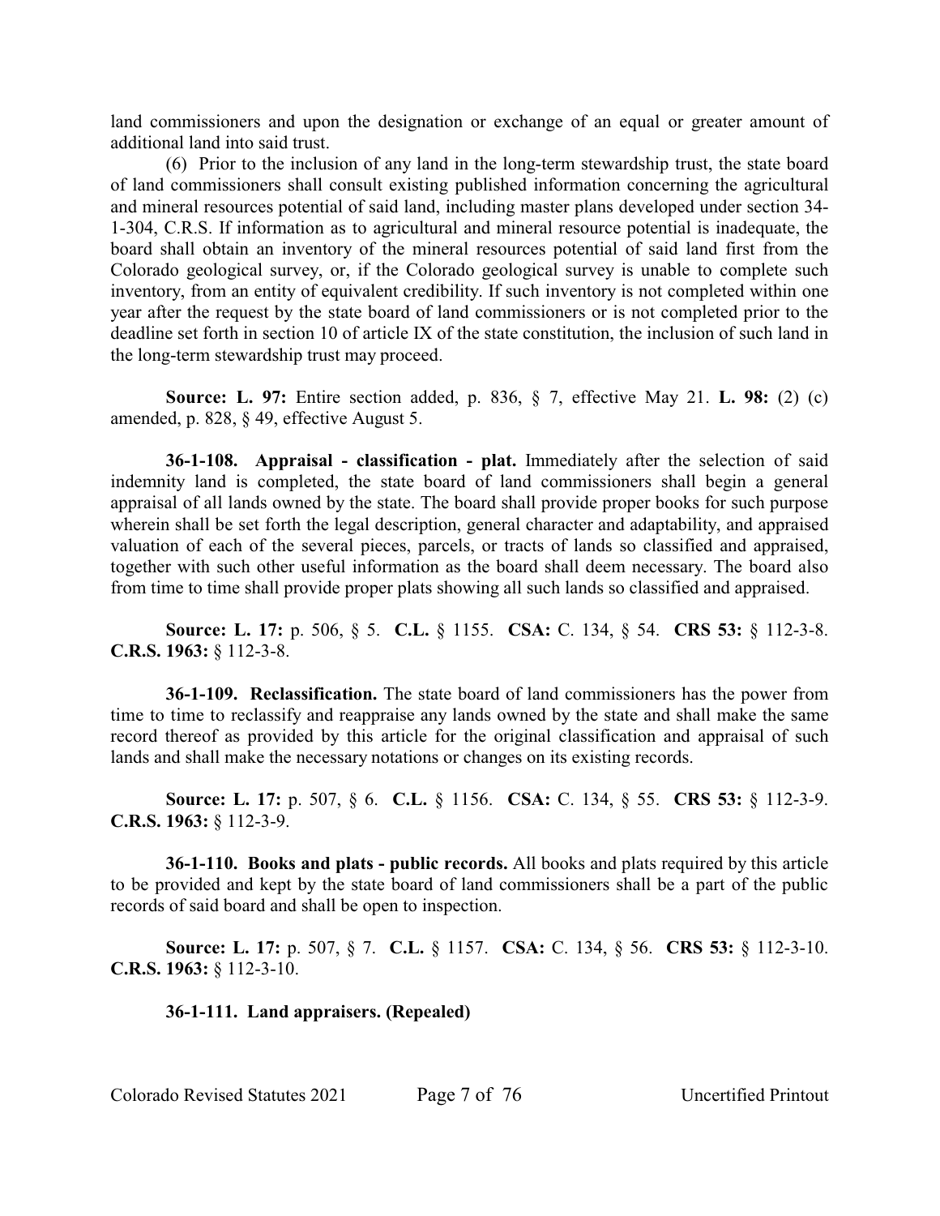land commissioners and upon the designation or exchange of an equal or greater amount of additional land into said trust.

(6) Prior to the inclusion of any land in the long-term stewardship trust, the state board of land commissioners shall consult existing published information concerning the agricultural and mineral resources potential of said land, including master plans developed under section 34-1-304, C.R.S. If information as to agricultural and mineral resource potential is inadequate, the board shall obtain an inventory of the mineral resources potential of said land first from the Colorado geological survey, or, if the Colorado geological survey is unable to complete such inventory, from an entity of equivalent credibility. If such inventory is not completed within one year after the request by the state board of land commissioners or is not completed prior to the deadline set forth in section 10 of article IX of the state constitution, the inclusion of such land in the long-term stewardship trust may proceed.

**Source: L. 97:** Entire section added, p. 836, § 7, effective May 21. **L. 98:** (2) (c) amended, p. 828, § 49, effective August 5.

**36-1-108. Appraisal - classification - plat.** Immediately after the selection of said indemnity land is completed, the state board of land commissioners shall begin a general appraisal of all lands owned by the state. The board shall provide proper books for such purpose wherein shall be set forth the legal description, general character and adaptability, and appraised valuation of each of the several pieces, parcels, or tracts of lands so classified and appraised, together with such other useful information as the board shall deem necessary. The board also from time to time shall provide proper plats showing all such lands so classified and appraised.

**Source: L. 17:** p. 506, § 5. **C.L.** § 1155. **CSA:** C. 134, § 54. **CRS 53:** § 112-3-8. **C.R.S. 1963:** § 112-3-8.

**36-1-109. Reclassification.** The state board of land commissioners has the power from time to time to reclassify and reappraise any lands owned by the state and shall make the same record thereof as provided by this article for the original classification and appraisal of such lands and shall make the necessary notations or changes on its existing records.

**Source: L. 17:** p. 507, § 6. **C.L.** § 1156. **CSA:** C. 134, § 55. **CRS 53:** § 112-3-9. **C.R.S. 1963:** § 112-3-9.

**36-1-110. Books and plats - public records.** All books and plats required by this article to be provided and kept by the state board of land commissioners shall be a part of the public records of said board and shall be open to inspection.

**Source: L. 17:** p. 507, § 7. **C.L.** § 1157. **CSA:** C. 134, § 56. **CRS 53:** § 112-3-10. **C.R.S. 1963:** § 112-3-10.

**36-1-111. Land appraisers. (Repealed)**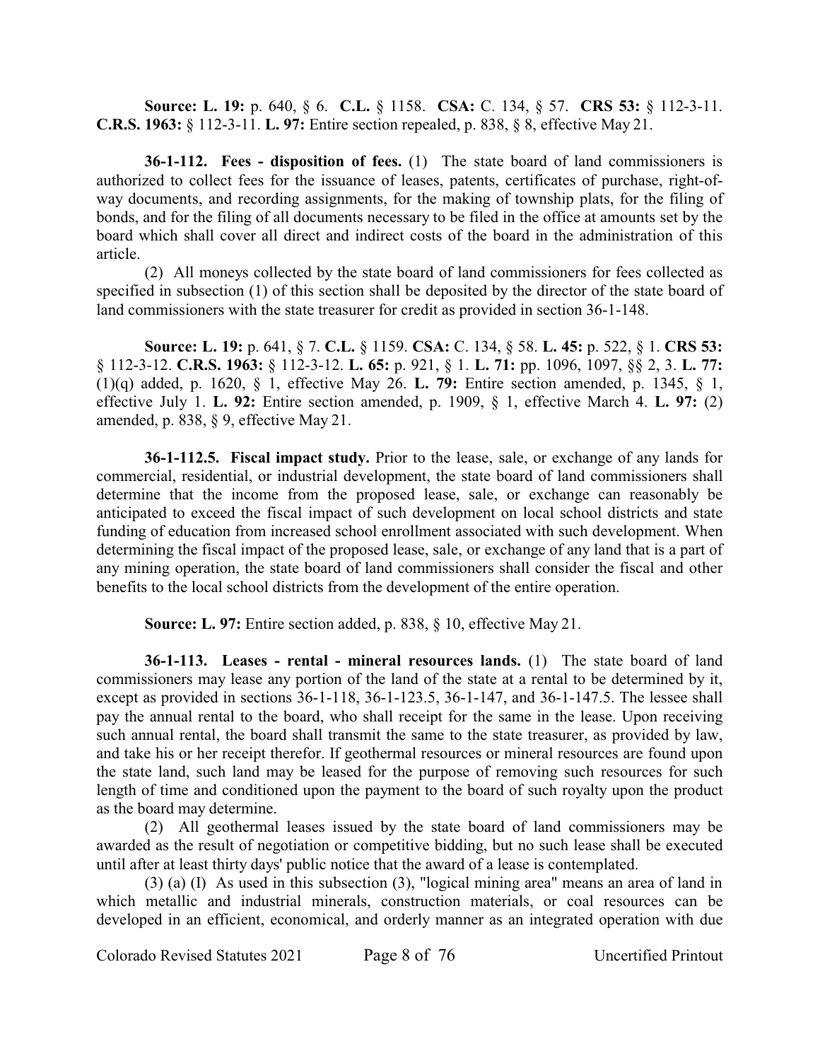**Source: L. 19:** p. 640, § 6. **C.L.** § 1158. **CSA:** C. 134, § 57. **CRS 53:** § 112-3-11. **C.R.S. 1963:** § 112-3-11. **L. 97:** Entire section repealed, p. 838, § 8, effective May 21.

**36-1-112. Fees - disposition of fees.** (1) The state board of land commissioners is authorized to collect fees for the issuance of leases, patents, certificates of purchase, right-of-way documents, and recording assignments, for the making of township plats, for the filing of bonds, and for the filing of all documents necessary to be filed in the office at amounts set by the board which shall cover all direct and indirect costs of the board in the administration of this article.

(2) All moneys collected by the state board of land commissioners for fees collected as specified in subsection (1) of this section shall be deposited by the director of the state board of land commissioners with the state treasurer for credit as provided in section 36-1-148.

**Source: L. 19:** p. 641, § 7. **C.L.** § 1159. **CSA:** C. 134, § 58. **L. 45:** p. 522, § 1. **CRS 53:** § 112-3-12. **C.R.S. 1963:** § 112-3-12. **L. 65:** p. 921, § 1. **L. 71:** pp. 1096, 1097, §§ 2, 3. **L. 77:** (1)(q) added, p. 1620, § 1, effective May 26. **L. 79:** Entire section amended, p. 1345, § 1, effective July 1. **L. 92:** Entire section amended, p. 1909, § 1, effective March 4. **L. 97:** (2) amended, p. 838, § 9, effective May 21.

**36-1-112.5. Fiscal impact study.** Prior to the lease, sale, or exchange of any lands for commercial, residential, or industrial development, the state board of land commissioners shall determine that the income from the proposed lease, sale, or exchange can reasonably be anticipated to exceed the fiscal impact of such development on local school districts and state funding of education from increased school enrollment associated with such development. When determining the fiscal impact of the proposed lease, sale, or exchange of any land that is a part of any mining operation, the state board of land commissioners shall consider the fiscal and other benefits to the local school districts from the development of the entire operation.

**Source: L. 97:** Entire section added, p. 838, § 10, effective May 21.

**36-1-113. Leases - rental - mineral resources lands.** (1) The state board of land commissioners may lease any portion of the land of the state at a rental to be determined by it, except as provided in sections 36-1-118, 36-1-123.5, 36-1-147, and 36-1-147.5. The lessee shall pay the annual rental to the board, who shall receipt for the same in the lease. Upon receiving such annual rental, the board shall transmit the same to the state treasurer, as provided by law, and take his or her receipt therefor. If geothermal resources or mineral resources are found upon the state land, such land may be leased for the purpose of removing such resources for such length of time and conditioned upon the payment to the board of such royalty upon the product as the board may determine.

(2) All geothermal leases issued by the state board of land commissioners may be awarded as the result of negotiation or competitive bidding, but no such lease shall be executed until after at least thirty days' public notice that the award of a lease is contemplated.

(3) (a) (I) As used in this subsection (3), "logical mining area" means an area of land in which metallic and industrial minerals, construction materials, or coal resources can be developed in an efficient, economical, and orderly manner as an integrated operation with due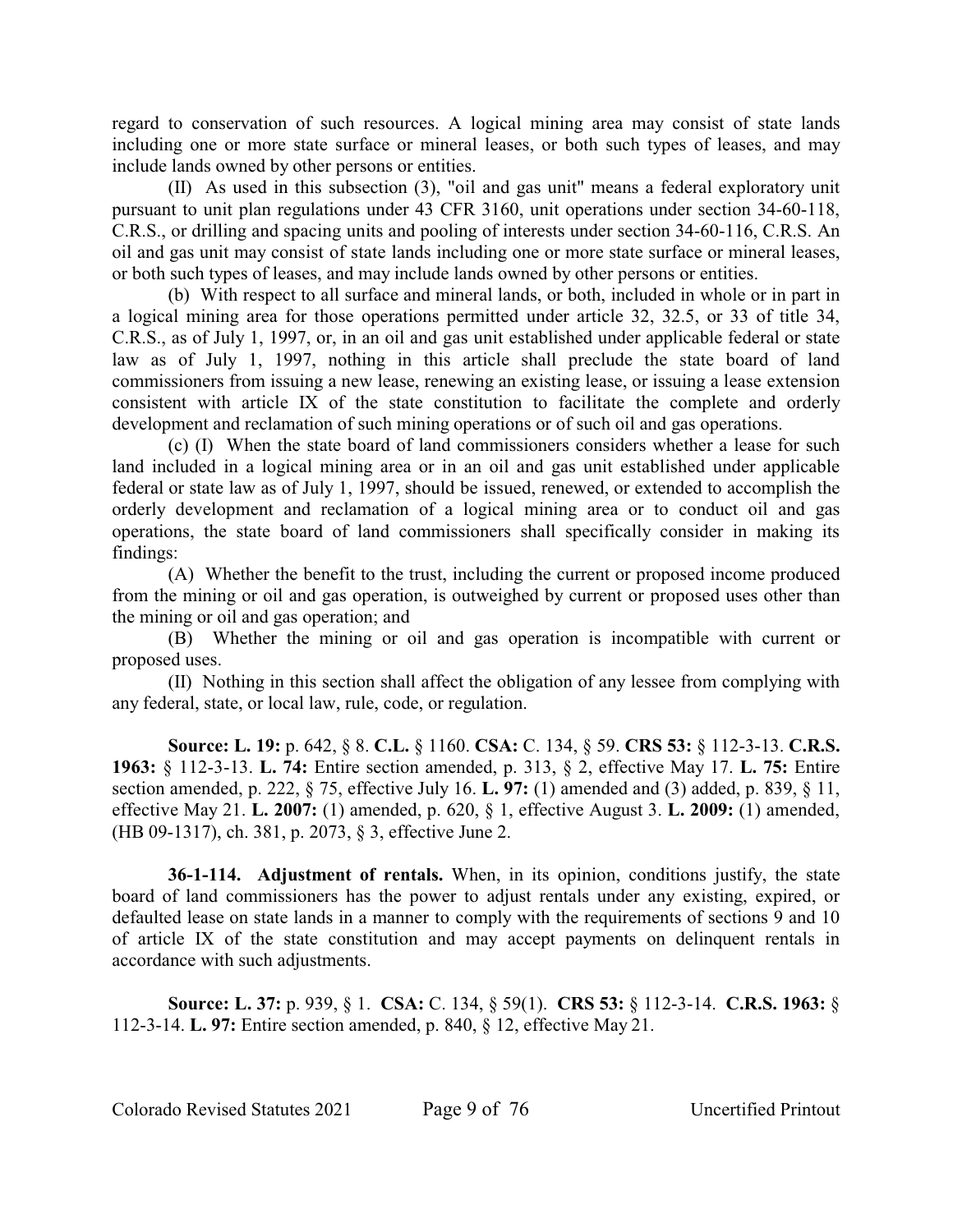regard to conservation of such resources. A logical mining area may consist of state lands including one or more state surface or mineral leases, or both such types of leases, and may include lands owned by other persons or entities.

(II) As used in this subsection (3), "oil and gas unit" means a federal exploratory unit pursuant to unit plan regulations under 43 CFR 3160, unit operations under section 34-60-118, C.R.S., or drilling and spacing units and pooling of interests under section 34-60-116, C.R.S. An oil and gas unit may consist of state lands including one or more state surface or mineral leases, or both such types of leases, and may include lands owned by other persons or entities.

(b) With respect to all surface and mineral lands, or both, included in whole or in part in a logical mining area for those operations permitted under article 32, 32.5, or 33 of title 34, C.R.S., as of July 1, 1997, or, in an oil and gas unit established under applicable federal or state law as of July 1, 1997, nothing in this article shall preclude the state board of land commissioners from issuing a new lease, renewing an existing lease, or issuing a lease extension consistent with article IX of the state constitution to facilitate the complete and orderly development and reclamation of such mining operations or of such oil and gas operations.

(c) (I) When the state board of land commissioners considers whether a lease for such land included in a logical mining area or in an oil and gas unit established under applicable federal or state law as of July 1, 1997, should be issued, renewed, or extended to accomplish the orderly development and reclamation of a logical mining area or to conduct oil and gas operations, the state board of land commissioners shall specifically consider in making its findings:

(A) Whether the benefit to the trust, including the current or proposed income produced from the mining or oil and gas operation, is outweighed by current or proposed uses other than the mining or oil and gas operation; and

(B) Whether the mining or oil and gas operation is incompatible with current or proposed uses.

(II) Nothing in this section shall affect the obligation of any lessee from complying with any federal, state, or local law, rule, code, or regulation.

**Source: L. 19:** p. 642, § 8. **C.L.** § 1160. **CSA:** C. 134, § 59. **CRS 53:** § 112-3-13. **C.R.S. 1963:** § 112-3-13. **L. 74:** Entire section amended, p. 313, § 2, effective May 17. **L. 75:** Entire section amended, p. 222, § 75, effective July 16. **L. 97:** (1) amended and (3) added, p. 839, § 11, effective May 21. **L. 2007:** (1) amended, p. 620, § 1, effective August 3. **L. 2009:** (1) amended, (HB 09-1317), ch. 381, p. 2073, § 3, effective June 2.

**36-1-114. Adjustment of rentals.** When, in its opinion, conditions justify, the state board of land commissioners has the power to adjust rentals under any existing, expired, or defaulted lease on state lands in a manner to comply with the requirements of sections 9 and 10 of article IX of the state constitution and may accept payments on delinquent rentals in accordance with such adjustments.

**Source: L. 37:** p. 939, § 1. **CSA:** C. 134, § 59(1). **CRS 53:** § 112-3-14. **C.R.S. 1963:** § 112-3-14. **L. 97:** Entire section amended, p. 840, § 12, effective May 21.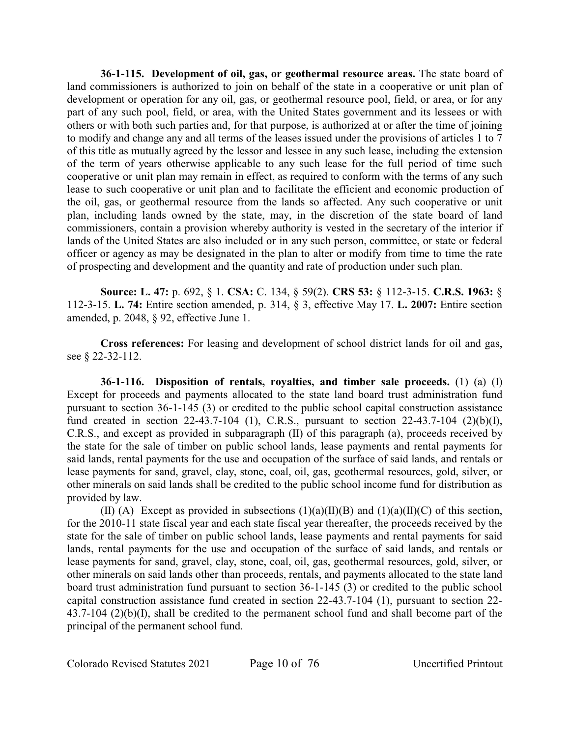**36-1-115. Development of oil, gas, or geothermal resource areas.** The state board of land commissioners is authorized to join on behalf of the state in a cooperative or unit plan of development or operation for any oil, gas, or geothermal resource pool, field, or area, or for any part of any such pool, field, or area, with the United States government and its lessees or with others or with both such parties and, for that purpose, is authorized at or after the time of joining to modify and change any and all terms of the leases issued under the provisions of articles 1 to 7 of this title as mutually agreed by the lessor and lessee in any such lease, including the extension of the term of years otherwise applicable to any such lease for the full period of time such cooperative or unit plan may remain in effect, as required to conform with the terms of any such lease to such cooperative or unit plan and to facilitate the efficient and economic production of the oil, gas, or geothermal resource from the lands so affected. Any such cooperative or unit plan, including lands owned by the state, may, in the discretion of the state board of land commissioners, contain a provision whereby authority is vested in the secretary of the interior if lands of the United States are also included or in any such person, committee, or state or federal officer or agency as may be designated in the plan to alter or modify from time to time the rate of prospecting and development and the quantity and rate of production under such plan.

**Source: L. 47:** p. 692, § 1. **CSA:** C. 134, § 59(2). **CRS 53:** § 112-3-15. **C.R.S. 1963:** § 112-3-15. **L. 74:** Entire section amended, p. 314, § 3, effective May 17. **L. 2007:** Entire section amended, p. 2048, § 92, effective June 1.

**Cross references:** For leasing and development of school district lands for oil and gas, see § 22-32-112.

**36-1-116. Disposition of rentals, royalties, and timber sale proceeds.** (1) (a) (I) Except for proceeds and payments allocated to the state land board trust administration fund pursuant to section 36-1-145 (3) or credited to the public school capital construction assistance fund created in section 22-43.7-104 (1), C.R.S., pursuant to section 22-43.7-104 (2)(b)(I), C.R.S., and except as provided in subparagraph (II) of this paragraph (a), proceeds received by the state for the sale of timber on public school lands, lease payments and rental payments for said lands, rental payments for the use and occupation of the surface of said lands, and rentals or lease payments for sand, gravel, clay, stone, coal, oil, gas, geothermal resources, gold, silver, or other minerals on said lands shall be credited to the public school income fund for distribution as provided by law.

(II) (A) Except as provided in subsections (1)(a)(II)(B) and (1)(a)(II)(C) of this section, for the 2010-11 state fiscal year and each state fiscal year thereafter, the proceeds received by the state for the sale of timber on public school lands, lease payments and rental payments for said lands, rental payments for the use and occupation of the surface of said lands, and rentals or lease payments for sand, gravel, clay, stone, coal, oil, gas, geothermal resources, gold, silver, or other minerals on said lands other than proceeds, rentals, and payments allocated to the state land board trust administration fund pursuant to section 36-1-145 (3) or credited to the public school capital construction assistance fund created in section 22-43.7-104 (1), pursuant to section 22-43.7-104 (2)(b)(I), shall be credited to the permanent school fund and shall become part of the principal of the permanent school fund.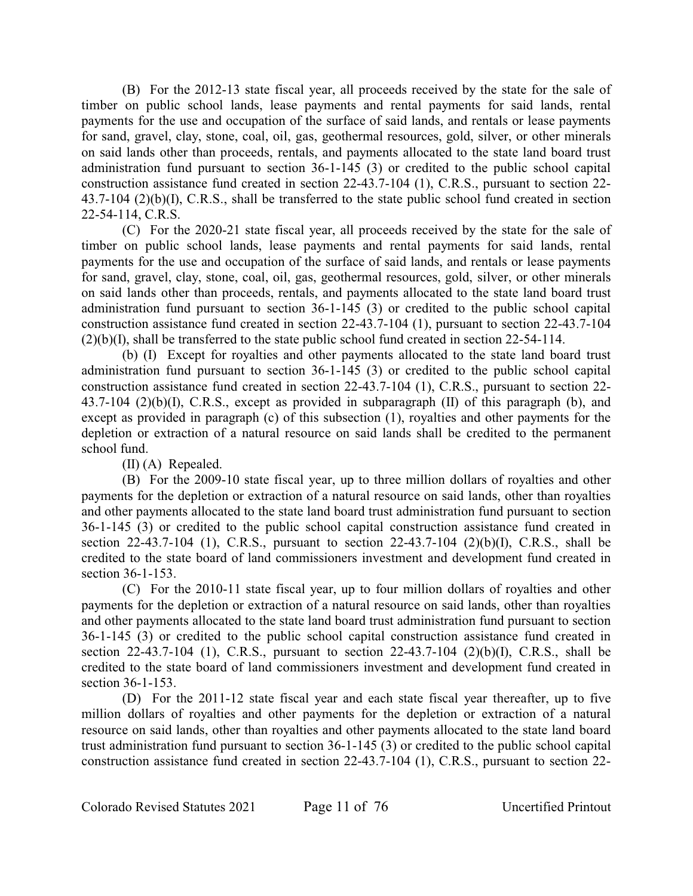(B) For the 2012-13 state fiscal year, all proceeds received by the state for the sale of timber on public school lands, lease payments and rental payments for said lands, rental payments for the use and occupation of the surface of said lands, and rentals or lease payments for sand, gravel, clay, stone, coal, oil, gas, geothermal resources, gold, silver, or other minerals on said lands other than proceeds, rentals, and payments allocated to the state land board trust administration fund pursuant to section 36-1-145 (3) or credited to the public school capital construction assistance fund created in section 22-43.7-104 (1), C.R.S., pursuant to section 22-43.7-104 (2)(b)(I), C.R.S., shall be transferred to the state public school fund created in section 22-54-114, C.R.S.

(C) For the 2020-21 state fiscal year, all proceeds received by the state for the sale of timber on public school lands, lease payments and rental payments for said lands, rental payments for the use and occupation of the surface of said lands, and rentals or lease payments for sand, gravel, clay, stone, coal, oil, gas, geothermal resources, gold, silver, or other minerals on said lands other than proceeds, rentals, and payments allocated to the state land board trust administration fund pursuant to section 36-1-145 (3) or credited to the public school capital construction assistance fund created in section 22-43.7-104 (1), pursuant to section 22-43.7-104 (2)(b)(I), shall be transferred to the state public school fund created in section 22-54-114.

(b) (I) Except for royalties and other payments allocated to the state land board trust administration fund pursuant to section 36-1-145 (3) or credited to the public school capital construction assistance fund created in section 22-43.7-104 (1), C.R.S., pursuant to section 22-43.7-104 (2)(b)(I), C.R.S., except as provided in subparagraph (II) of this paragraph (b), and except as provided in paragraph (c) of this subsection (1), royalties and other payments for the depletion or extraction of a natural resource on said lands shall be credited to the permanent school fund.

(II) (A) Repealed.

(B) For the 2009-10 state fiscal year, up to three million dollars of royalties and other payments for the depletion or extraction of a natural resource on said lands, other than royalties and other payments allocated to the state land board trust administration fund pursuant to section 36-1-145 (3) or credited to the public school capital construction assistance fund created in section 22-43.7-104 (1), C.R.S., pursuant to section 22-43.7-104 (2)(b)(I), C.R.S., shall be credited to the state board of land commissioners investment and development fund created in section 36-1-153.

(C) For the 2010-11 state fiscal year, up to four million dollars of royalties and other payments for the depletion or extraction of a natural resource on said lands, other than royalties and other payments allocated to the state land board trust administration fund pursuant to section 36-1-145 (3) or credited to the public school capital construction assistance fund created in section 22-43.7-104 (1), C.R.S., pursuant to section 22-43.7-104 (2)(b)(I), C.R.S., shall be credited to the state board of land commissioners investment and development fund created in section 36-1-153.

(D) For the 2011-12 state fiscal year and each state fiscal year thereafter, up to five million dollars of royalties and other payments for the depletion or extraction of a natural resource on said lands, other than royalties and other payments allocated to the state land board trust administration fund pursuant to section 36-1-145 (3) or credited to the public school capital construction assistance fund created in section 22-43.7-104 (1), C.R.S., pursuant to section 22-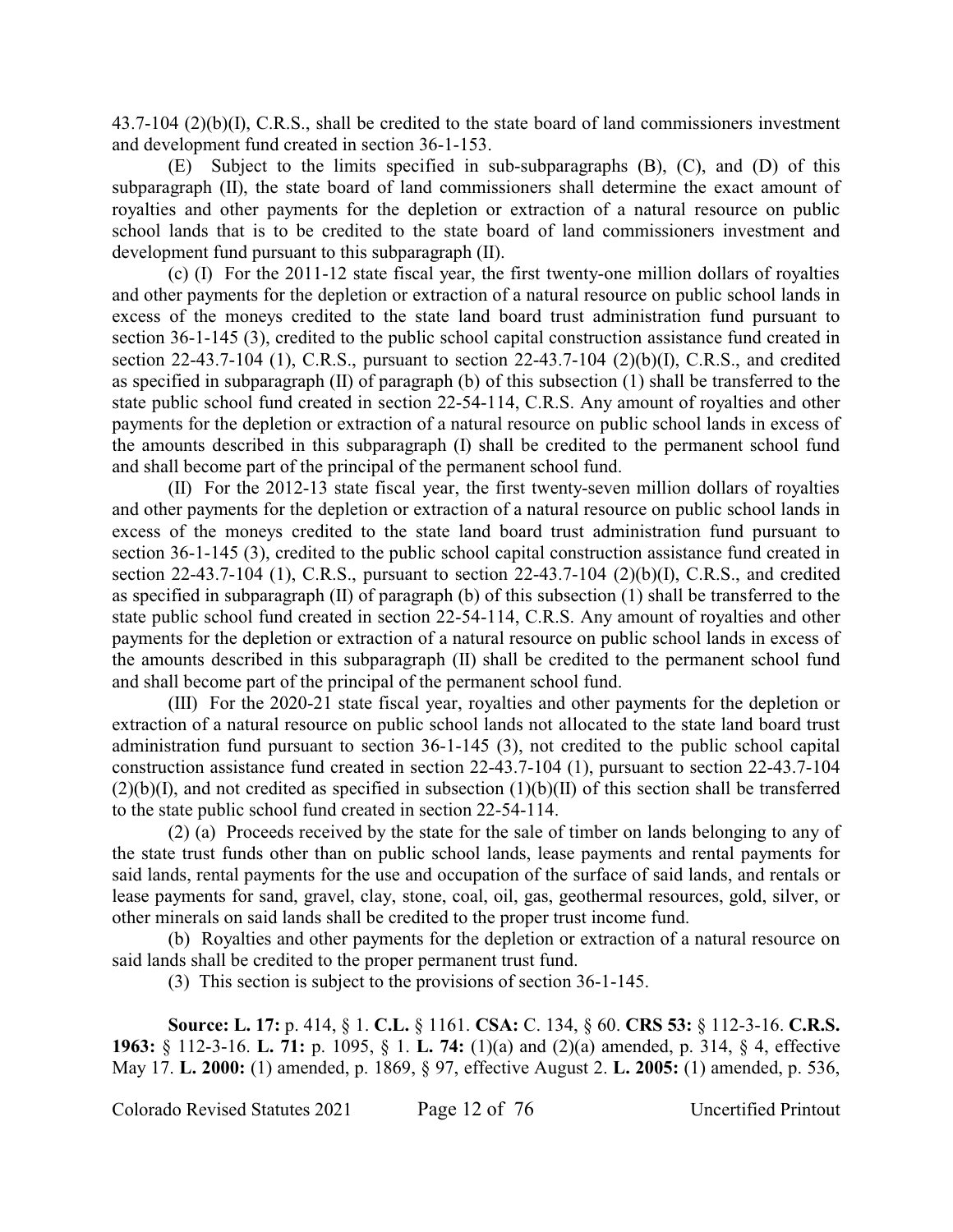43.7-104 (2)(b)(I), C.R.S., shall be credited to the state board of land commissioners investment and development fund created in section 36-1-153.

(E) Subject to the limits specified in sub-subparagraphs (B), (C), and (D) of this subparagraph (II), the state board of land commissioners shall determine the exact amount of royalties and other payments for the depletion or extraction of a natural resource on public school lands that is to be credited to the state board of land commissioners investment and development fund pursuant to this subparagraph (II).

(c) (I) For the 2011-12 state fiscal year, the first twenty-one million dollars of royalties and other payments for the depletion or extraction of a natural resource on public school lands in excess of the moneys credited to the state land board trust administration fund pursuant to section 36-1-145 (3), credited to the public school capital construction assistance fund created in section 22-43.7-104 (1), C.R.S., pursuant to section 22-43.7-104 (2)(b)(I), C.R.S., and credited as specified in subparagraph (II) of paragraph (b) of this subsection (1) shall be transferred to the state public school fund created in section 22-54-114, C.R.S. Any amount of royalties and other payments for the depletion or extraction of a natural resource on public school lands in excess of the amounts described in this subparagraph (I) shall be credited to the permanent school fund and shall become part of the principal of the permanent school fund.

(II) For the 2012-13 state fiscal year, the first twenty-seven million dollars of royalties and other payments for the depletion or extraction of a natural resource on public school lands in excess of the moneys credited to the state land board trust administration fund pursuant to section 36-1-145 (3), credited to the public school capital construction assistance fund created in section 22-43.7-104 (1), C.R.S., pursuant to section 22-43.7-104 (2)(b)(I), C.R.S., and credited as specified in subparagraph (II) of paragraph (b) of this subsection (1) shall be transferred to the state public school fund created in section 22-54-114, C.R.S. Any amount of royalties and other payments for the depletion or extraction of a natural resource on public school lands in excess of the amounts described in this subparagraph (II) shall be credited to the permanent school fund and shall become part of the principal of the permanent school fund.

(III) For the 2020-21 state fiscal year, royalties and other payments for the depletion or extraction of a natural resource on public school lands not allocated to the state land board trust administration fund pursuant to section 36-1-145 (3), not credited to the public school capital construction assistance fund created in section 22-43.7-104 (1), pursuant to section 22-43.7-104 (2)(b)(I), and not credited as specified in subsection (1)(b)(II) of this section shall be transferred to the state public school fund created in section 22-54-114.

(2) (a) Proceeds received by the state for the sale of timber on lands belonging to any of the state trust funds other than on public school lands, lease payments and rental payments for said lands, rental payments for the use and occupation of the surface of said lands, and rentals or lease payments for sand, gravel, clay, stone, coal, oil, gas, geothermal resources, gold, silver, or other minerals on said lands shall be credited to the proper trust income fund.

(b) Royalties and other payments for the depletion or extraction of a natural resource on said lands shall be credited to the proper permanent trust fund.

(3) This section is subject to the provisions of section 36-1-145.

**Source: L. 17:** p. 414, § 1. **C.L.** § 1161. **CSA:** C. 134, § 60. **CRS 53:** § 112-3-16. **C.R.S. 1963:** § 112-3-16. **L. 71:** p. 1095, § 1. **L. 74:** (1)(a) and (2)(a) amended, p. 314, § 4, effective May 17. **L. 2000:** (1) amended, p. 1869, § 97, effective August 2. **L. 2005:** (1) amended, p. 536,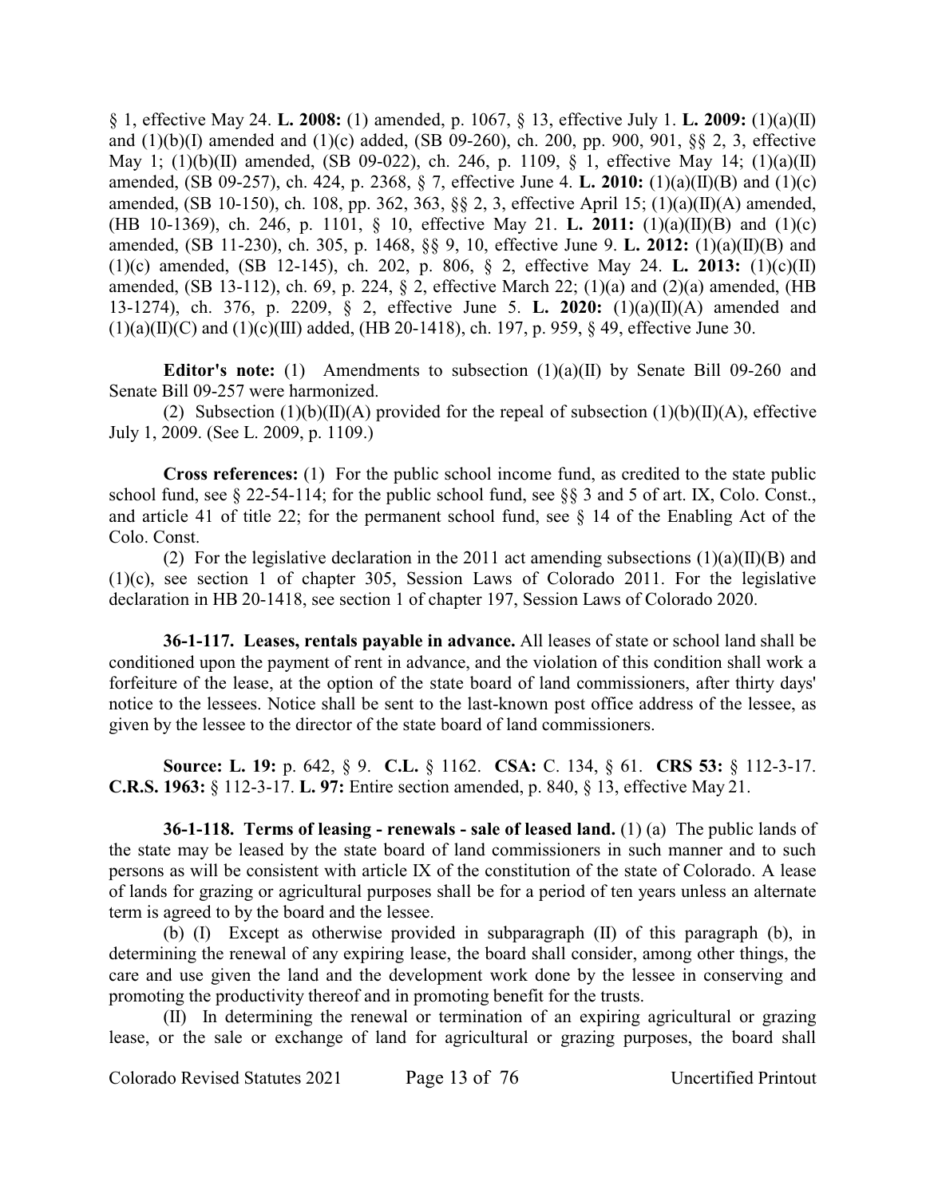§ 1, effective May 24. **L. 2008:** (1) amended, p. 1067, § 13, effective July 1. **L. 2009:** (1)(a)(II) and (1)(b)(I) amended and (1)(c) added, (SB 09-260), ch. 200, pp. 900, 901, §§ 2, 3, effective May 1; (1)(b)(II) amended, (SB 09-022), ch. 246, p. 1109, § 1, effective May 14; (1)(a)(II) amended, (SB 09-257), ch. 424, p. 2368, § 7, effective June 4. **L. 2010:** (1)(a)(II)(B) and (1)(c) amended, (SB 10-150), ch. 108, pp. 362, 363, §§ 2, 3, effective April 15; (1)(a)(II)(A) amended, (HB 10-1369), ch. 246, p. 1101, § 10, effective May 21. **L. 2011:** (1)(a)(II)(B) and (1)(c) amended, (SB 11-230), ch. 305, p. 1468, §§ 9, 10, effective June 9. **L. 2012:** (1)(a)(II)(B) and (1)(c) amended, (SB 12-145), ch. 202, p. 806, § 2, effective May 24. **L. 2013:** (1)(c)(II) amended, (SB 13-112), ch. 69, p. 224, § 2, effective March 22; (1)(a) and (2)(a) amended, (HB 13-1274), ch. 376, p. 2209, § 2, effective June 5. **L. 2020:** (1)(a)(II)(A) amended and (1)(a)(II)(C) and (1)(c)(III) added, (HB 20-1418), ch. 197, p. 959, § 49, effective June 30.

**Editor's note:** (1) Amendments to subsection (1)(a)(II) by Senate Bill 09-260 and Senate Bill 09-257 were harmonized.

(2) Subsection (1)(b)(II)(A) provided for the repeal of subsection (1)(b)(II)(A), effective July 1, 2009. (See L. 2009, p. 1109.)

**Cross references:** (1) For the public school income fund, as credited to the state public school fund, see § 22-54-114; for the public school fund, see §§ 3 and 5 of art. IX, Colo. Const., and article 41 of title 22; for the permanent school fund, see § 14 of the Enabling Act of the Colo. Const.

(2) For the legislative declaration in the 2011 act amending subsections (1)(a)(II)(B) and (1)(c), see section 1 of chapter 305, Session Laws of Colorado 2011. For the legislative declaration in HB 20-1418, see section 1 of chapter 197, Session Laws of Colorado 2020.

**36-1-117. Leases, rentals payable in advance.** All leases of state or school land shall be conditioned upon the payment of rent in advance, and the violation of this condition shall work a forfeiture of the lease, at the option of the state board of land commissioners, after thirty days' notice to the lessees. Notice shall be sent to the last-known post office address of the lessee, as given by the lessee to the director of the state board of land commissioners.

**Source: L. 19:** p. 642, § 9. **C.L.** § 1162. **CSA:** C. 134, § 61. **CRS 53:** § 112-3-17. **C.R.S. 1963:** § 112-3-17. **L. 97:** Entire section amended, p. 840, § 13, effective May 21.

**36-1-118. Terms of leasing - renewals - sale of leased land.** (1) (a) The public lands of the state may be leased by the state board of land commissioners in such manner and to such persons as will be consistent with article IX of the constitution of the state of Colorado. A lease of lands for grazing or agricultural purposes shall be for a period of ten years unless an alternate term is agreed to by the board and the lessee.

(b) (I) Except as otherwise provided in subparagraph (II) of this paragraph (b), in determining the renewal of any expiring lease, the board shall consider, among other things, the care and use given the land and the development work done by the lessee in conserving and promoting the productivity thereof and in promoting benefit for the trusts.

(II) In determining the renewal or termination of an expiring agricultural or grazing lease, or the sale or exchange of land for agricultural or grazing purposes, the board shall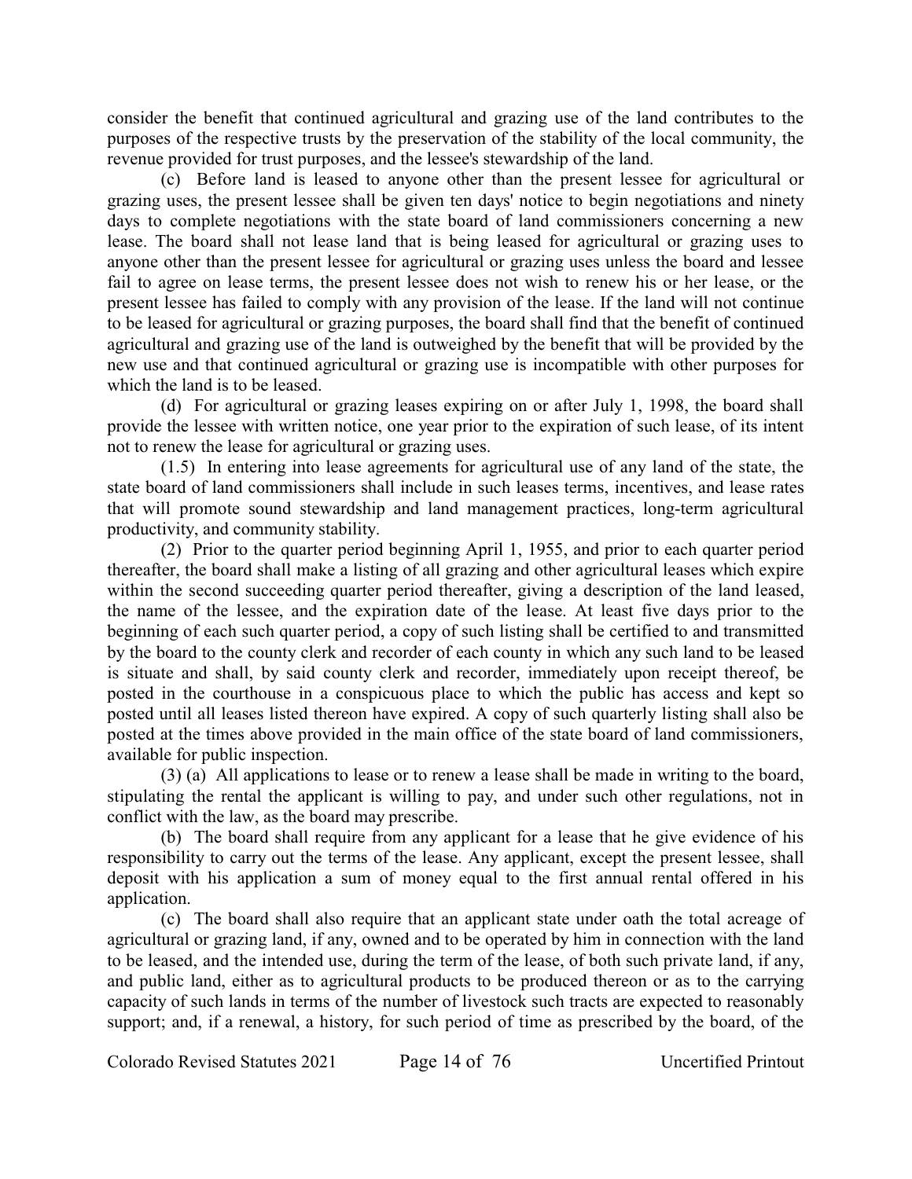consider the benefit that continued agricultural and grazing use of the land contributes to the purposes of the respective trusts by the preservation of the stability of the local community, the revenue provided for trust purposes, and the lessee's stewardship of the land.

(c) Before land is leased to anyone other than the present lessee for agricultural or grazing uses, the present lessee shall be given ten days' notice to begin negotiations and ninety days to complete negotiations with the state board of land commissioners concerning a new lease. The board shall not lease land that is being leased for agricultural or grazing uses to anyone other than the present lessee for agricultural or grazing uses unless the board and lessee fail to agree on lease terms, the present lessee does not wish to renew his or her lease, or the present lessee has failed to comply with any provision of the lease. If the land will not continue to be leased for agricultural or grazing purposes, the board shall find that the benefit of continued agricultural and grazing use of the land is outweighed by the benefit that will be provided by the new use and that continued agricultural or grazing use is incompatible with other purposes for which the land is to be leased.

(d) For agricultural or grazing leases expiring on or after July 1, 1998, the board shall provide the lessee with written notice, one year prior to the expiration of such lease, of its intent not to renew the lease for agricultural or grazing uses.

(1.5) In entering into lease agreements for agricultural use of any land of the state, the state board of land commissioners shall include in such leases terms, incentives, and lease rates that will promote sound stewardship and land management practices, long-term agricultural productivity, and community stability.

(2) Prior to the quarter period beginning April 1, 1955, and prior to each quarter period thereafter, the board shall make a listing of all grazing and other agricultural leases which expire within the second succeeding quarter period thereafter, giving a description of the land leased, the name of the lessee, and the expiration date of the lease. At least five days prior to the beginning of each such quarter period, a copy of such listing shall be certified to and transmitted by the board to the county clerk and recorder of each county in which any such land to be leased is situate and shall, by said county clerk and recorder, immediately upon receipt thereof, be posted in the courthouse in a conspicuous place to which the public has access and kept so posted until all leases listed thereon have expired. A copy of such quarterly listing shall also be posted at the times above provided in the main office of the state board of land commissioners, available for public inspection.

(3) (a) All applications to lease or to renew a lease shall be made in writing to the board, stipulating the rental the applicant is willing to pay, and under such other regulations, not in conflict with the law, as the board may prescribe.

(b) The board shall require from any applicant for a lease that he give evidence of his responsibility to carry out the terms of the lease. Any applicant, except the present lessee, shall deposit with his application a sum of money equal to the first annual rental offered in his application.

(c) The board shall also require that an applicant state under oath the total acreage of agricultural or grazing land, if any, owned and to be operated by him in connection with the land to be leased, and the intended use, during the term of the lease, of both such private land, if any, and public land, either as to agricultural products to be produced thereon or as to the carrying capacity of such lands in terms of the number of livestock such tracts are expected to reasonably support; and, if a renewal, a history, for such period of time as prescribed by the board, of the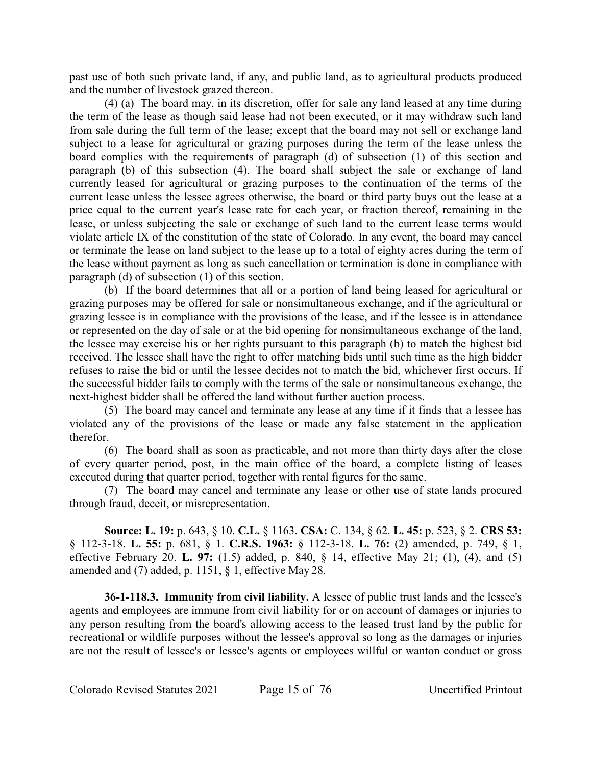past use of both such private land, if any, and public land, as to agricultural products produced and the number of livestock grazed thereon.

(4) (a) The board may, in its discretion, offer for sale any land leased at any time during the term of the lease as though said lease had not been executed, or it may withdraw such land from sale during the full term of the lease; except that the board may not sell or exchange land subject to a lease for agricultural or grazing purposes during the term of the lease unless the board complies with the requirements of paragraph (d) of subsection (1) of this section and paragraph (b) of this subsection (4). The board shall subject the sale or exchange of land currently leased for agricultural or grazing purposes to the continuation of the terms of the current lease unless the lessee agrees otherwise, the board or third party buys out the lease at a price equal to the current year's lease rate for each year, or fraction thereof, remaining in the lease, or unless subjecting the sale or exchange of such land to the current lease terms would violate article IX of the constitution of the state of Colorado. In any event, the board may cancel or terminate the lease on land subject to the lease up to a total of eighty acres during the term of the lease without payment as long as such cancellation or termination is done in compliance with paragraph (d) of subsection (1) of this section.

(b) If the board determines that all or a portion of land being leased for agricultural or grazing purposes may be offered for sale or nonsimultaneous exchange, and if the agricultural or grazing lessee is in compliance with the provisions of the lease, and if the lessee is in attendance or represented on the day of sale or at the bid opening for nonsimultaneous exchange of the land, the lessee may exercise his or her rights pursuant to this paragraph (b) to match the highest bid received. The lessee shall have the right to offer matching bids until such time as the high bidder refuses to raise the bid or until the lessee decides not to match the bid, whichever first occurs. If the successful bidder fails to comply with the terms of the sale or nonsimultaneous exchange, the next-highest bidder shall be offered the land without further auction process.

(5) The board may cancel and terminate any lease at any time if it finds that a lessee has violated any of the provisions of the lease or made any false statement in the application therefor.

(6) The board shall as soon as practicable, and not more than thirty days after the close of every quarter period, post, in the main office of the board, a complete listing of leases executed during that quarter period, together with rental figures for the same.

(7) The board may cancel and terminate any lease or other use of state lands procured through fraud, deceit, or misrepresentation.

**Source: L. 19:** p. 643, § 10. **C.L.** § 1163. **CSA:** C. 134, § 62. **L. 45:** p. 523, § 2. **CRS 53:** § 112-3-18. **L. 55:** p. 681, § 1. **C.R.S. 1963:** § 112-3-18. **L. 76:** (2) amended, p. 749, § 1, effective February 20. **L. 97:** (1.5) added, p. 840, § 14, effective May 21; (1), (4), and (5) amended and (7) added, p. 1151, § 1, effective May 28.

**36-1-118.3. Immunity from civil liability.** A lessee of public trust lands and the lessee's agents and employees are immune from civil liability for or on account of damages or injuries to any person resulting from the board's allowing access to the leased trust land by the public for recreational or wildlife purposes without the lessee's approval so long as the damages or injuries are not the result of lessee's or lessee's agents or employees willful or wanton conduct or gross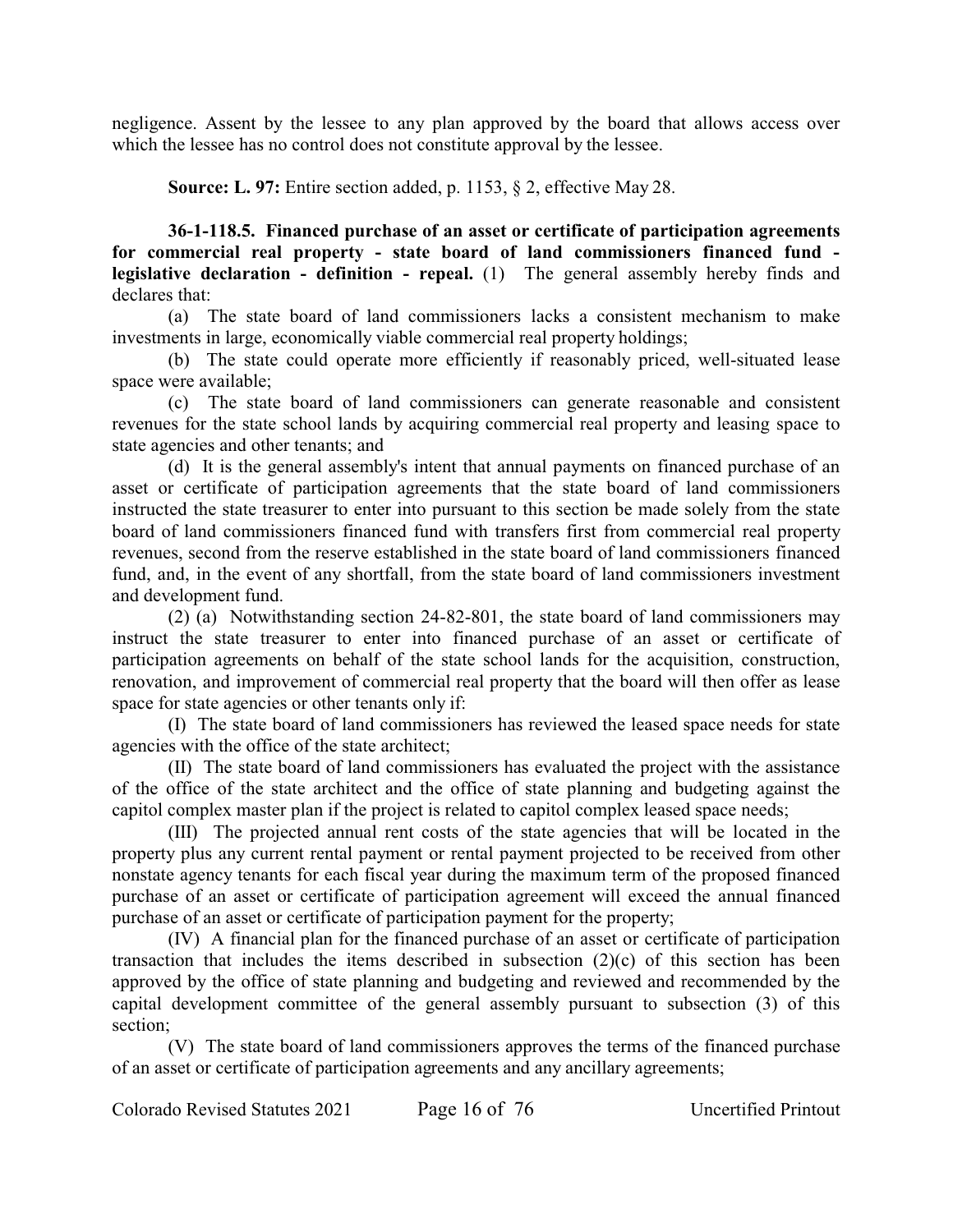negligence. Assent by the lessee to any plan approved by the board that allows access over which the lessee has no control does not constitute approval by the lessee.

**Source: L. 97:** Entire section added, p. 1153, § 2, effective May 28.

**36-1-118.5. Financed purchase of an asset or certificate of participation agreements for commercial real property - state board of land commissioners financed fund - legislative declaration - definition - repeal.** (1) The general assembly hereby finds and declares that:

(a) The state board of land commissioners lacks a consistent mechanism to make investments in large, economically viable commercial real property holdings;

(b) The state could operate more efficiently if reasonably priced, well-situated lease space were available;

(c) The state board of land commissioners can generate reasonable and consistent revenues for the state school lands by acquiring commercial real property and leasing space to state agencies and other tenants; and

(d) It is the general assembly's intent that annual payments on financed purchase of an asset or certificate of participation agreements that the state board of land commissioners instructed the state treasurer to enter into pursuant to this section be made solely from the state board of land commissioners financed fund with transfers first from commercial real property revenues, second from the reserve established in the state board of land commissioners financed fund, and, in the event of any shortfall, from the state board of land commissioners investment and development fund.

(2) (a) Notwithstanding section 24-82-801, the state board of land commissioners may instruct the state treasurer to enter into financed purchase of an asset or certificate of participation agreements on behalf of the state school lands for the acquisition, construction, renovation, and improvement of commercial real property that the board will then offer as lease space for state agencies or other tenants only if:

(I) The state board of land commissioners has reviewed the leased space needs for state agencies with the office of the state architect;

(II) The state board of land commissioners has evaluated the project with the assistance of the office of the state architect and the office of state planning and budgeting against the capitol complex master plan if the project is related to capitol complex leased space needs;

(III) The projected annual rent costs of the state agencies that will be located in the property plus any current rental payment or rental payment projected to be received from other nonstate agency tenants for each fiscal year during the maximum term of the proposed financed purchase of an asset or certificate of participation agreement will exceed the annual financed purchase of an asset or certificate of participation payment for the property;

(IV) A financial plan for the financed purchase of an asset or certificate of participation transaction that includes the items described in subsection (2)(c) of this section has been approved by the office of state planning and budgeting and reviewed and recommended by the capital development committee of the general assembly pursuant to subsection (3) of this section;

(V) The state board of land commissioners approves the terms of the financed purchase of an asset or certificate of participation agreements and any ancillary agreements;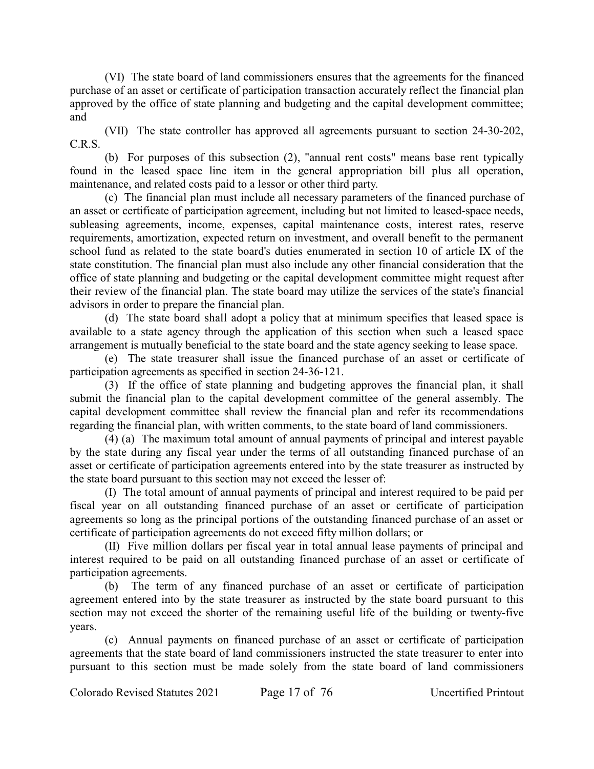(VI) The state board of land commissioners ensures that the agreements for the financed purchase of an asset or certificate of participation transaction accurately reflect the financial plan approved by the office of state planning and budgeting and the capital development committee; and

(VII) The state controller has approved all agreements pursuant to section 24-30-202, C.R.S.

(b) For purposes of this subsection (2), "annual rent costs" means base rent typically found in the leased space line item in the general appropriation bill plus all operation, maintenance, and related costs paid to a lessor or other third party.

(c) The financial plan must include all necessary parameters of the financed purchase of an asset or certificate of participation agreement, including but not limited to leased-space needs, subleasing agreements, income, expenses, capital maintenance costs, interest rates, reserve requirements, amortization, expected return on investment, and overall benefit to the permanent school fund as related to the state board's duties enumerated in section 10 of article IX of the state constitution. The financial plan must also include any other financial consideration that the office of state planning and budgeting or the capital development committee might request after their review of the financial plan. The state board may utilize the services of the state's financial advisors in order to prepare the financial plan.

(d) The state board shall adopt a policy that at minimum specifies that leased space is available to a state agency through the application of this section when such a leased space arrangement is mutually beneficial to the state board and the state agency seeking to lease space.

(e) The state treasurer shall issue the financed purchase of an asset or certificate of participation agreements as specified in section 24-36-121.

(3) If the office of state planning and budgeting approves the financial plan, it shall submit the financial plan to the capital development committee of the general assembly. The capital development committee shall review the financial plan and refer its recommendations regarding the financial plan, with written comments, to the state board of land commissioners.

(4) (a) The maximum total amount of annual payments of principal and interest payable by the state during any fiscal year under the terms of all outstanding financed purchase of an asset or certificate of participation agreements entered into by the state treasurer as instructed by the state board pursuant to this section may not exceed the lesser of:

(I) The total amount of annual payments of principal and interest required to be paid per fiscal year on all outstanding financed purchase of an asset or certificate of participation agreements so long as the principal portions of the outstanding financed purchase of an asset or certificate of participation agreements do not exceed fifty million dollars; or

(II) Five million dollars per fiscal year in total annual lease payments of principal and interest required to be paid on all outstanding financed purchase of an asset or certificate of participation agreements.

(b) The term of any financed purchase of an asset or certificate of participation agreement entered into by the state treasurer as instructed by the state board pursuant to this section may not exceed the shorter of the remaining useful life of the building or twenty-five years.

(c) Annual payments on financed purchase of an asset or certificate of participation agreements that the state board of land commissioners instructed the state treasurer to enter into pursuant to this section must be made solely from the state board of land commissioners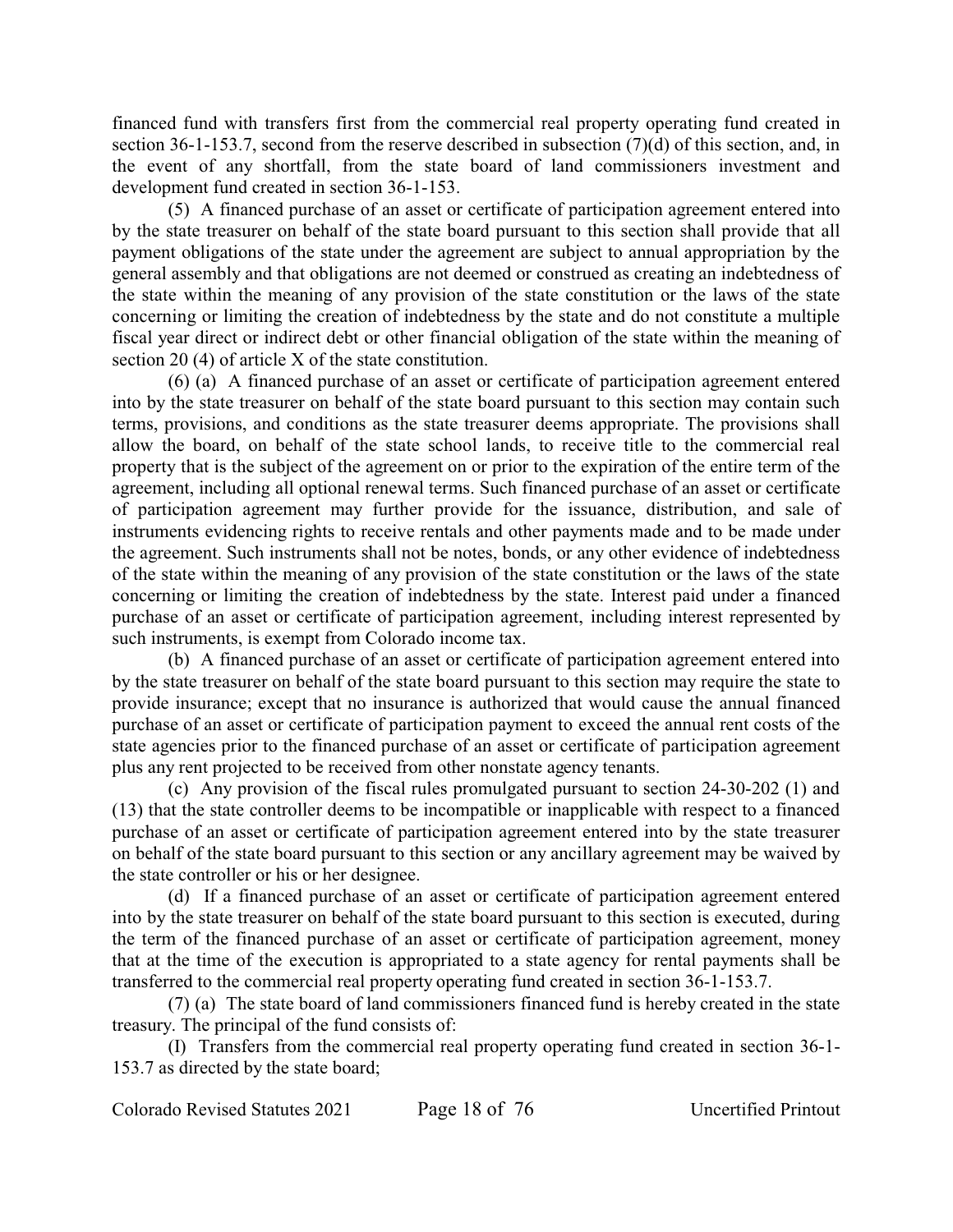financed fund with transfers first from the commercial real property operating fund created in section 36-1-153.7, second from the reserve described in subsection (7)(d) of this section, and, in the event of any shortfall, from the state board of land commissioners investment and development fund created in section 36-1-153.

(5) A financed purchase of an asset or certificate of participation agreement entered into by the state treasurer on behalf of the state board pursuant to this section shall provide that all payment obligations of the state under the agreement are subject to annual appropriation by the general assembly and that obligations are not deemed or construed as creating an indebtedness of the state within the meaning of any provision of the state constitution or the laws of the state concerning or limiting the creation of indebtedness by the state and do not constitute a multiple fiscal year direct or indirect debt or other financial obligation of the state within the meaning of section 20 (4) of article X of the state constitution.

(6) (a) A financed purchase of an asset or certificate of participation agreement entered into by the state treasurer on behalf of the state board pursuant to this section may contain such terms, provisions, and conditions as the state treasurer deems appropriate. The provisions shall allow the board, on behalf of the state school lands, to receive title to the commercial real property that is the subject of the agreement on or prior to the expiration of the entire term of the agreement, including all optional renewal terms. Such financed purchase of an asset or certificate of participation agreement may further provide for the issuance, distribution, and sale of instruments evidencing rights to receive rentals and other payments made and to be made under the agreement. Such instruments shall not be notes, bonds, or any other evidence of indebtedness of the state within the meaning of any provision of the state constitution or the laws of the state concerning or limiting the creation of indebtedness by the state. Interest paid under a financed purchase of an asset or certificate of participation agreement, including interest represented by such instruments, is exempt from Colorado income tax.

(b) A financed purchase of an asset or certificate of participation agreement entered into by the state treasurer on behalf of the state board pursuant to this section may require the state to provide insurance; except that no insurance is authorized that would cause the annual financed purchase of an asset or certificate of participation payment to exceed the annual rent costs of the state agencies prior to the financed purchase of an asset or certificate of participation agreement plus any rent projected to be received from other nonstate agency tenants.

(c) Any provision of the fiscal rules promulgated pursuant to section 24-30-202 (1) and (13) that the state controller deems to be incompatible or inapplicable with respect to a financed purchase of an asset or certificate of participation agreement entered into by the state treasurer on behalf of the state board pursuant to this section or any ancillary agreement may be waived by the state controller or his or her designee.

(d) If a financed purchase of an asset or certificate of participation agreement entered into by the state treasurer on behalf of the state board pursuant to this section is executed, during the term of the financed purchase of an asset or certificate of participation agreement, money that at the time of the execution is appropriated to a state agency for rental payments shall be transferred to the commercial real property operating fund created in section 36-1-153.7.

(7) (a) The state board of land commissioners financed fund is hereby created in the state treasury. The principal of the fund consists of:

(I) Transfers from the commercial real property operating fund created in section 36-1-153.7 as directed by the state board;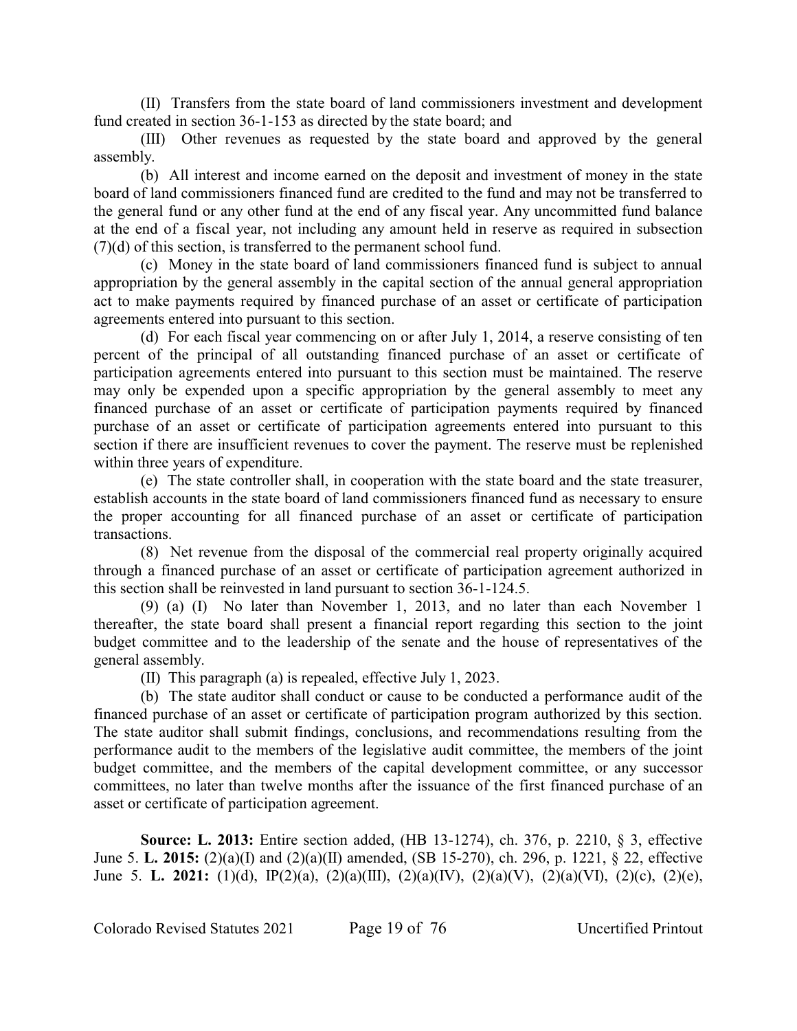(II) Transfers from the state board of land commissioners investment and development fund created in section 36-1-153 as directed by the state board; and

(III) Other revenues as requested by the state board and approved by the general assembly.

(b) All interest and income earned on the deposit and investment of money in the state board of land commissioners financed fund are credited to the fund and may not be transferred to the general fund or any other fund at the end of any fiscal year. Any uncommitted fund balance at the end of a fiscal year, not including any amount held in reserve as required in subsection (7)(d) of this section, is transferred to the permanent school fund.

(c) Money in the state board of land commissioners financed fund is subject to annual appropriation by the general assembly in the capital section of the annual general appropriation act to make payments required by financed purchase of an asset or certificate of participation agreements entered into pursuant to this section.

(d) For each fiscal year commencing on or after July 1, 2014, a reserve consisting of ten percent of the principal of all outstanding financed purchase of an asset or certificate of participation agreements entered into pursuant to this section must be maintained. The reserve may only be expended upon a specific appropriation by the general assembly to meet any financed purchase of an asset or certificate of participation payments required by financed purchase of an asset or certificate of participation agreements entered into pursuant to this section if there are insufficient revenues to cover the payment. The reserve must be replenished within three years of expenditure.

(e) The state controller shall, in cooperation with the state board and the state treasurer, establish accounts in the state board of land commissioners financed fund as necessary to ensure the proper accounting for all financed purchase of an asset or certificate of participation transactions.

(8) Net revenue from the disposal of the commercial real property originally acquired through a financed purchase of an asset or certificate of participation agreement authorized in this section shall be reinvested in land pursuant to section 36-1-124.5.

(9) (a) (I) No later than November 1, 2013, and no later than each November 1 thereafter, the state board shall present a financial report regarding this section to the joint budget committee and to the leadership of the senate and the house of representatives of the general assembly.

(II) This paragraph (a) is repealed, effective July 1, 2023.

(b) The state auditor shall conduct or cause to be conducted a performance audit of the financed purchase of an asset or certificate of participation program authorized by this section. The state auditor shall submit findings, conclusions, and recommendations resulting from the performance audit to the members of the legislative audit committee, the members of the joint budget committee, and the members of the capital development committee, or any successor committees, no later than twelve months after the issuance of the first financed purchase of an asset or certificate of participation agreement.

**Source: L. 2013:** Entire section added, (HB 13-1274), ch. 376, p. 2210, § 3, effective June 5. **L. 2015:** (2)(a)(I) and (2)(a)(II) amended, (SB 15-270), ch. 296, p. 1221, § 22, effective June 5. **L. 2021:** (1)(d), IP(2)(a), (2)(a)(III), (2)(a)(IV), (2)(a)(V), (2)(a)(VI), (2)(c), (2)(e),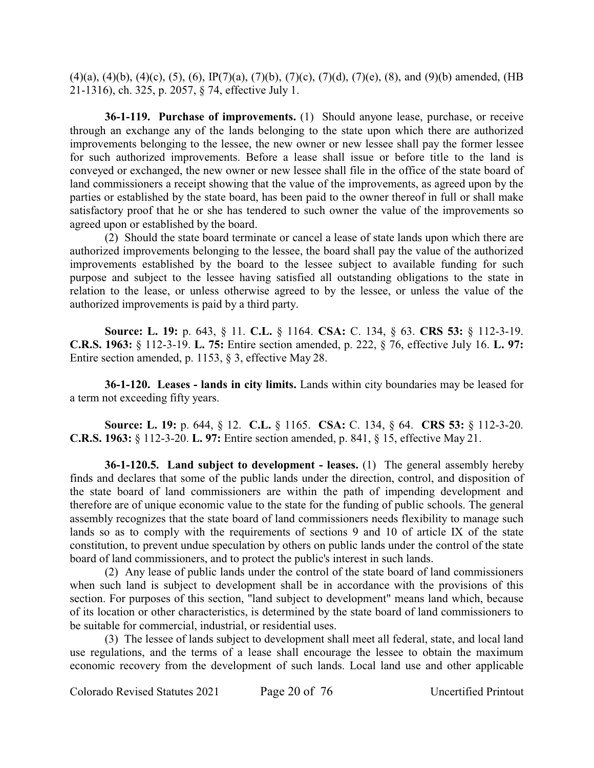(4)(a), (4)(b), (4)(c), (5), (6), IP(7)(a), (7)(b), (7)(c), (7)(d), (7)(e), (8), and (9)(b) amended, (HB 21-1316), ch. 325, p. 2057, § 74, effective July 1.

**36-1-119. Purchase of improvements.** (1) Should anyone lease, purchase, or receive through an exchange any of the lands belonging to the state upon which there are authorized improvements belonging to the lessee, the new owner or new lessee shall pay the former lessee for such authorized improvements. Before a lease shall issue or before title to the land is conveyed or exchanged, the new owner or new lessee shall file in the office of the state board of land commissioners a receipt showing that the value of the improvements, as agreed upon by the parties or established by the state board, has been paid to the owner thereof in full or shall make satisfactory proof that he or she has tendered to such owner the value of the improvements so agreed upon or established by the board.

(2) Should the state board terminate or cancel a lease of state lands upon which there are authorized improvements belonging to the lessee, the board shall pay the value of the authorized improvements established by the board to the lessee subject to available funding for such purpose and subject to the lessee having satisfied all outstanding obligations to the state in relation to the lease, or unless otherwise agreed to by the lessee, or unless the value of the authorized improvements is paid by a third party.

**Source: L. 19:** p. 643, § 11. **C.L.** § 1164. **CSA:** C. 134, § 63. **CRS 53:** § 112-3-19. **C.R.S. 1963:** § 112-3-19. **L. 75:** Entire section amended, p. 222, § 76, effective July 16. **L. 97:** Entire section amended, p. 1153, § 3, effective May 28.

**36-1-120. Leases - lands in city limits.** Lands within city boundaries may be leased for a term not exceeding fifty years.

**Source: L. 19:** p. 644, § 12. **C.L.** § 1165. **CSA:** C. 134, § 64. **CRS 53:** § 112-3-20. **C.R.S. 1963:** § 112-3-20. **L. 97:** Entire section amended, p. 841, § 15, effective May 21.

**36-1-120.5. Land subject to development - leases.** (1) The general assembly hereby finds and declares that some of the public lands under the direction, control, and disposition of the state board of land commissioners are within the path of impending development and therefore are of unique economic value to the state for the funding of public schools. The general assembly recognizes that the state board of land commissioners needs flexibility to manage such lands so as to comply with the requirements of sections 9 and 10 of article IX of the state constitution, to prevent undue speculation by others on public lands under the control of the state board of land commissioners, and to protect the public's interest in such lands.

(2) Any lease of public lands under the control of the state board of land commissioners when such land is subject to development shall be in accordance with the provisions of this section. For purposes of this section, "land subject to development" means land which, because of its location or other characteristics, is determined by the state board of land commissioners to be suitable for commercial, industrial, or residential uses.

(3) The lessee of lands subject to development shall meet all federal, state, and local land use regulations, and the terms of a lease shall encourage the lessee to obtain the maximum economic recovery from the development of such lands. Local land use and other applicable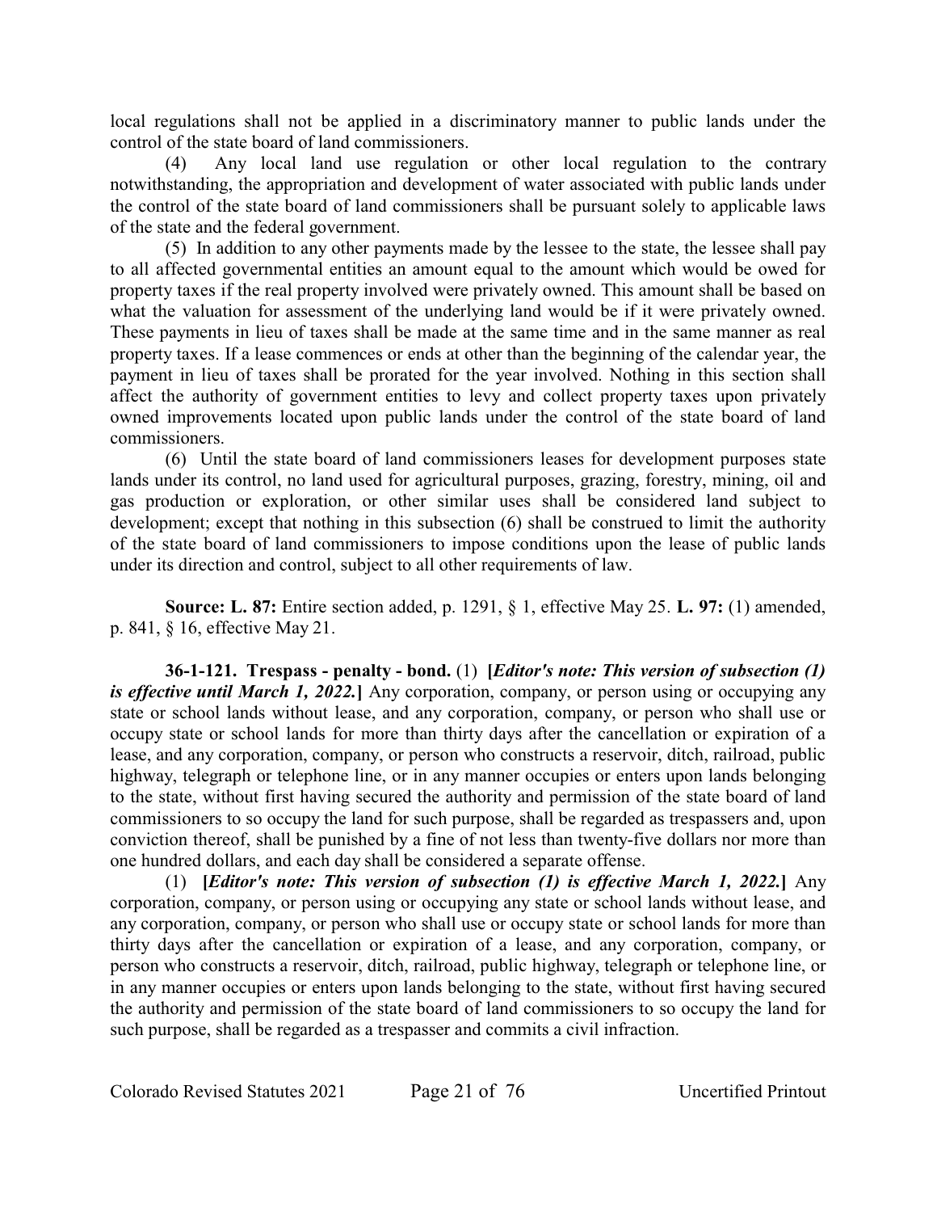local regulations shall not be applied in a discriminatory manner to public lands under the control of the state board of land commissioners.

(4) Any local land use regulation or other local regulation to the contrary notwithstanding, the appropriation and development of water associated with public lands under the control of the state board of land commissioners shall be pursuant solely to applicable laws of the state and the federal government.

(5) In addition to any other payments made by the lessee to the state, the lessee shall pay to all affected governmental entities an amount equal to the amount which would be owed for property taxes if the real property involved were privately owned. This amount shall be based on what the valuation for assessment of the underlying land would be if it were privately owned. These payments in lieu of taxes shall be made at the same time and in the same manner as real property taxes. If a lease commences or ends at other than the beginning of the calendar year, the payment in lieu of taxes shall be prorated for the year involved. Nothing in this section shall affect the authority of government entities to levy and collect property taxes upon privately owned improvements located upon public lands under the control of the state board of land commissioners.

(6) Until the state board of land commissioners leases for development purposes state lands under its control, no land used for agricultural purposes, grazing, forestry, mining, oil and gas production or exploration, or other similar uses shall be considered land subject to development; except that nothing in this subsection (6) shall be construed to limit the authority of the state board of land commissioners to impose conditions upon the lease of public lands under its direction and control, subject to all other requirements of law.

**Source: L. 87:** Entire section added, p. 1291, § 1, effective May 25. **L. 97:** (1) amended, p. 841, § 16, effective May 21.

**36-1-121. Trespass - penalty - bond.** (1) **[*Editor's note: This version of subsection (1) is effective until March 1, 2022.*]** Any corporation, company, or person using or occupying any state or school lands without lease, and any corporation, company, or person who shall use or occupy state or school lands for more than thirty days after the cancellation or expiration of a lease, and any corporation, company, or person who constructs a reservoir, ditch, railroad, public highway, telegraph or telephone line, or in any manner occupies or enters upon lands belonging to the state, without first having secured the authority and permission of the state board of land commissioners to so occupy the land for such purpose, shall be regarded as trespassers and, upon conviction thereof, shall be punished by a fine of not less than twenty-five dollars nor more than one hundred dollars, and each day shall be considered a separate offense.

(1) **[*Editor's note: This version of subsection (1) is effective March 1, 2022.*]** Any corporation, company, or person using or occupying any state or school lands without lease, and any corporation, company, or person who shall use or occupy state or school lands for more than thirty days after the cancellation or expiration of a lease, and any corporation, company, or person who constructs a reservoir, ditch, railroad, public highway, telegraph or telephone line, or in any manner occupies or enters upon lands belonging to the state, without first having secured the authority and permission of the state board of land commissioners to so occupy the land for such purpose, shall be regarded as a trespasser and commits a civil infraction.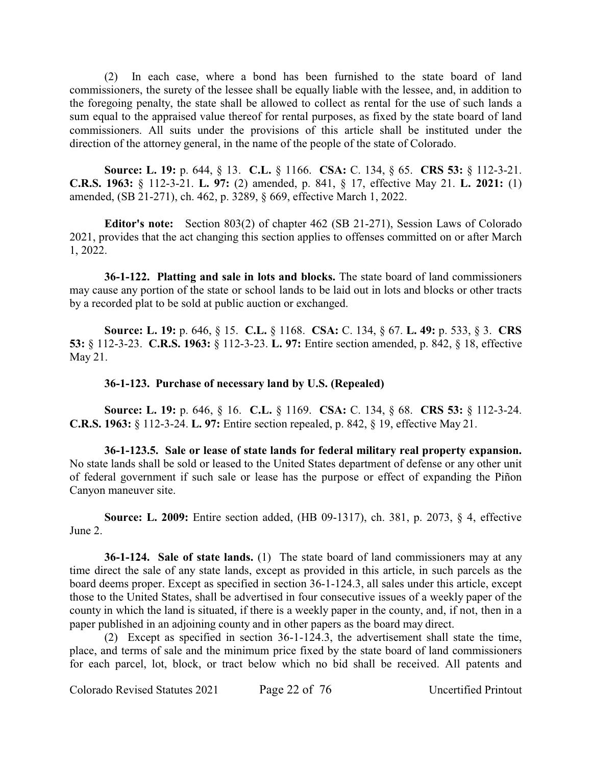(2) In each case, where a bond has been furnished to the state board of land commissioners, the surety of the lessee shall be equally liable with the lessee, and, in addition to the foregoing penalty, the state shall be allowed to collect as rental for the use of such lands a sum equal to the appraised value thereof for rental purposes, as fixed by the state board of land commissioners. All suits under the provisions of this article shall be instituted under the direction of the attorney general, in the name of the people of the state of Colorado.

**Source: L. 19:** p. 644, § 13. **C.L.** § 1166. **CSA:** C. 134, § 65. **CRS 53:** § 112-3-21. **C.R.S. 1963:** § 112-3-21. **L. 97:** (2) amended, p. 841, § 17, effective May 21. **L. 2021:** (1) amended, (SB 21-271), ch. 462, p. 3289, § 669, effective March 1, 2022.

**Editor's note:** Section 803(2) of chapter 462 (SB 21-271), Session Laws of Colorado 2021, provides that the act changing this section applies to offenses committed on or after March 1, 2022.

**36-1-122. Platting and sale in lots and blocks.** The state board of land commissioners may cause any portion of the state or school lands to be laid out in lots and blocks or other tracts by a recorded plat to be sold at public auction or exchanged.

**Source: L. 19:** p. 646, § 15. **C.L.** § 1168. **CSA:** C. 134, § 67. **L. 49:** p. 533, § 3. **CRS 53:** § 112-3-23. **C.R.S. 1963:** § 112-3-23. **L. 97:** Entire section amended, p. 842, § 18, effective May 21.

**36-1-123. Purchase of necessary land by U.S. (Repealed)**

**Source: L. 19:** p. 646, § 16. **C.L.** § 1169. **CSA:** C. 134, § 68. **CRS 53:** § 112-3-24. **C.R.S. 1963:** § 112-3-24. **L. 97:** Entire section repealed, p. 842, § 19, effective May 21.

**36-1-123.5. Sale or lease of state lands for federal military real property expansion.** No state lands shall be sold or leased to the United States department of defense or any other unit of federal government if such sale or lease has the purpose or effect of expanding the Piñon Canyon maneuver site.

**Source: L. 2009:** Entire section added, (HB 09-1317), ch. 381, p. 2073, § 4, effective June 2.

**36-1-124. Sale of state lands.** (1) The state board of land commissioners may at any time direct the sale of any state lands, except as provided in this article, in such parcels as the board deems proper. Except as specified in section 36-1-124.3, all sales under this article, except those to the United States, shall be advertised in four consecutive issues of a weekly paper of the county in which the land is situated, if there is a weekly paper in the county, and, if not, then in a paper published in an adjoining county and in other papers as the board may direct.

(2) Except as specified in section 36-1-124.3, the advertisement shall state the time, place, and terms of sale and the minimum price fixed by the state board of land commissioners for each parcel, lot, block, or tract below which no bid shall be received. All patents and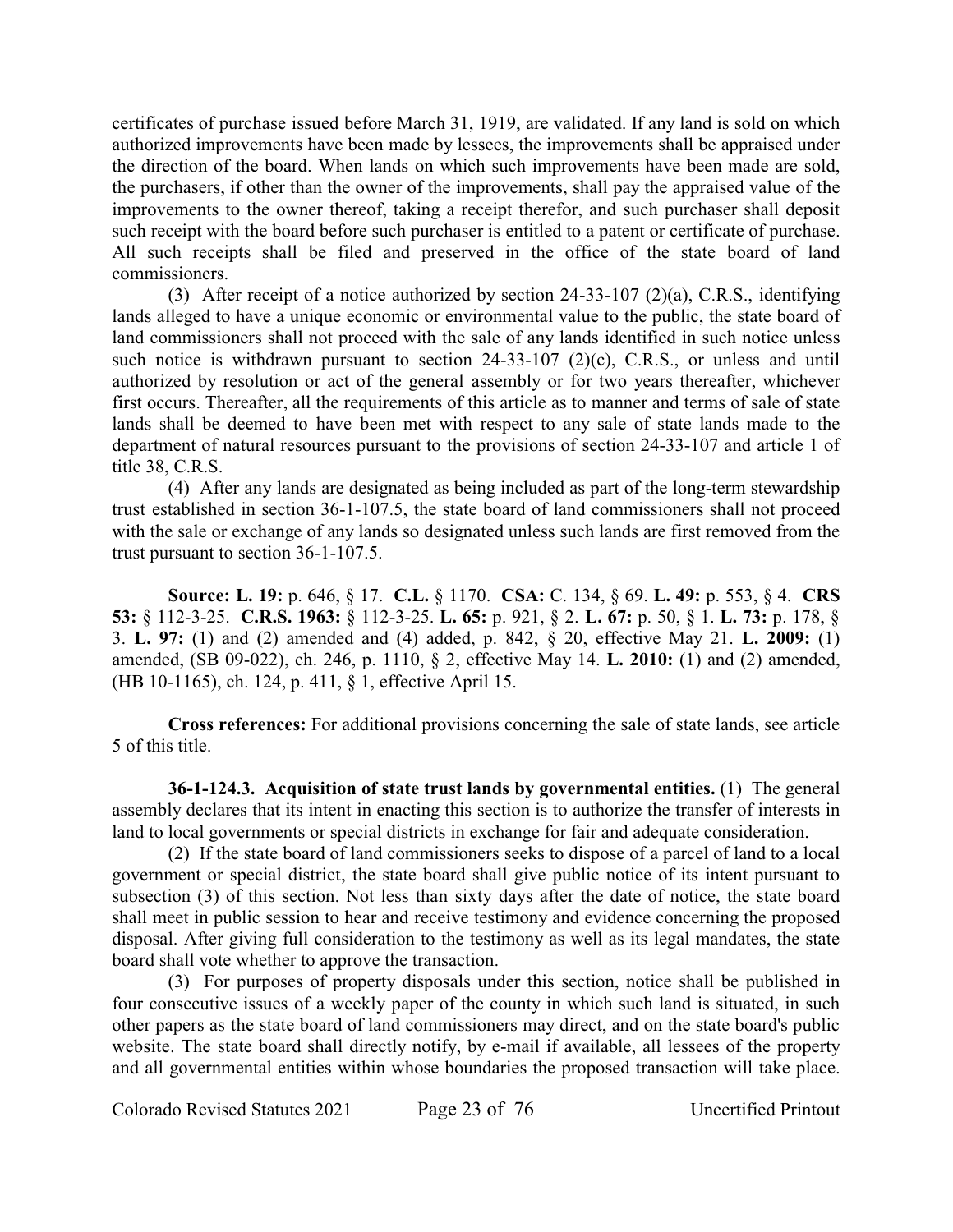certificates of purchase issued before March 31, 1919, are validated. If any land is sold on which authorized improvements have been made by lessees, the improvements shall be appraised under the direction of the board. When lands on which such improvements have been made are sold, the purchasers, if other than the owner of the improvements, shall pay the appraised value of the improvements to the owner thereof, taking a receipt therefor, and such purchaser shall deposit such receipt with the board before such purchaser is entitled to a patent or certificate of purchase. All such receipts shall be filed and preserved in the office of the state board of land commissioners.

(3) After receipt of a notice authorized by section 24-33-107 (2)(a), C.R.S., identifying lands alleged to have a unique economic or environmental value to the public, the state board of land commissioners shall not proceed with the sale of any lands identified in such notice unless such notice is withdrawn pursuant to section 24-33-107 (2)(c), C.R.S., or unless and until authorized by resolution or act of the general assembly or for two years thereafter, whichever first occurs. Thereafter, all the requirements of this article as to manner and terms of sale of state lands shall be deemed to have been met with respect to any sale of state lands made to the department of natural resources pursuant to the provisions of section 24-33-107 and article 1 of title 38, C.R.S.

(4) After any lands are designated as being included as part of the long-term stewardship trust established in section 36-1-107.5, the state board of land commissioners shall not proceed with the sale or exchange of any lands so designated unless such lands are first removed from the trust pursuant to section 36-1-107.5.

**Source: L. 19:** p. 646, § 17. **C.L.** § 1170. **CSA:** C. 134, § 69. **L. 49:** p. 553, § 4. **CRS 53:** § 112-3-25. **C.R.S. 1963:** § 112-3-25. **L. 65:** p. 921, § 2. **L. 67:** p. 50, § 1. **L. 73:** p. 178, § 3. **L. 97:** (1) and (2) amended and (4) added, p. 842, § 20, effective May 21. **L. 2009:** (1) amended, (SB 09-022), ch. 246, p. 1110, § 2, effective May 14. **L. 2010:** (1) and (2) amended, (HB 10-1165), ch. 124, p. 411, § 1, effective April 15.

**Cross references:** For additional provisions concerning the sale of state lands, see article 5 of this title.

**36-1-124.3. Acquisition of state trust lands by governmental entities.** (1) The general assembly declares that its intent in enacting this section is to authorize the transfer of interests in land to local governments or special districts in exchange for fair and adequate consideration.

(2) If the state board of land commissioners seeks to dispose of a parcel of land to a local government or special district, the state board shall give public notice of its intent pursuant to subsection (3) of this section. Not less than sixty days after the date of notice, the state board shall meet in public session to hear and receive testimony and evidence concerning the proposed disposal. After giving full consideration to the testimony as well as its legal mandates, the state board shall vote whether to approve the transaction.

(3) For purposes of property disposals under this section, notice shall be published in four consecutive issues of a weekly paper of the county in which such land is situated, in such other papers as the state board of land commissioners may direct, and on the state board's public website. The state board shall directly notify, by e-mail if available, all lessees of the property and all governmental entities within whose boundaries the proposed transaction will take place.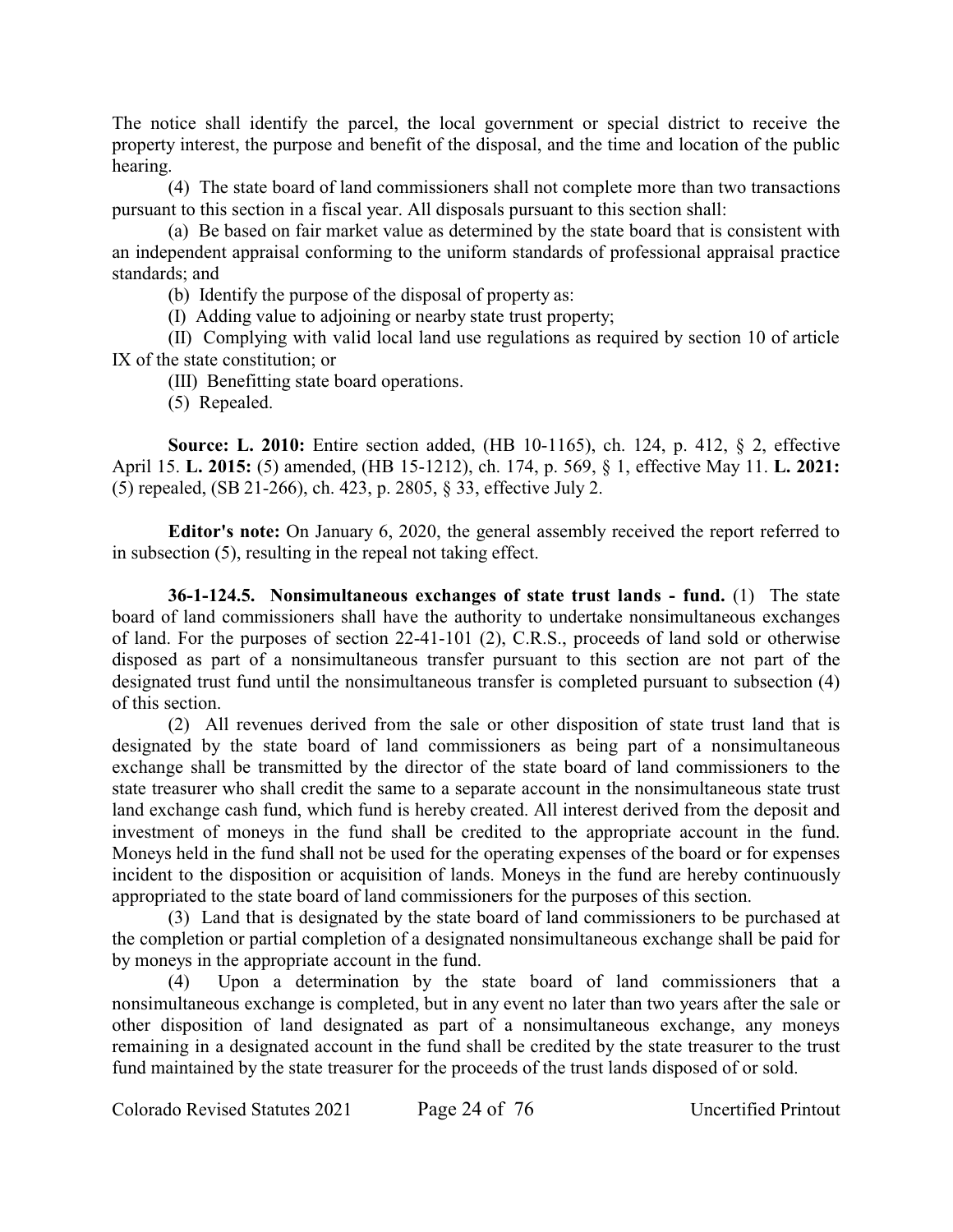The notice shall identify the parcel, the local government or special district to receive the property interest, the purpose and benefit of the disposal, and the time and location of the public hearing.

(4) The state board of land commissioners shall not complete more than two transactions pursuant to this section in a fiscal year. All disposals pursuant to this section shall:

(a) Be based on fair market value as determined by the state board that is consistent with an independent appraisal conforming to the uniform standards of professional appraisal practice standards; and

(b) Identify the purpose of the disposal of property as:

(I) Adding value to adjoining or nearby state trust property;

(II) Complying with valid local land use regulations as required by section 10 of article IX of the state constitution; or

(III) Benefitting state board operations.

(5) Repealed.

**Source: L. 2010:** Entire section added, (HB 10-1165), ch. 124, p. 412, § 2, effective April 15. **L. 2015:** (5) amended, (HB 15-1212), ch. 174, p. 569, § 1, effective May 11. **L. 2021:** (5) repealed, (SB 21-266), ch. 423, p. 2805, § 33, effective July 2.

**Editor's note:** On January 6, 2020, the general assembly received the report referred to in subsection (5), resulting in the repeal not taking effect.

**36-1-124.5. Nonsimultaneous exchanges of state trust lands - fund.** (1) The state board of land commissioners shall have the authority to undertake nonsimultaneous exchanges of land. For the purposes of section 22-41-101 (2), C.R.S., proceeds of land sold or otherwise disposed as part of a nonsimultaneous transfer pursuant to this section are not part of the designated trust fund until the nonsimultaneous transfer is completed pursuant to subsection (4) of this section.

(2) All revenues derived from the sale or other disposition of state trust land that is designated by the state board of land commissioners as being part of a nonsimultaneous exchange shall be transmitted by the director of the state board of land commissioners to the state treasurer who shall credit the same to a separate account in the nonsimultaneous state trust land exchange cash fund, which fund is hereby created. All interest derived from the deposit and investment of moneys in the fund shall be credited to the appropriate account in the fund. Moneys held in the fund shall not be used for the operating expenses of the board or for expenses incident to the disposition or acquisition of lands. Moneys in the fund are hereby continuously appropriated to the state board of land commissioners for the purposes of this section.

(3) Land that is designated by the state board of land commissioners to be purchased at the completion or partial completion of a designated nonsimultaneous exchange shall be paid for by moneys in the appropriate account in the fund.

(4) Upon a determination by the state board of land commissioners that a nonsimultaneous exchange is completed, but in any event no later than two years after the sale or other disposition of land designated as part of a nonsimultaneous exchange, any moneys remaining in a designated account in the fund shall be credited by the state treasurer to the trust fund maintained by the state treasurer for the proceeds of the trust lands disposed of or sold.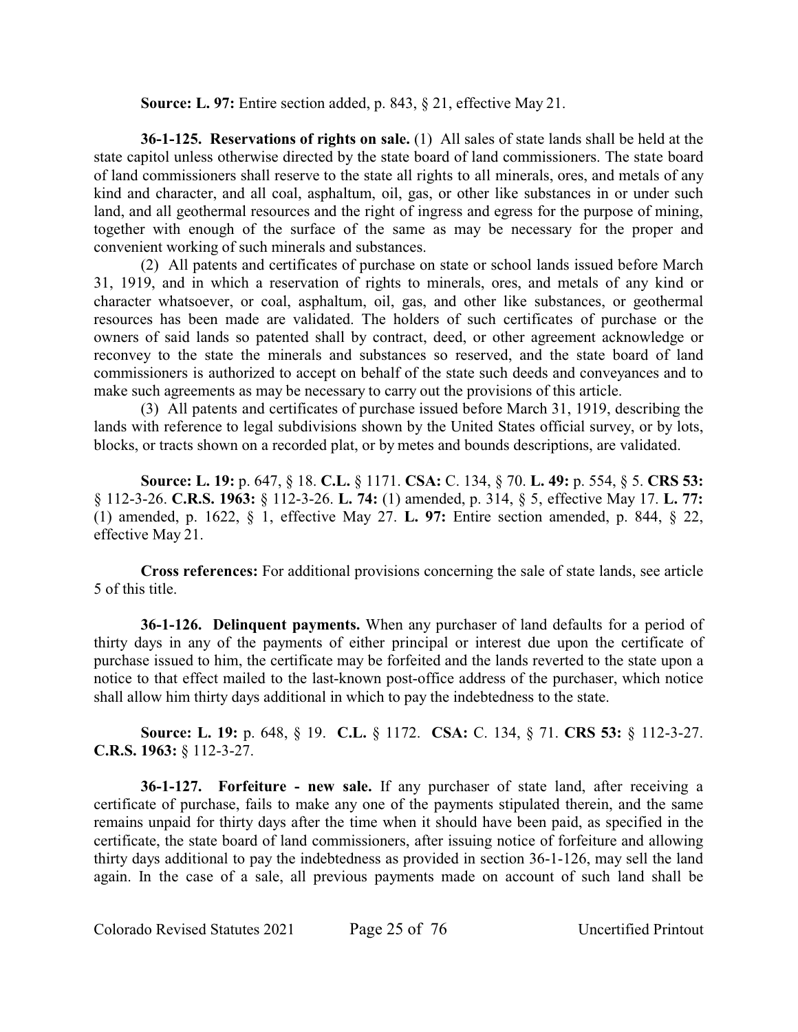**Source: L. 97:** Entire section added, p. 843, § 21, effective May 21.

**36-1-125. Reservations of rights on sale.** (1) All sales of state lands shall be held at the state capitol unless otherwise directed by the state board of land commissioners. The state board of land commissioners shall reserve to the state all rights to all minerals, ores, and metals of any kind and character, and all coal, asphaltum, oil, gas, or other like substances in or under such land, and all geothermal resources and the right of ingress and egress for the purpose of mining, together with enough of the surface of the same as may be necessary for the proper and convenient working of such minerals and substances.

(2) All patents and certificates of purchase on state or school lands issued before March 31, 1919, and in which a reservation of rights to minerals, ores, and metals of any kind or character whatsoever, or coal, asphaltum, oil, gas, and other like substances, or geothermal resources has been made are validated. The holders of such certificates of purchase or the owners of said lands so patented shall by contract, deed, or other agreement acknowledge or reconvey to the state the minerals and substances so reserved, and the state board of land commissioners is authorized to accept on behalf of the state such deeds and conveyances and to make such agreements as may be necessary to carry out the provisions of this article.

(3) All patents and certificates of purchase issued before March 31, 1919, describing the lands with reference to legal subdivisions shown by the United States official survey, or by lots, blocks, or tracts shown on a recorded plat, or by metes and bounds descriptions, are validated.

**Source: L. 19:** p. 647, § 18. **C.L.** § 1171. **CSA:** C. 134, § 70. **L. 49:** p. 554, § 5. **CRS 53:** § 112-3-26. **C.R.S. 1963:** § 112-3-26. **L. 74:** (1) amended, p. 314, § 5, effective May 17. **L. 77:** (1) amended, p. 1622, § 1, effective May 27. **L. 97:** Entire section amended, p. 844, § 22, effective May 21.

**Cross references:** For additional provisions concerning the sale of state lands, see article 5 of this title.

**36-1-126. Delinquent payments.** When any purchaser of land defaults for a period of thirty days in any of the payments of either principal or interest due upon the certificate of purchase issued to him, the certificate may be forfeited and the lands reverted to the state upon a notice to that effect mailed to the last-known post-office address of the purchaser, which notice shall allow him thirty days additional in which to pay the indebtedness to the state.

**Source: L. 19:** p. 648, § 19. **C.L.** § 1172. **CSA:** C. 134, § 71. **CRS 53:** § 112-3-27. **C.R.S. 1963:** § 112-3-27.

**36-1-127. Forfeiture - new sale.** If any purchaser of state land, after receiving a certificate of purchase, fails to make any one of the payments stipulated therein, and the same remains unpaid for thirty days after the time when it should have been paid, as specified in the certificate, the state board of land commissioners, after issuing notice of forfeiture and allowing thirty days additional to pay the indebtedness as provided in section 36-1-126, may sell the land again. In the case of a sale, all previous payments made on account of such land shall be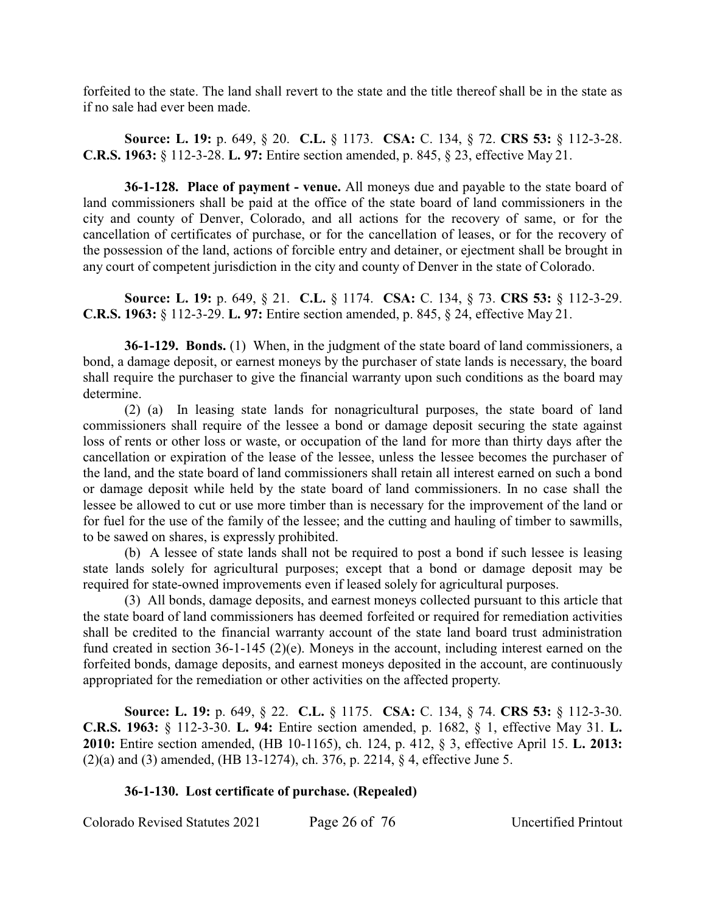forfeited to the state. The land shall revert to the state and the title thereof shall be in the state as if no sale had ever been made.

**Source: L. 19:** p. 649, § 20. **C.L.** § 1173. **CSA:** C. 134, § 72. **CRS 53:** § 112-3-28. **C.R.S. 1963:** § 112-3-28. **L. 97:** Entire section amended, p. 845, § 23, effective May 21.

**36-1-128. Place of payment - venue.** All moneys due and payable to the state board of land commissioners shall be paid at the office of the state board of land commissioners in the city and county of Denver, Colorado, and all actions for the recovery of same, or for the cancellation of certificates of purchase, or for the cancellation of leases, or for the recovery of the possession of the land, actions of forcible entry and detainer, or ejectment shall be brought in any court of competent jurisdiction in the city and county of Denver in the state of Colorado.

**Source: L. 19:** p. 649, § 21. **C.L.** § 1174. **CSA:** C. 134, § 73. **CRS 53:** § 112-3-29. **C.R.S. 1963:** § 112-3-29. **L. 97:** Entire section amended, p. 845, § 24, effective May 21.

**36-1-129. Bonds.** (1) When, in the judgment of the state board of land commissioners, a bond, a damage deposit, or earnest moneys by the purchaser of state lands is necessary, the board shall require the purchaser to give the financial warranty upon such conditions as the board may determine.

(2) (a) In leasing state lands for nonagricultural purposes, the state board of land commissioners shall require of the lessee a bond or damage deposit securing the state against loss of rents or other loss or waste, or occupation of the land for more than thirty days after the cancellation or expiration of the lease of the lessee, unless the lessee becomes the purchaser of the land, and the state board of land commissioners shall retain all interest earned on such a bond or damage deposit while held by the state board of land commissioners. In no case shall the lessee be allowed to cut or use more timber than is necessary for the improvement of the land or for fuel for the use of the family of the lessee; and the cutting and hauling of timber to sawmills, to be sawed on shares, is expressly prohibited.

(b) A lessee of state lands shall not be required to post a bond if such lessee is leasing state lands solely for agricultural purposes; except that a bond or damage deposit may be required for state-owned improvements even if leased solely for agricultural purposes.

(3) All bonds, damage deposits, and earnest moneys collected pursuant to this article that the state board of land commissioners has deemed forfeited or required for remediation activities shall be credited to the financial warranty account of the state land board trust administration fund created in section 36-1-145 (2)(e). Moneys in the account, including interest earned on the forfeited bonds, damage deposits, and earnest moneys deposited in the account, are continuously appropriated for the remediation or other activities on the affected property.

**Source: L. 19:** p. 649, § 22. **C.L.** § 1175. **CSA:** C. 134, § 74. **CRS 53:** § 112-3-30. **C.R.S. 1963:** § 112-3-30. **L. 94:** Entire section amended, p. 1682, § 1, effective May 31. **L. 2010:** Entire section amended, (HB 10-1165), ch. 124, p. 412, § 3, effective April 15. **L. 2013:** (2)(a) and (3) amended, (HB 13-1274), ch. 376, p. 2214, § 4, effective June 5.

**36-1-130. Lost certificate of purchase. (Repealed)**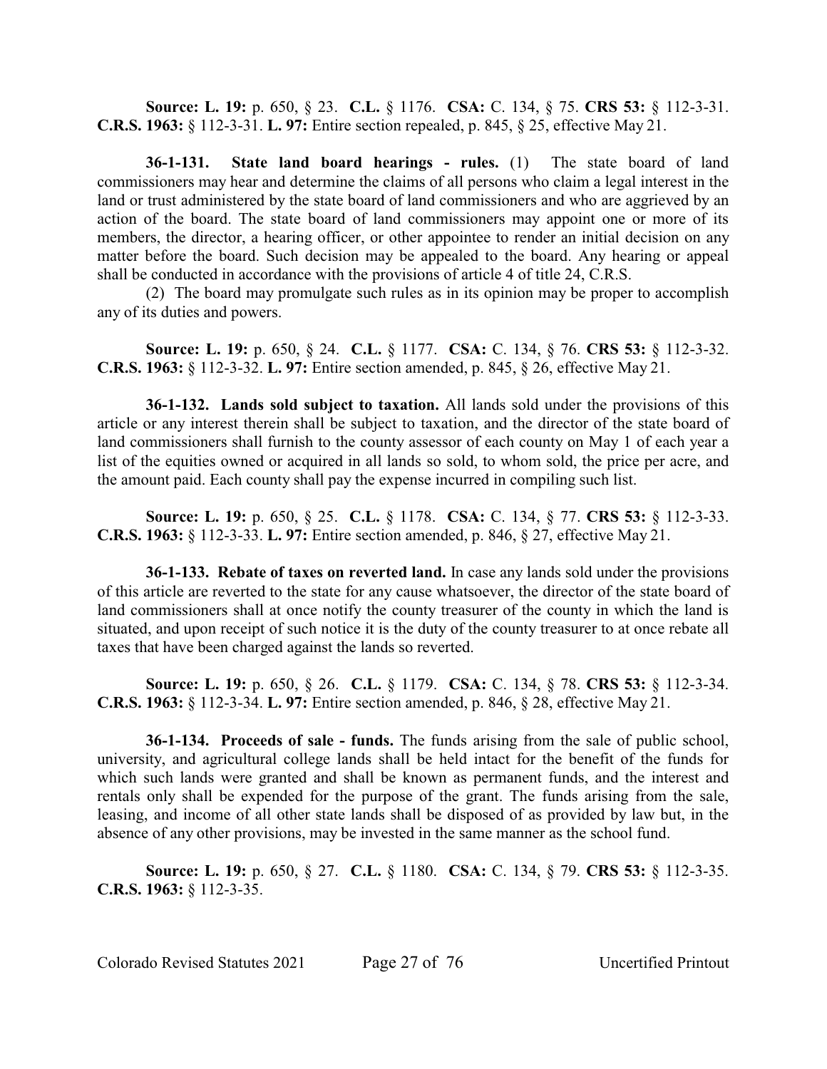**Source: L. 19:** p. 650, § 23. **C.L.** § 1176. **CSA:** C. 134, § 75. **CRS 53:** § 112-3-31. **C.R.S. 1963:** § 112-3-31. **L. 97:** Entire section repealed, p. 845, § 25, effective May 21.

**36-1-131. State land board hearings - rules.** (1) The state board of land commissioners may hear and determine the claims of all persons who claim a legal interest in the land or trust administered by the state board of land commissioners and who are aggrieved by an action of the board. The state board of land commissioners may appoint one or more of its members, the director, a hearing officer, or other appointee to render an initial decision on any matter before the board. Such decision may be appealed to the board. Any hearing or appeal shall be conducted in accordance with the provisions of article 4 of title 24, C.R.S.

(2) The board may promulgate such rules as in its opinion may be proper to accomplish any of its duties and powers.

**Source: L. 19:** p. 650, § 24. **C.L.** § 1177. **CSA:** C. 134, § 76. **CRS 53:** § 112-3-32. **C.R.S. 1963:** § 112-3-32. **L. 97:** Entire section amended, p. 845, § 26, effective May 21.

**36-1-132. Lands sold subject to taxation.** All lands sold under the provisions of this article or any interest therein shall be subject to taxation, and the director of the state board of land commissioners shall furnish to the county assessor of each county on May 1 of each year a list of the equities owned or acquired in all lands so sold, to whom sold, the price per acre, and the amount paid. Each county shall pay the expense incurred in compiling such list.

**Source: L. 19:** p. 650, § 25. **C.L.** § 1178. **CSA:** C. 134, § 77. **CRS 53:** § 112-3-33. **C.R.S. 1963:** § 112-3-33. **L. 97:** Entire section amended, p. 846, § 27, effective May 21.

**36-1-133. Rebate of taxes on reverted land.** In case any lands sold under the provisions of this article are reverted to the state for any cause whatsoever, the director of the state board of land commissioners shall at once notify the county treasurer of the county in which the land is situated, and upon receipt of such notice it is the duty of the county treasurer to at once rebate all taxes that have been charged against the lands so reverted.

**Source: L. 19:** p. 650, § 26. **C.L.** § 1179. **CSA:** C. 134, § 78. **CRS 53:** § 112-3-34. **C.R.S. 1963:** § 112-3-34. **L. 97:** Entire section amended, p. 846, § 28, effective May 21.

**36-1-134. Proceeds of sale - funds.** The funds arising from the sale of public school, university, and agricultural college lands shall be held intact for the benefit of the funds for which such lands were granted and shall be known as permanent funds, and the interest and rentals only shall be expended for the purpose of the grant. The funds arising from the sale, leasing, and income of all other state lands shall be disposed of as provided by law but, in the absence of any other provisions, may be invested in the same manner as the school fund.

**Source: L. 19:** p. 650, § 27. **C.L.** § 1180. **CSA:** C. 134, § 79. **CRS 53:** § 112-3-35. **C.R.S. 1963:** § 112-3-35.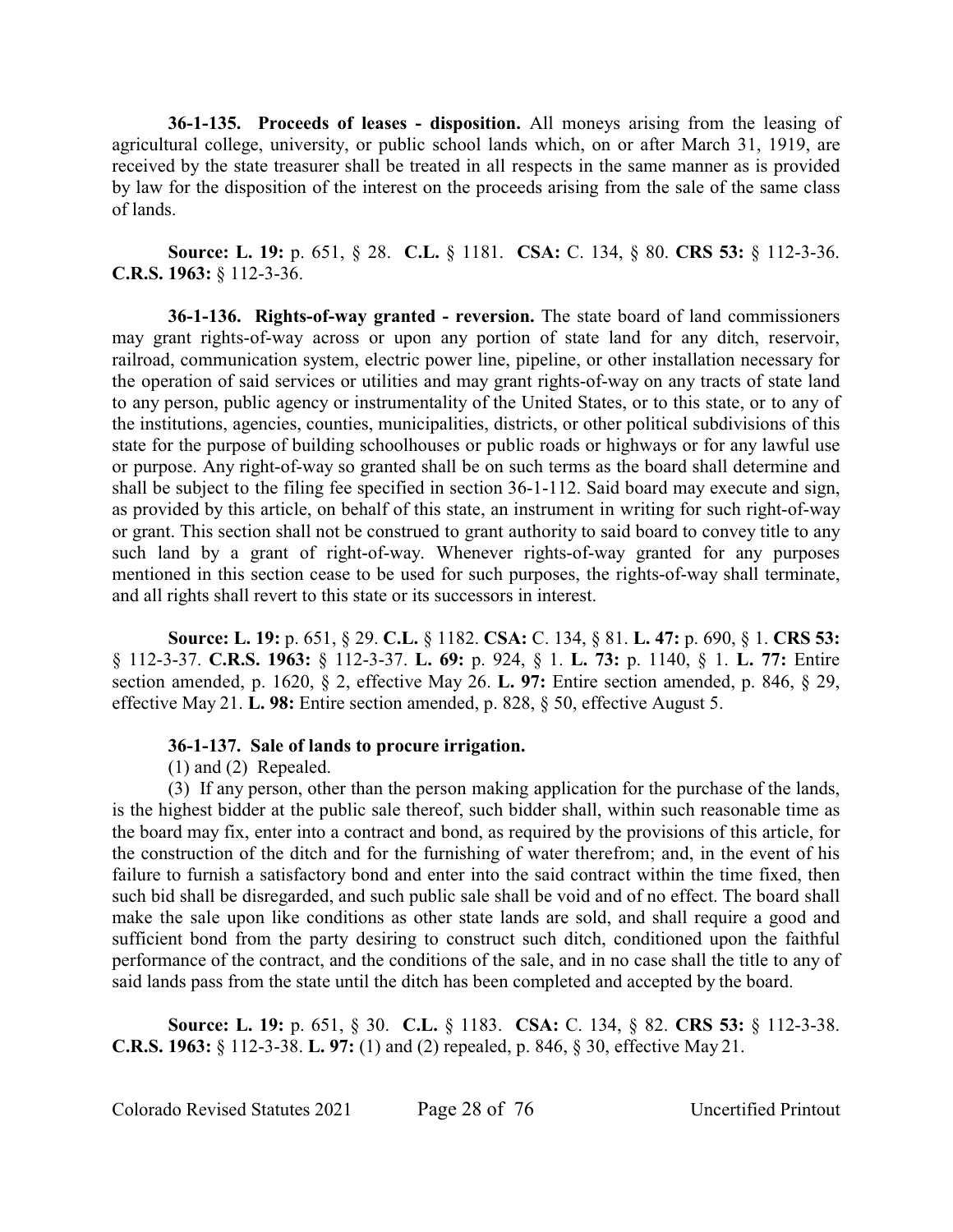**36-1-135. Proceeds of leases - disposition.** All moneys arising from the leasing of agricultural college, university, or public school lands which, on or after March 31, 1919, are received by the state treasurer shall be treated in all respects in the same manner as is provided by law for the disposition of the interest on the proceeds arising from the sale of the same class of lands.

**Source: L. 19:** p. 651, § 28. **C.L.** § 1181. **CSA:** C. 134, § 80. **CRS 53:** § 112-3-36. **C.R.S. 1963:** § 112-3-36.

**36-1-136. Rights-of-way granted - reversion.** The state board of land commissioners may grant rights-of-way across or upon any portion of state land for any ditch, reservoir, railroad, communication system, electric power line, pipeline, or other installation necessary for the operation of said services or utilities and may grant rights-of-way on any tracts of state land to any person, public agency or instrumentality of the United States, or to this state, or to any of the institutions, agencies, counties, municipalities, districts, or other political subdivisions of this state for the purpose of building schoolhouses or public roads or highways or for any lawful use or purpose. Any right-of-way so granted shall be on such terms as the board shall determine and shall be subject to the filing fee specified in section 36-1-112. Said board may execute and sign, as provided by this article, on behalf of this state, an instrument in writing for such right-of-way or grant. This section shall not be construed to grant authority to said board to convey title to any such land by a grant of right-of-way. Whenever rights-of-way granted for any purposes mentioned in this section cease to be used for such purposes, the rights-of-way shall terminate, and all rights shall revert to this state or its successors in interest.

**Source: L. 19:** p. 651, § 29. **C.L.** § 1182. **CSA:** C. 134, § 81. **L. 47:** p. 690, § 1. **CRS 53:** § 112-3-37. **C.R.S. 1963:** § 112-3-37. **L. 69:** p. 924, § 1. **L. 73:** p. 1140, § 1. **L. 77:** Entire section amended, p. 1620, § 2, effective May 26. **L. 97:** Entire section amended, p. 846, § 29, effective May 21. **L. 98:** Entire section amended, p. 828, § 50, effective August 5.

**36-1-137. Sale of lands to procure irrigation.**

(1) and (2) Repealed.

(3) If any person, other than the person making application for the purchase of the lands, is the highest bidder at the public sale thereof, such bidder shall, within such reasonable time as the board may fix, enter into a contract and bond, as required by the provisions of this article, for the construction of the ditch and for the furnishing of water therefrom; and, in the event of his failure to furnish a satisfactory bond and enter into the said contract within the time fixed, then such bid shall be disregarded, and such public sale shall be void and of no effect. The board shall make the sale upon like conditions as other state lands are sold, and shall require a good and sufficient bond from the party desiring to construct such ditch, conditioned upon the faithful performance of the contract, and the conditions of the sale, and in no case shall the title to any of said lands pass from the state until the ditch has been completed and accepted by the board.

**Source: L. 19:** p. 651, § 30. **C.L.** § 1183. **CSA:** C. 134, § 82. **CRS 53:** § 112-3-38. **C.R.S. 1963:** § 112-3-38. **L. 97:** (1) and (2) repealed, p. 846, § 30, effective May 21.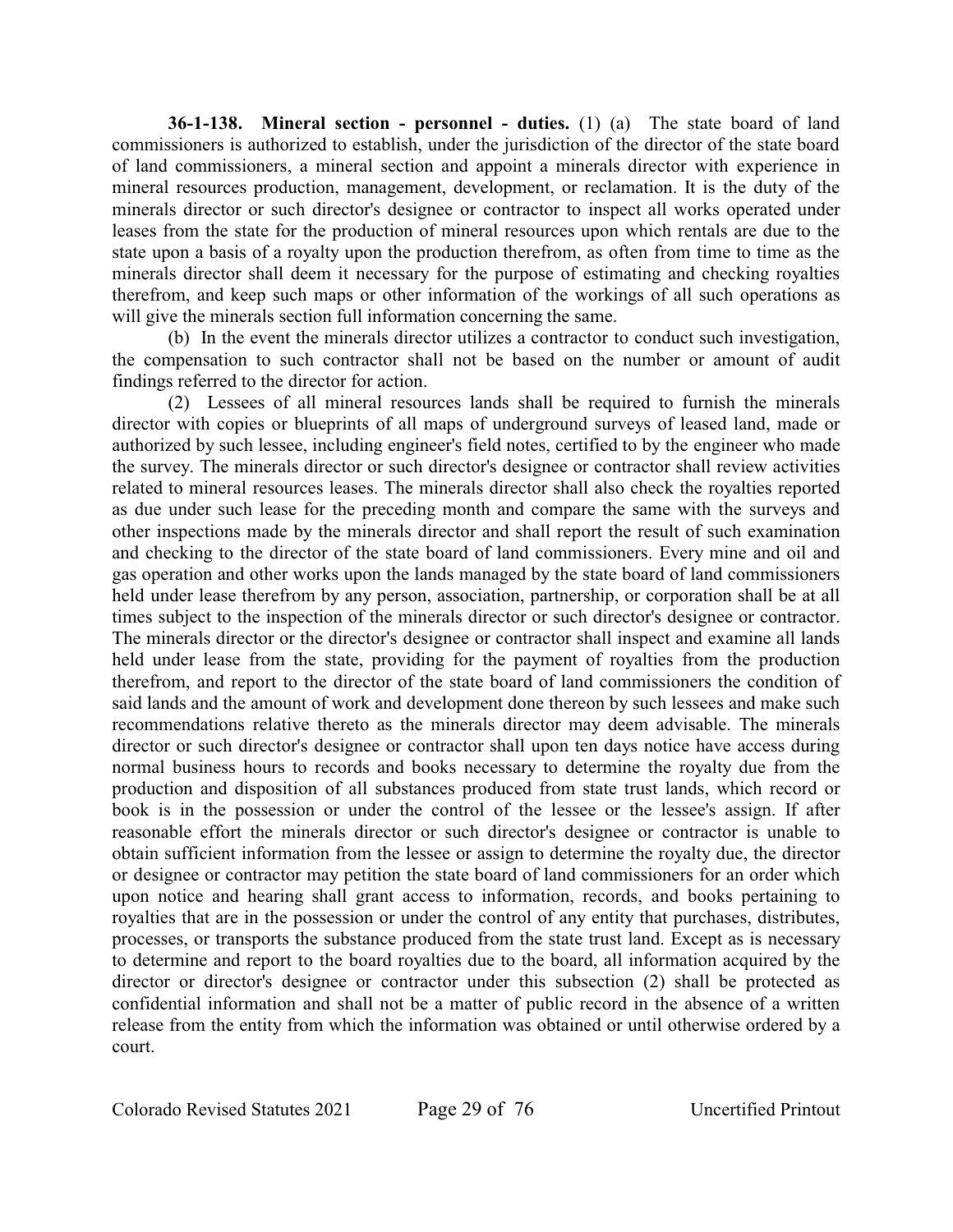**36-1-138. Mineral section - personnel - duties.** (1) (a) The state board of land commissioners is authorized to establish, under the jurisdiction of the director of the state board of land commissioners, a mineral section and appoint a minerals director with experience in mineral resources production, management, development, or reclamation. It is the duty of the minerals director or such director's designee or contractor to inspect all works operated under leases from the state for the production of mineral resources upon which rentals are due to the state upon a basis of a royalty upon the production therefrom, as often from time to time as the minerals director shall deem it necessary for the purpose of estimating and checking royalties therefrom, and keep such maps or other information of the workings of all such operations as will give the minerals section full information concerning the same.

(b) In the event the minerals director utilizes a contractor to conduct such investigation, the compensation to such contractor shall not be based on the number or amount of audit findings referred to the director for action.

(2) Lessees of all mineral resources lands shall be required to furnish the minerals director with copies or blueprints of all maps of underground surveys of leased land, made or authorized by such lessee, including engineer's field notes, certified to by the engineer who made the survey. The minerals director or such director's designee or contractor shall review activities related to mineral resources leases. The minerals director shall also check the royalties reported as due under such lease for the preceding month and compare the same with the surveys and other inspections made by the minerals director and shall report the result of such examination and checking to the director of the state board of land commissioners. Every mine and oil and gas operation and other works upon the lands managed by the state board of land commissioners held under lease therefrom by any person, association, partnership, or corporation shall be at all times subject to the inspection of the minerals director or such director's designee or contractor. The minerals director or the director's designee or contractor shall inspect and examine all lands held under lease from the state, providing for the payment of royalties from the production therefrom, and report to the director of the state board of land commissioners the condition of said lands and the amount of work and development done thereon by such lessees and make such recommendations relative thereto as the minerals director may deem advisable. The minerals director or such director's designee or contractor shall upon ten days notice have access during normal business hours to records and books necessary to determine the royalty due from the production and disposition of all substances produced from state trust lands, which record or book is in the possession or under the control of the lessee or the lessee's assign. If after reasonable effort the minerals director or such director's designee or contractor is unable to obtain sufficient information from the lessee or assign to determine the royalty due, the director or designee or contractor may petition the state board of land commissioners for an order which upon notice and hearing shall grant access to information, records, and books pertaining to royalties that are in the possession or under the control of any entity that purchases, distributes, processes, or transports the substance produced from the state trust land. Except as is necessary to determine and report to the board royalties due to the board, all information acquired by the director or director's designee or contractor under this subsection (2) shall be protected as confidential information and shall not be a matter of public record in the absence of a written release from the entity from which the information was obtained or until otherwise ordered by a court.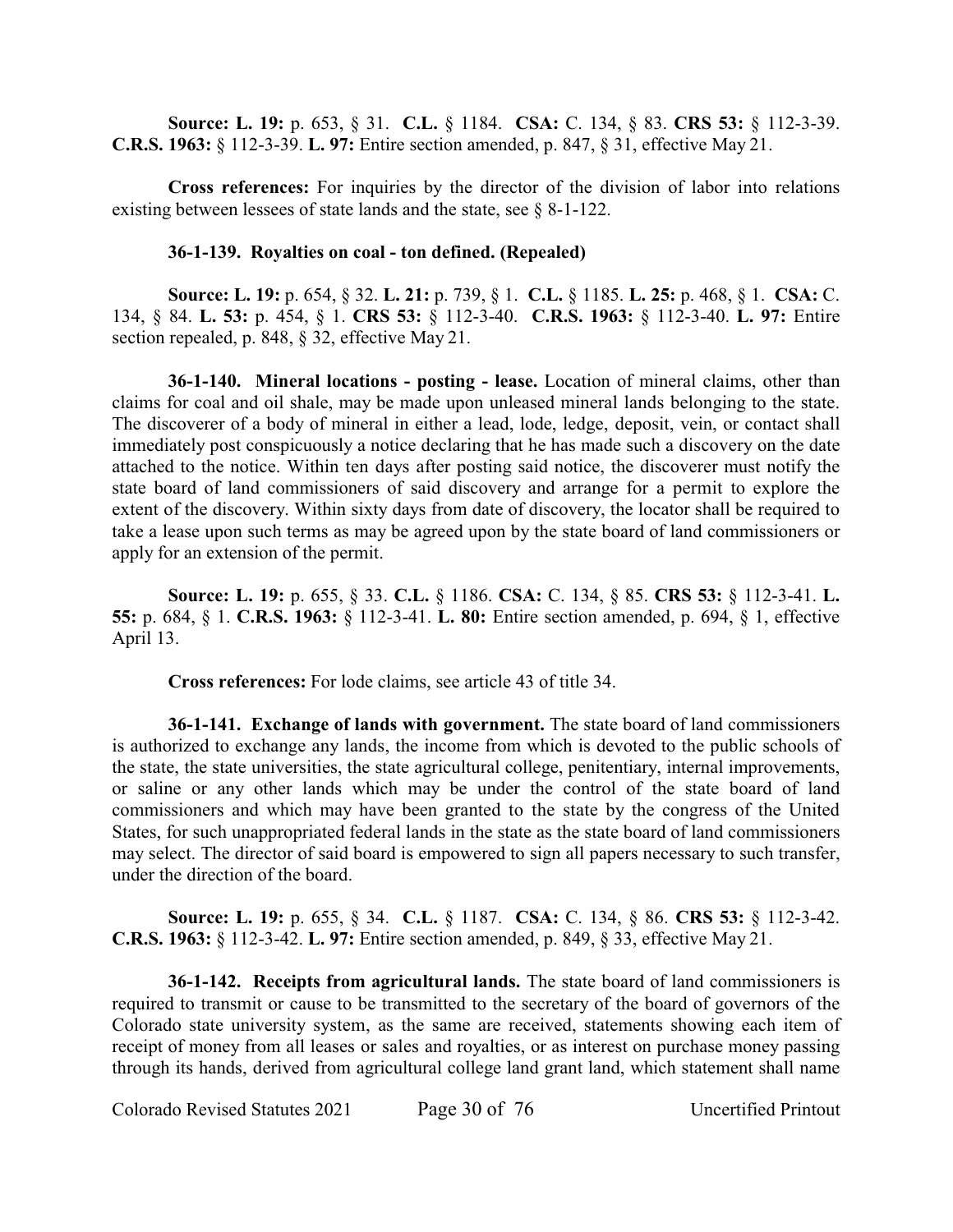**Source: L. 19:** p. 653, § 31. **C.L.** § 1184. **CSA:** C. 134, § 83. **CRS 53:** § 112-3-39. **C.R.S. 1963:** § 112-3-39. **L. 97:** Entire section amended, p. 847, § 31, effective May 21.

**Cross references:** For inquiries by the director of the division of labor into relations existing between lessees of state lands and the state, see § 8-1-122.

**36-1-139. Royalties on coal - ton defined. (Repealed)**

**Source: L. 19:** p. 654, § 32. **L. 21:** p. 739, § 1. **C.L.** § 1185. **L. 25:** p. 468, § 1. **CSA:** C. 134, § 84. **L. 53:** p. 454, § 1. **CRS 53:** § 112-3-40. **C.R.S. 1963:** § 112-3-40. **L. 97:** Entire section repealed, p. 848, § 32, effective May 21.

**36-1-140. Mineral locations - posting - lease.** Location of mineral claims, other than claims for coal and oil shale, may be made upon unleased mineral lands belonging to the state. The discoverer of a body of mineral in either a lead, lode, ledge, deposit, vein, or contact shall immediately post conspicuously a notice declaring that he has made such a discovery on the date attached to the notice. Within ten days after posting said notice, the discoverer must notify the state board of land commissioners of said discovery and arrange for a permit to explore the extent of the discovery. Within sixty days from date of discovery, the locator shall be required to take a lease upon such terms as may be agreed upon by the state board of land commissioners or apply for an extension of the permit.

**Source: L. 19:** p. 655, § 33. **C.L.** § 1186. **CSA:** C. 134, § 85. **CRS 53:** § 112-3-41. **L. 55:** p. 684, § 1. **C.R.S. 1963:** § 112-3-41. **L. 80:** Entire section amended, p. 694, § 1, effective April 13.

**Cross references:** For lode claims, see article 43 of title 34.

**36-1-141. Exchange of lands with government.** The state board of land commissioners is authorized to exchange any lands, the income from which is devoted to the public schools of the state, the state universities, the state agricultural college, penitentiary, internal improvements, or saline or any other lands which may be under the control of the state board of land commissioners and which may have been granted to the state by the congress of the United States, for such unappropriated federal lands in the state as the state board of land commissioners may select. The director of said board is empowered to sign all papers necessary to such transfer, under the direction of the board.

**Source: L. 19:** p. 655, § 34. **C.L.** § 1187. **CSA:** C. 134, § 86. **CRS 53:** § 112-3-42. **C.R.S. 1963:** § 112-3-42. **L. 97:** Entire section amended, p. 849, § 33, effective May 21.

**36-1-142. Receipts from agricultural lands.** The state board of land commissioners is required to transmit or cause to be transmitted to the secretary of the board of governors of the Colorado state university system, as the same are received, statements showing each item of receipt of money from all leases or sales and royalties, or as interest on purchase money passing through its hands, derived from agricultural college land grant land, which statement shall name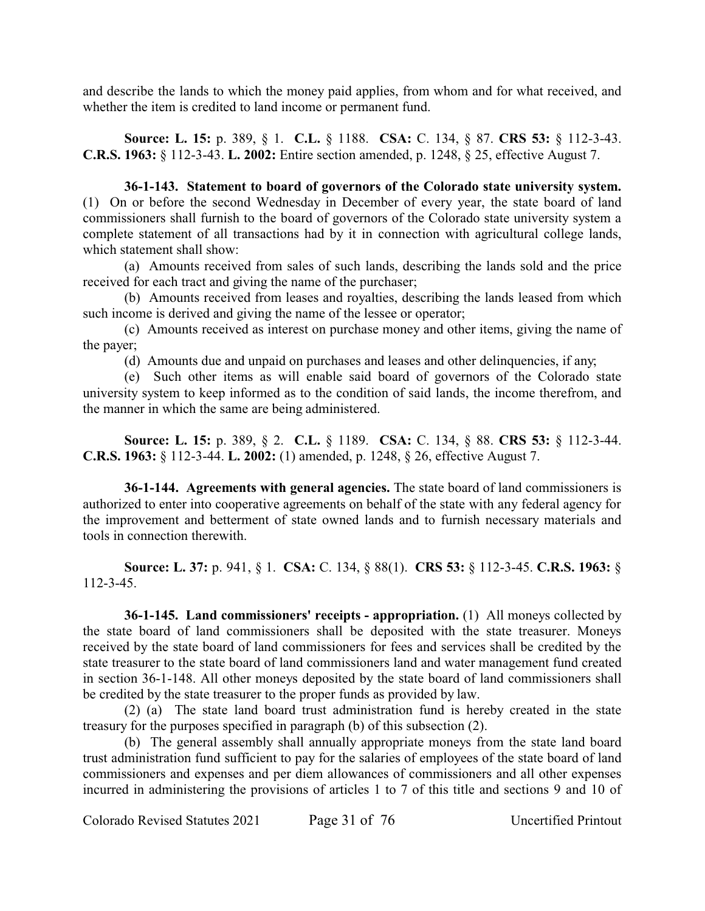and describe the lands to which the money paid applies, from whom and for what received, and whether the item is credited to land income or permanent fund.

**Source: L. 15:** p. 389, § 1. **C.L.** § 1188. **CSA:** C. 134, § 87. **CRS 53:** § 112-3-43. **C.R.S. 1963:** § 112-3-43. **L. 2002:** Entire section amended, p. 1248, § 25, effective August 7.

**36-1-143. Statement to board of governors of the Colorado state university system.** (1) On or before the second Wednesday in December of every year, the state board of land commissioners shall furnish to the board of governors of the Colorado state university system a complete statement of all transactions had by it in connection with agricultural college lands, which statement shall show:

(a) Amounts received from sales of such lands, describing the lands sold and the price received for each tract and giving the name of the purchaser;

(b) Amounts received from leases and royalties, describing the lands leased from which such income is derived and giving the name of the lessee or operator;

(c) Amounts received as interest on purchase money and other items, giving the name of the payer;

(d) Amounts due and unpaid on purchases and leases and other delinquencies, if any;

(e) Such other items as will enable said board of governors of the Colorado state university system to keep informed as to the condition of said lands, the income therefrom, and the manner in which the same are being administered.

**Source: L. 15:** p. 389, § 2. **C.L.** § 1189. **CSA:** C. 134, § 88. **CRS 53:** § 112-3-44. **C.R.S. 1963:** § 112-3-44. **L. 2002:** (1) amended, p. 1248, § 26, effective August 7.

**36-1-144. Agreements with general agencies.** The state board of land commissioners is authorized to enter into cooperative agreements on behalf of the state with any federal agency for the improvement and betterment of state owned lands and to furnish necessary materials and tools in connection therewith.

**Source: L. 37:** p. 941, § 1. **CSA:** C. 134, § 88(1). **CRS 53:** § 112-3-45. **C.R.S. 1963:** § 112-3-45.

**36-1-145. Land commissioners' receipts - appropriation.** (1) All moneys collected by the state board of land commissioners shall be deposited with the state treasurer. Moneys received by the state board of land commissioners for fees and services shall be credited by the state treasurer to the state board of land commissioners land and water management fund created in section 36-1-148. All other moneys deposited by the state board of land commissioners shall be credited by the state treasurer to the proper funds as provided by law.

(2) (a) The state land board trust administration fund is hereby created in the state treasury for the purposes specified in paragraph (b) of this subsection (2).

(b) The general assembly shall annually appropriate moneys from the state land board trust administration fund sufficient to pay for the salaries of employees of the state board of land commissioners and expenses and per diem allowances of commissioners and all other expenses incurred in administering the provisions of articles 1 to 7 of this title and sections 9 and 10 of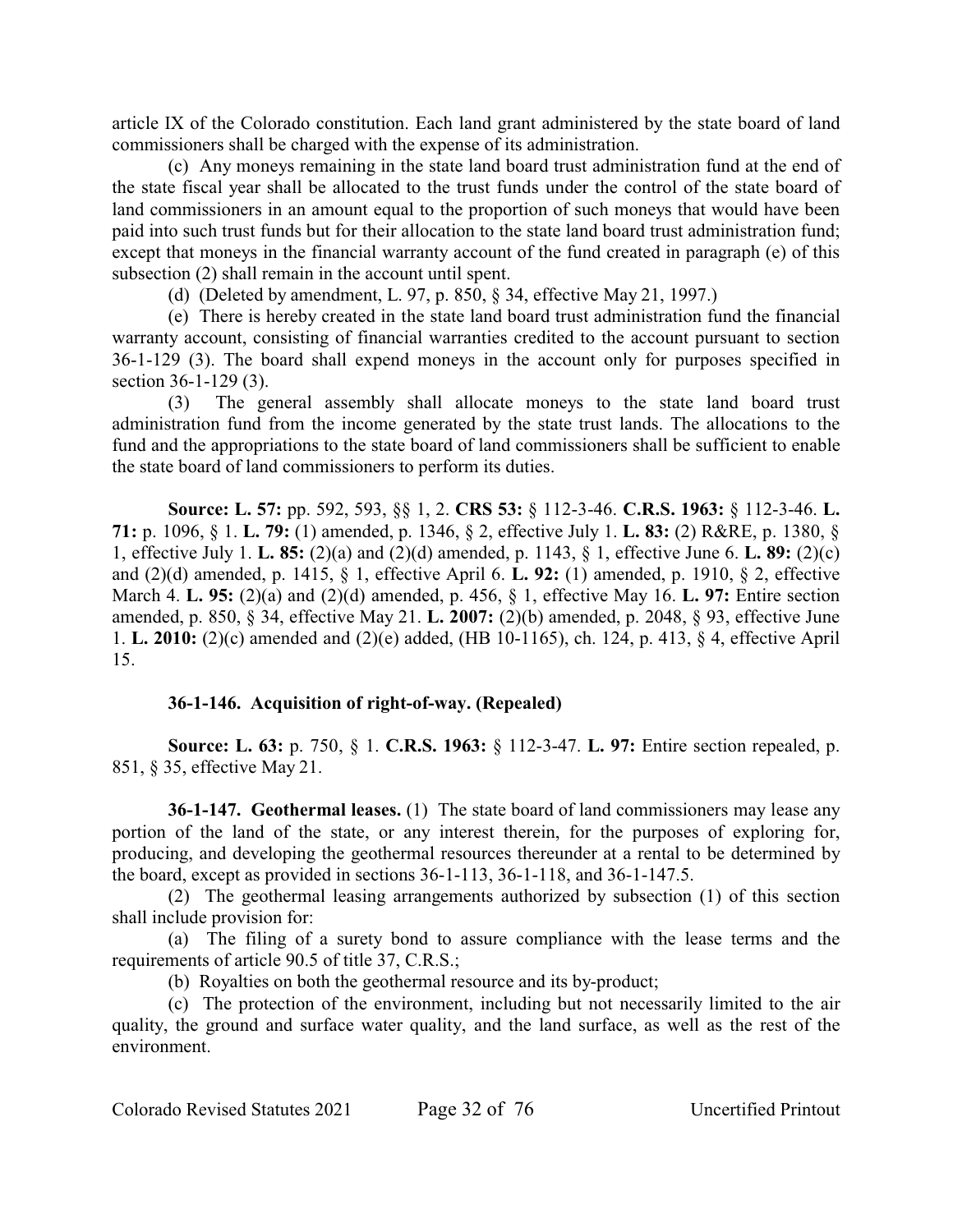article IX of the Colorado constitution. Each land grant administered by the state board of land commissioners shall be charged with the expense of its administration.

(c) Any moneys remaining in the state land board trust administration fund at the end of the state fiscal year shall be allocated to the trust funds under the control of the state board of land commissioners in an amount equal to the proportion of such moneys that would have been paid into such trust funds but for their allocation to the state land board trust administration fund; except that moneys in the financial warranty account of the fund created in paragraph (e) of this subsection (2) shall remain in the account until spent.

(d) (Deleted by amendment, L. 97, p. 850, § 34, effective May 21, 1997.)

(e) There is hereby created in the state land board trust administration fund the financial warranty account, consisting of financial warranties credited to the account pursuant to section 36-1-129 (3). The board shall expend moneys in the account only for purposes specified in section 36-1-129 (3).

(3) The general assembly shall allocate moneys to the state land board trust administration fund from the income generated by the state trust lands. The allocations to the fund and the appropriations to the state board of land commissioners shall be sufficient to enable the state board of land commissioners to perform its duties.

**Source: L. 57:** pp. 592, 593, §§ 1, 2. **CRS 53:** § 112-3-46. **C.R.S. 1963:** § 112-3-46. **L. 71:** p. 1096, § 1. **L. 79:** (1) amended, p. 1346, § 2, effective July 1. **L. 83:** (2) R&RE, p. 1380, § 1, effective July 1. **L. 85:** (2)(a) and (2)(d) amended, p. 1143, § 1, effective June 6. **L. 89:** (2)(c) and (2)(d) amended, p. 1415, § 1, effective April 6. **L. 92:** (1) amended, p. 1910, § 2, effective March 4. **L. 95:** (2)(a) and (2)(d) amended, p. 456, § 1, effective May 16. **L. 97:** Entire section amended, p. 850, § 34, effective May 21. **L. 2007:** (2)(b) amended, p. 2048, § 93, effective June 1. **L. 2010:** (2)(c) amended and (2)(e) added, (HB 10-1165), ch. 124, p. 413, § 4, effective April 15.

**36-1-146. Acquisition of right-of-way. (Repealed)**

**Source: L. 63:** p. 750, § 1. **C.R.S. 1963:** § 112-3-47. **L. 97:** Entire section repealed, p. 851, § 35, effective May 21.

**36-1-147. Geothermal leases.** (1) The state board of land commissioners may lease any portion of the land of the state, or any interest therein, for the purposes of exploring for, producing, and developing the geothermal resources thereunder at a rental to be determined by the board, except as provided in sections 36-1-113, 36-1-118, and 36-1-147.5.

(2) The geothermal leasing arrangements authorized by subsection (1) of this section shall include provision for:

(a) The filing of a surety bond to assure compliance with the lease terms and the requirements of article 90.5 of title 37, C.R.S.;

(b) Royalties on both the geothermal resource and its by-product;

(c) The protection of the environment, including but not necessarily limited to the air quality, the ground and surface water quality, and the land surface, as well as the rest of the environment.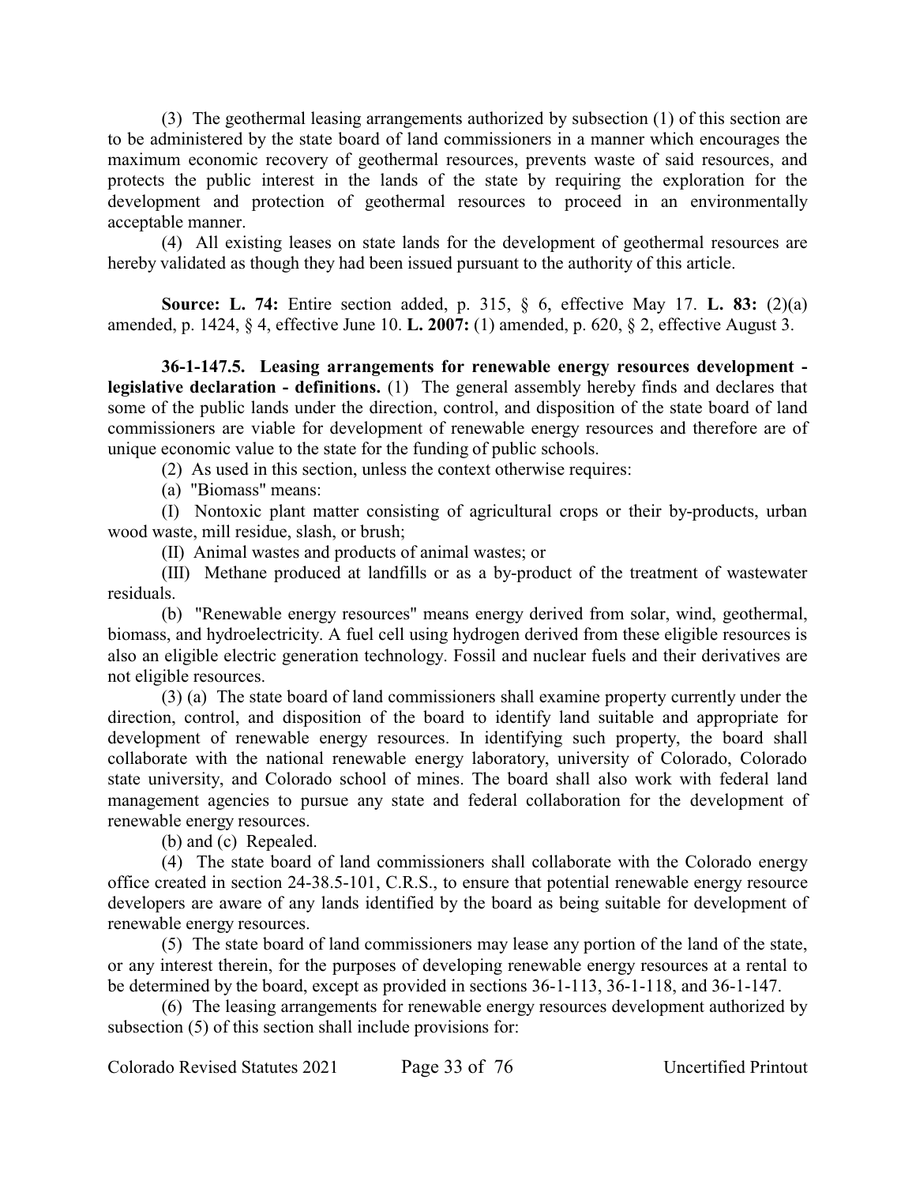(3) The geothermal leasing arrangements authorized by subsection (1) of this section are to be administered by the state board of land commissioners in a manner which encourages the maximum economic recovery of geothermal resources, prevents waste of said resources, and protects the public interest in the lands of the state by requiring the exploration for the development and protection of geothermal resources to proceed in an environmentally acceptable manner.

(4) All existing leases on state lands for the development of geothermal resources are hereby validated as though they had been issued pursuant to the authority of this article.

**Source: L. 74:** Entire section added, p. 315, § 6, effective May 17. **L. 83:** (2)(a) amended, p. 1424, § 4, effective June 10. **L. 2007:** (1) amended, p. 620, § 2, effective August 3.

**36-1-147.5. Leasing arrangements for renewable energy resources development - legislative declaration - definitions.** (1) The general assembly hereby finds and declares that some of the public lands under the direction, control, and disposition of the state board of land commissioners are viable for development of renewable energy resources and therefore are of unique economic value to the state for the funding of public schools.

(2) As used in this section, unless the context otherwise requires:

(a) "Biomass" means:

(I) Nontoxic plant matter consisting of agricultural crops or their by-products, urban wood waste, mill residue, slash, or brush;

(II) Animal wastes and products of animal wastes; or

(III) Methane produced at landfills or as a by-product of the treatment of wastewater residuals.

(b) "Renewable energy resources" means energy derived from solar, wind, geothermal, biomass, and hydroelectricity. A fuel cell using hydrogen derived from these eligible resources is also an eligible electric generation technology. Fossil and nuclear fuels and their derivatives are not eligible resources.

(3) (a) The state board of land commissioners shall examine property currently under the direction, control, and disposition of the board to identify land suitable and appropriate for development of renewable energy resources. In identifying such property, the board shall collaborate with the national renewable energy laboratory, university of Colorado, Colorado state university, and Colorado school of mines. The board shall also work with federal land management agencies to pursue any state and federal collaboration for the development of renewable energy resources.

(b) and (c) Repealed.

(4) The state board of land commissioners shall collaborate with the Colorado energy office created in section 24-38.5-101, C.R.S., to ensure that potential renewable energy resource developers are aware of any lands identified by the board as being suitable for development of renewable energy resources.

(5) The state board of land commissioners may lease any portion of the land of the state, or any interest therein, for the purposes of developing renewable energy resources at a rental to be determined by the board, except as provided in sections 36-1-113, 36-1-118, and 36-1-147.

(6) The leasing arrangements for renewable energy resources development authorized by subsection (5) of this section shall include provisions for: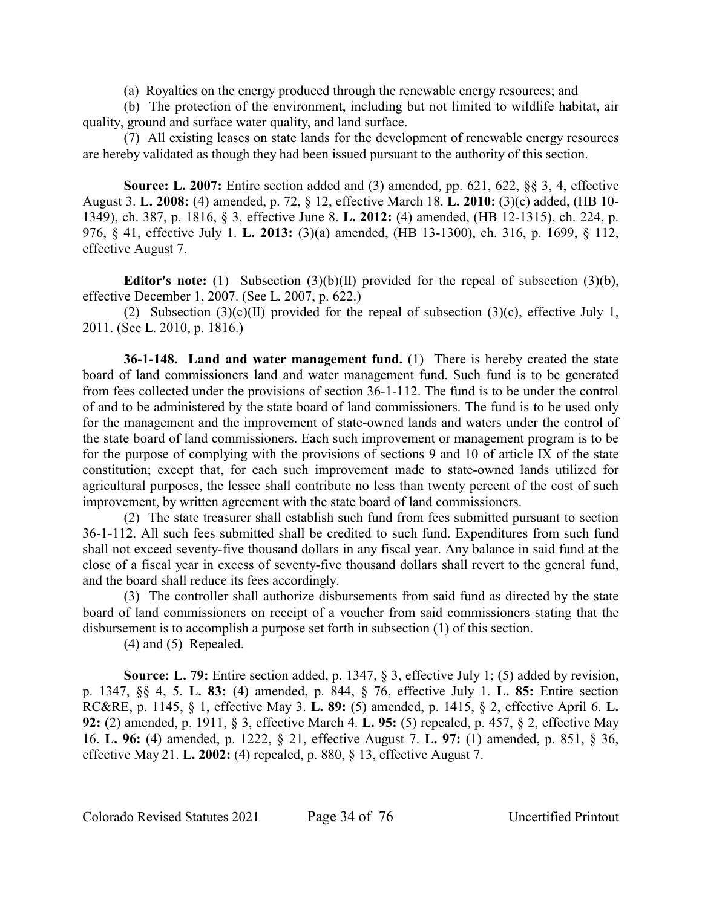(a) Royalties on the energy produced through the renewable energy resources; and

(b) The protection of the environment, including but not limited to wildlife habitat, air quality, ground and surface water quality, and land surface.

(7) All existing leases on state lands for the development of renewable energy resources are hereby validated as though they had been issued pursuant to the authority of this section.

**Source: L. 2007:** Entire section added and (3) amended, pp. 621, 622, §§ 3, 4, effective August 3. **L. 2008:** (4) amended, p. 72, § 12, effective March 18. **L. 2010:** (3)(c) added, (HB 10-1349), ch. 387, p. 1816, § 3, effective June 8. **L. 2012:** (4) amended, (HB 12-1315), ch. 224, p. 976, § 41, effective July 1. **L. 2013:** (3)(a) amended, (HB 13-1300), ch. 316, p. 1699, § 112, effective August 7.

**Editor's note:** (1) Subsection (3)(b)(II) provided for the repeal of subsection (3)(b), effective December 1, 2007. (See L. 2007, p. 622.)

(2) Subsection (3)(c)(II) provided for the repeal of subsection (3)(c), effective July 1, 2011. (See L. 2010, p. 1816.)

**36-1-148. Land and water management fund.** (1) There is hereby created the state board of land commissioners land and water management fund. Such fund is to be generated from fees collected under the provisions of section 36-1-112. The fund is to be under the control of and to be administered by the state board of land commissioners. The fund is to be used only for the management and the improvement of state-owned lands and waters under the control of the state board of land commissioners. Each such improvement or management program is to be for the purpose of complying with the provisions of sections 9 and 10 of article IX of the state constitution; except that, for each such improvement made to state-owned lands utilized for agricultural purposes, the lessee shall contribute no less than twenty percent of the cost of such improvement, by written agreement with the state board of land commissioners.

(2) The state treasurer shall establish such fund from fees submitted pursuant to section 36-1-112. All such fees submitted shall be credited to such fund. Expenditures from such fund shall not exceed seventy-five thousand dollars in any fiscal year. Any balance in said fund at the close of a fiscal year in excess of seventy-five thousand dollars shall revert to the general fund, and the board shall reduce its fees accordingly.

(3) The controller shall authorize disbursements from said fund as directed by the state board of land commissioners on receipt of a voucher from said commissioners stating that the disbursement is to accomplish a purpose set forth in subsection (1) of this section.

(4) and (5) Repealed.

**Source: L. 79:** Entire section added, p. 1347, § 3, effective July 1; (5) added by revision, p. 1347, §§ 4, 5. **L. 83:** (4) amended, p. 844, § 76, effective July 1. **L. 85:** Entire section RC&RE, p. 1145, § 1, effective May 3. **L. 89:** (5) amended, p. 1415, § 2, effective April 6. **L. 92:** (2) amended, p. 1911, § 3, effective March 4. **L. 95:** (5) repealed, p. 457, § 2, effective May 16. **L. 96:** (4) amended, p. 1222, § 21, effective August 7. **L. 97:** (1) amended, p. 851, § 36, effective May 21. **L. 2002:** (4) repealed, p. 880, § 13, effective August 7.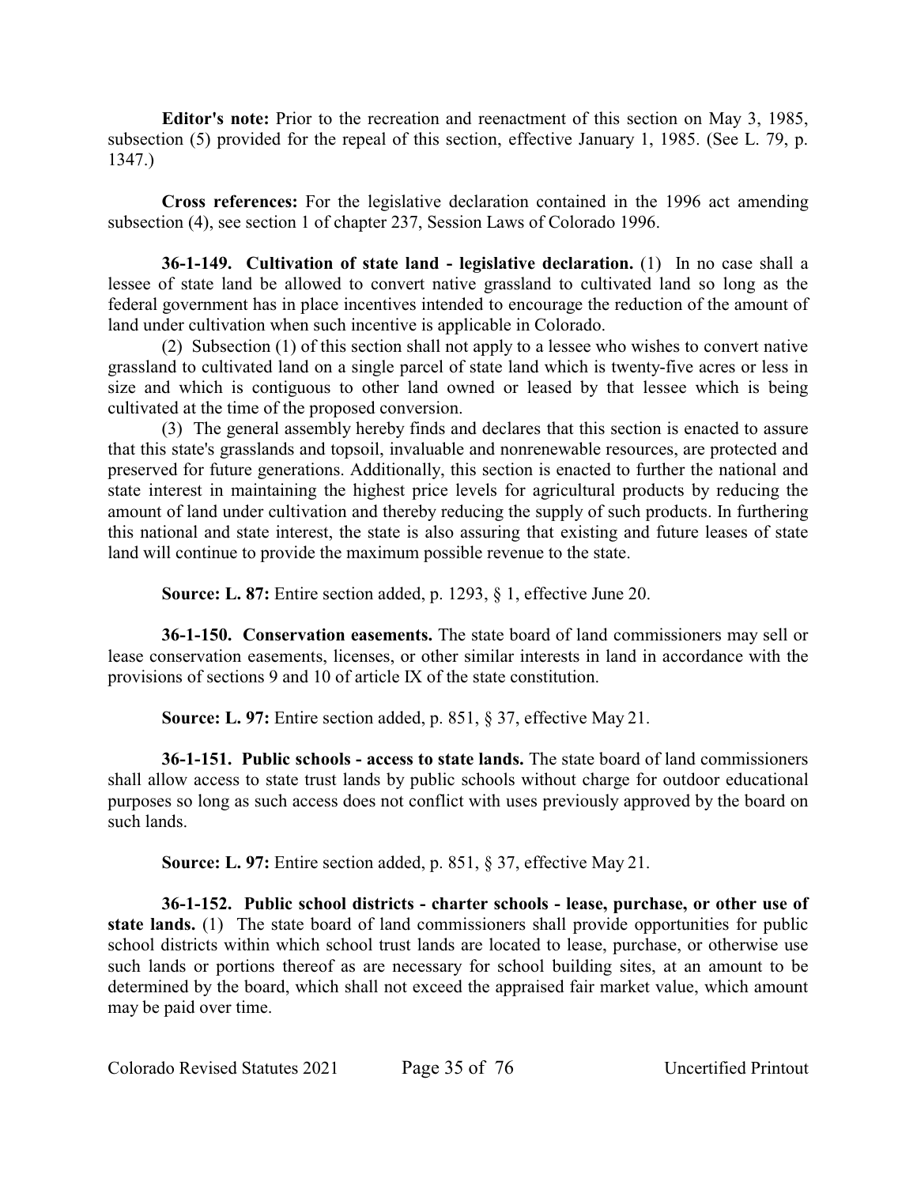**Editor's note:** Prior to the recreation and reenactment of this section on May 3, 1985, subsection (5) provided for the repeal of this section, effective January 1, 1985. (See L. 79, p. 1347.)

**Cross references:** For the legislative declaration contained in the 1996 act amending subsection (4), see section 1 of chapter 237, Session Laws of Colorado 1996.

**36-1-149. Cultivation of state land - legislative declaration.** (1) In no case shall a lessee of state land be allowed to convert native grassland to cultivated land so long as the federal government has in place incentives intended to encourage the reduction of the amount of land under cultivation when such incentive is applicable in Colorado.

(2) Subsection (1) of this section shall not apply to a lessee who wishes to convert native grassland to cultivated land on a single parcel of state land which is twenty-five acres or less in size and which is contiguous to other land owned or leased by that lessee which is being cultivated at the time of the proposed conversion.

(3) The general assembly hereby finds and declares that this section is enacted to assure that this state's grasslands and topsoil, invaluable and nonrenewable resources, are protected and preserved for future generations. Additionally, this section is enacted to further the national and state interest in maintaining the highest price levels for agricultural products by reducing the amount of land under cultivation and thereby reducing the supply of such products. In furthering this national and state interest, the state is also assuring that existing and future leases of state land will continue to provide the maximum possible revenue to the state.

**Source: L. 87:** Entire section added, p. 1293, § 1, effective June 20.

**36-1-150. Conservation easements.** The state board of land commissioners may sell or lease conservation easements, licenses, or other similar interests in land in accordance with the provisions of sections 9 and 10 of article IX of the state constitution.

**Source: L. 97:** Entire section added, p. 851, § 37, effective May 21.

**36-1-151. Public schools - access to state lands.** The state board of land commissioners shall allow access to state trust lands by public schools without charge for outdoor educational purposes so long as such access does not conflict with uses previously approved by the board on such lands.

**Source: L. 97:** Entire section added, p. 851, § 37, effective May 21.

**36-1-152. Public school districts - charter schools - lease, purchase, or other use of state lands.** (1) The state board of land commissioners shall provide opportunities for public school districts within which school trust lands are located to lease, purchase, or otherwise use such lands or portions thereof as are necessary for school building sites, at an amount to be determined by the board, which shall not exceed the appraised fair market value, which amount may be paid over time.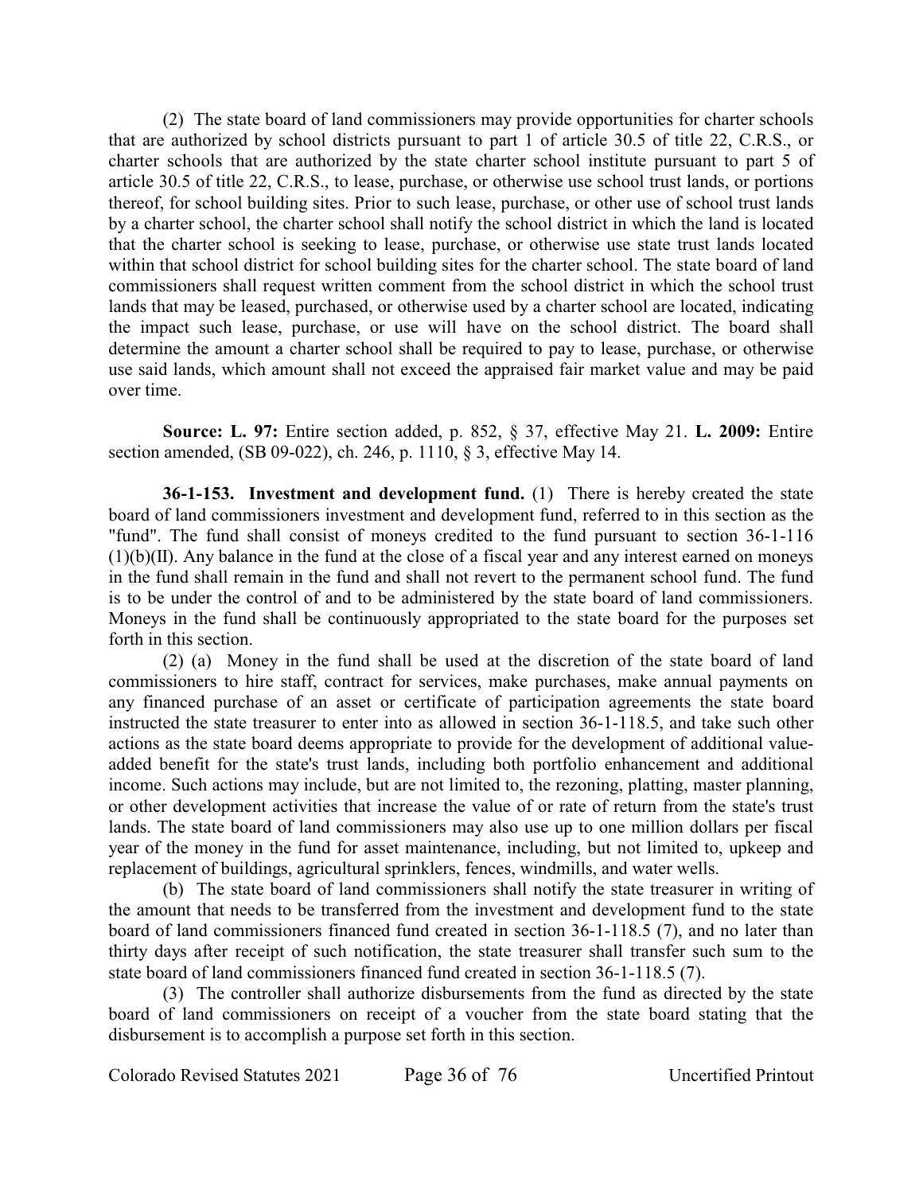(2) The state board of land commissioners may provide opportunities for charter schools that are authorized by school districts pursuant to part 1 of article 30.5 of title 22, C.R.S., or charter schools that are authorized by the state charter school institute pursuant to part 5 of article 30.5 of title 22, C.R.S., to lease, purchase, or otherwise use school trust lands, or portions thereof, for school building sites. Prior to such lease, purchase, or other use of school trust lands by a charter school, the charter school shall notify the school district in which the land is located that the charter school is seeking to lease, purchase, or otherwise use state trust lands located within that school district for school building sites for the charter school. The state board of land commissioners shall request written comment from the school district in which the school trust lands that may be leased, purchased, or otherwise used by a charter school are located, indicating the impact such lease, purchase, or use will have on the school district. The board shall determine the amount a charter school shall be required to pay to lease, purchase, or otherwise use said lands, which amount shall not exceed the appraised fair market value and may be paid over time.

**Source: L. 97:** Entire section added, p. 852, § 37, effective May 21. **L. 2009:** Entire section amended, (SB 09-022), ch. 246, p. 1110, § 3, effective May 14.

**36-1-153. Investment and development fund.** (1) There is hereby created the state board of land commissioners investment and development fund, referred to in this section as the "fund". The fund shall consist of moneys credited to the fund pursuant to section 36-1-116 (1)(b)(II). Any balance in the fund at the close of a fiscal year and any interest earned on moneys in the fund shall remain in the fund and shall not revert to the permanent school fund. The fund is to be under the control of and to be administered by the state board of land commissioners. Moneys in the fund shall be continuously appropriated to the state board for the purposes set forth in this section.

(2) (a) Money in the fund shall be used at the discretion of the state board of land commissioners to hire staff, contract for services, make purchases, make annual payments on any financed purchase of an asset or certificate of participation agreements the state board instructed the state treasurer to enter into as allowed in section 36-1-118.5, and take such other actions as the state board deems appropriate to provide for the development of additional value-added benefit for the state's trust lands, including both portfolio enhancement and additional income. Such actions may include, but are not limited to, the rezoning, platting, master planning, or other development activities that increase the value of or rate of return from the state's trust lands. The state board of land commissioners may also use up to one million dollars per fiscal year of the money in the fund for asset maintenance, including, but not limited to, upkeep and replacement of buildings, agricultural sprinklers, fences, windmills, and water wells.

(b) The state board of land commissioners shall notify the state treasurer in writing of the amount that needs to be transferred from the investment and development fund to the state board of land commissioners financed fund created in section 36-1-118.5 (7), and no later than thirty days after receipt of such notification, the state treasurer shall transfer such sum to the state board of land commissioners financed fund created in section 36-1-118.5 (7).

(3) The controller shall authorize disbursements from the fund as directed by the state board of land commissioners on receipt of a voucher from the state board stating that the disbursement is to accomplish a purpose set forth in this section.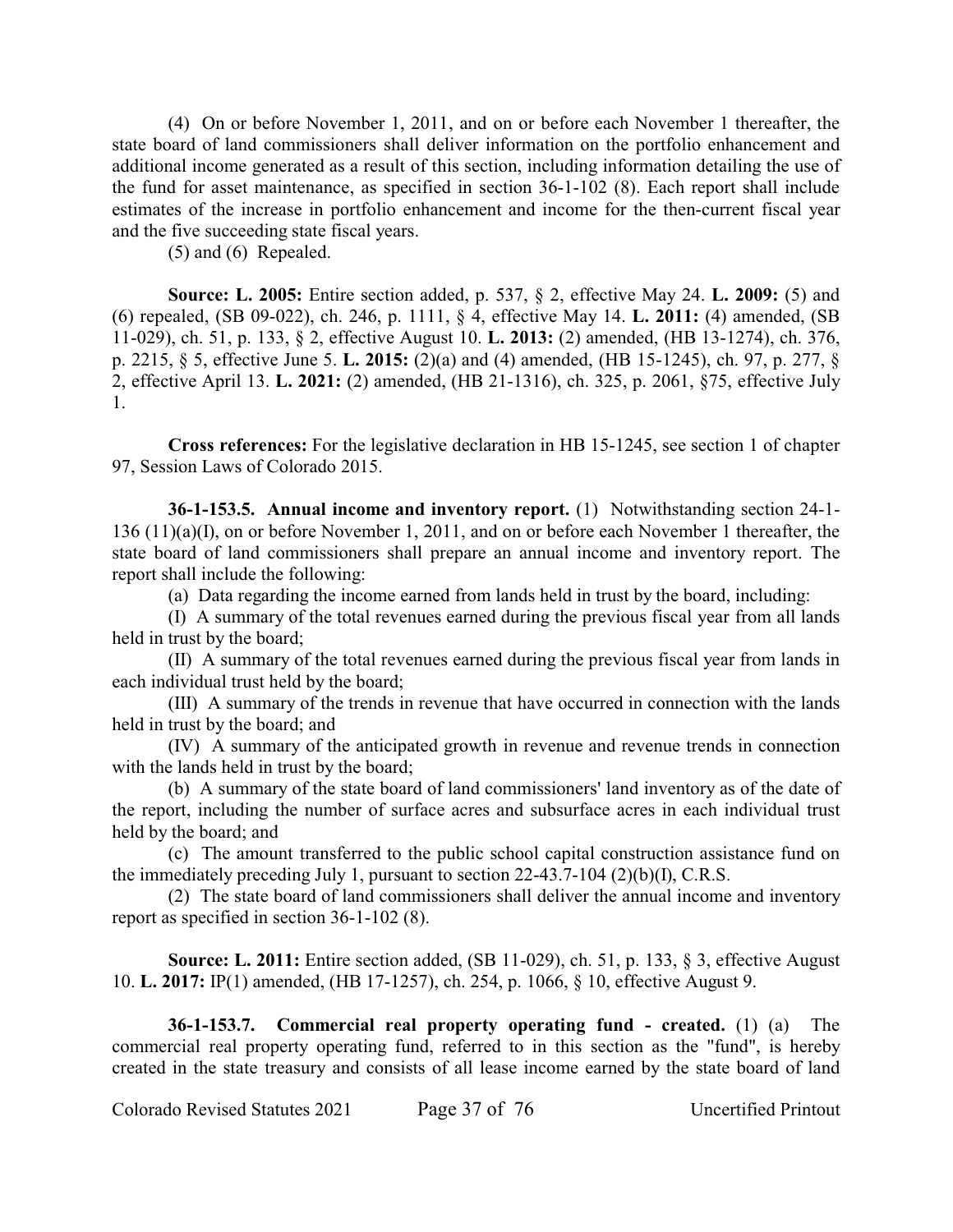(4) On or before November 1, 2011, and on or before each November 1 thereafter, the state board of land commissioners shall deliver information on the portfolio enhancement and additional income generated as a result of this section, including information detailing the use of the fund for asset maintenance, as specified in section 36-1-102 (8). Each report shall include estimates of the increase in portfolio enhancement and income for the then-current fiscal year and the five succeeding state fiscal years.

(5) and (6) Repealed.

**Source: L. 2005:** Entire section added, p. 537, § 2, effective May 24. **L. 2009:** (5) and (6) repealed, (SB 09-022), ch. 246, p. 1111, § 4, effective May 14. **L. 2011:** (4) amended, (SB 11-029), ch. 51, p. 133, § 2, effective August 10. **L. 2013:** (2) amended, (HB 13-1274), ch. 376, p. 2215, § 5, effective June 5. **L. 2015:** (2)(a) and (4) amended, (HB 15-1245), ch. 97, p. 277, § 2, effective April 13. **L. 2021:** (2) amended, (HB 21-1316), ch. 325, p. 2061, §75, effective July 1.

**Cross references:** For the legislative declaration in HB 15-1245, see section 1 of chapter 97, Session Laws of Colorado 2015.

**36-1-153.5. Annual income and inventory report.** (1) Notwithstanding section 24-1-136 (11)(a)(I), on or before November 1, 2011, and on or before each November 1 thereafter, the state board of land commissioners shall prepare an annual income and inventory report. The report shall include the following:

(a) Data regarding the income earned from lands held in trust by the board, including:

(I) A summary of the total revenues earned during the previous fiscal year from all lands held in trust by the board;

(II) A summary of the total revenues earned during the previous fiscal year from lands in each individual trust held by the board;

(III) A summary of the trends in revenue that have occurred in connection with the lands held in trust by the board; and

(IV) A summary of the anticipated growth in revenue and revenue trends in connection with the lands held in trust by the board;

(b) A summary of the state board of land commissioners' land inventory as of the date of the report, including the number of surface acres and subsurface acres in each individual trust held by the board; and

(c) The amount transferred to the public school capital construction assistance fund on the immediately preceding July 1, pursuant to section 22-43.7-104 (2)(b)(I), C.R.S.

(2) The state board of land commissioners shall deliver the annual income and inventory report as specified in section 36-1-102 (8).

**Source: L. 2011:** Entire section added, (SB 11-029), ch. 51, p. 133, § 3, effective August 10. **L. 2017:** IP(1) amended, (HB 17-1257), ch. 254, p. 1066, § 10, effective August 9.

**36-1-153.7. Commercial real property operating fund - created.** (1) (a) The commercial real property operating fund, referred to in this section as the "fund", is hereby created in the state treasury and consists of all lease income earned by the state board of land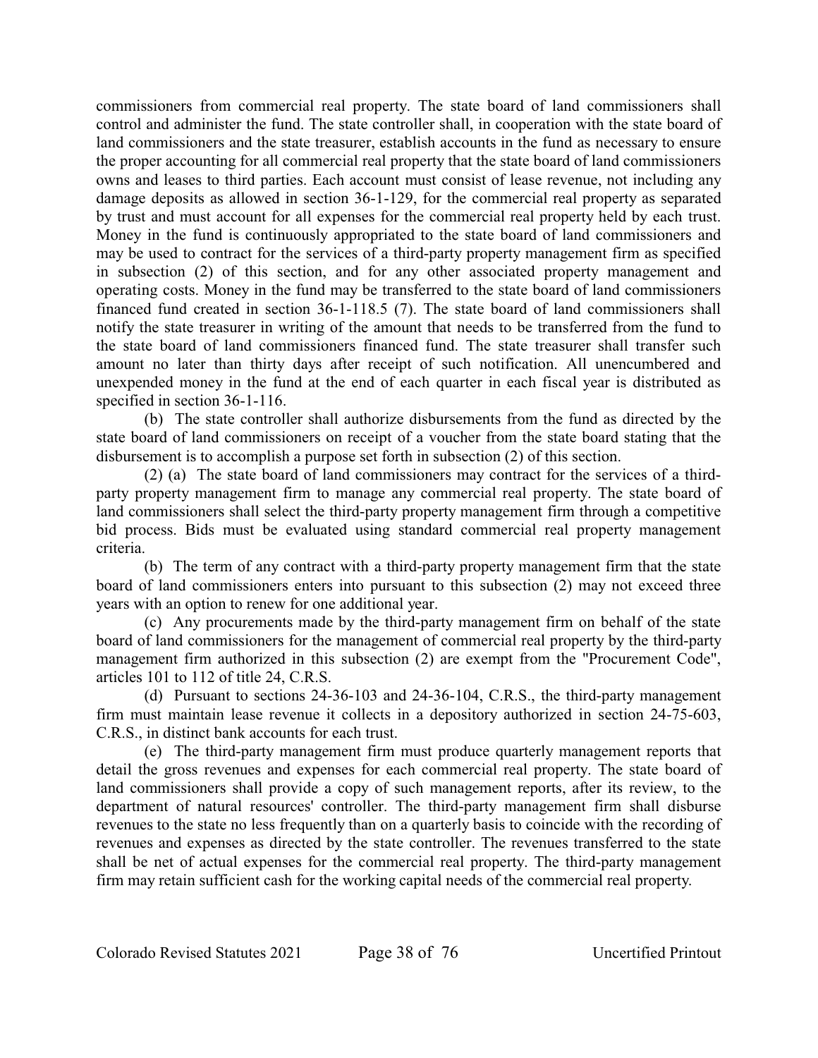commissioners from commercial real property. The state board of land commissioners shall control and administer the fund. The state controller shall, in cooperation with the state board of land commissioners and the state treasurer, establish accounts in the fund as necessary to ensure the proper accounting for all commercial real property that the state board of land commissioners owns and leases to third parties. Each account must consist of lease revenue, not including any damage deposits as allowed in section 36-1-129, for the commercial real property as separated by trust and must account for all expenses for the commercial real property held by each trust. Money in the fund is continuously appropriated to the state board of land commissioners and may be used to contract for the services of a third-party property management firm as specified in subsection (2) of this section, and for any other associated property management and operating costs. Money in the fund may be transferred to the state board of land commissioners financed fund created in section 36-1-118.5 (7). The state board of land commissioners shall notify the state treasurer in writing of the amount that needs to be transferred from the fund to the state board of land commissioners financed fund. The state treasurer shall transfer such amount no later than thirty days after receipt of such notification. All unencumbered and unexpended money in the fund at the end of each quarter in each fiscal year is distributed as specified in section 36-1-116.

(b) The state controller shall authorize disbursements from the fund as directed by the state board of land commissioners on receipt of a voucher from the state board stating that the disbursement is to accomplish a purpose set forth in subsection (2) of this section.

(2) (a) The state board of land commissioners may contract for the services of a third-party property management firm to manage any commercial real property. The state board of land commissioners shall select the third-party property management firm through a competitive bid process. Bids must be evaluated using standard commercial real property management criteria.

(b) The term of any contract with a third-party property management firm that the state board of land commissioners enters into pursuant to this subsection (2) may not exceed three years with an option to renew for one additional year.

(c) Any procurements made by the third-party management firm on behalf of the state board of land commissioners for the management of commercial real property by the third-party management firm authorized in this subsection (2) are exempt from the "Procurement Code", articles 101 to 112 of title 24, C.R.S.

(d) Pursuant to sections 24-36-103 and 24-36-104, C.R.S., the third-party management firm must maintain lease revenue it collects in a depository authorized in section 24-75-603, C.R.S., in distinct bank accounts for each trust.

(e) The third-party management firm must produce quarterly management reports that detail the gross revenues and expenses for each commercial real property. The state board of land commissioners shall provide a copy of such management reports, after its review, to the department of natural resources' controller. The third-party management firm shall disburse revenues to the state no less frequently than on a quarterly basis to coincide with the recording of revenues and expenses as directed by the state controller. The revenues transferred to the state shall be net of actual expenses for the commercial real property. The third-party management firm may retain sufficient cash for the working capital needs of the commercial real property.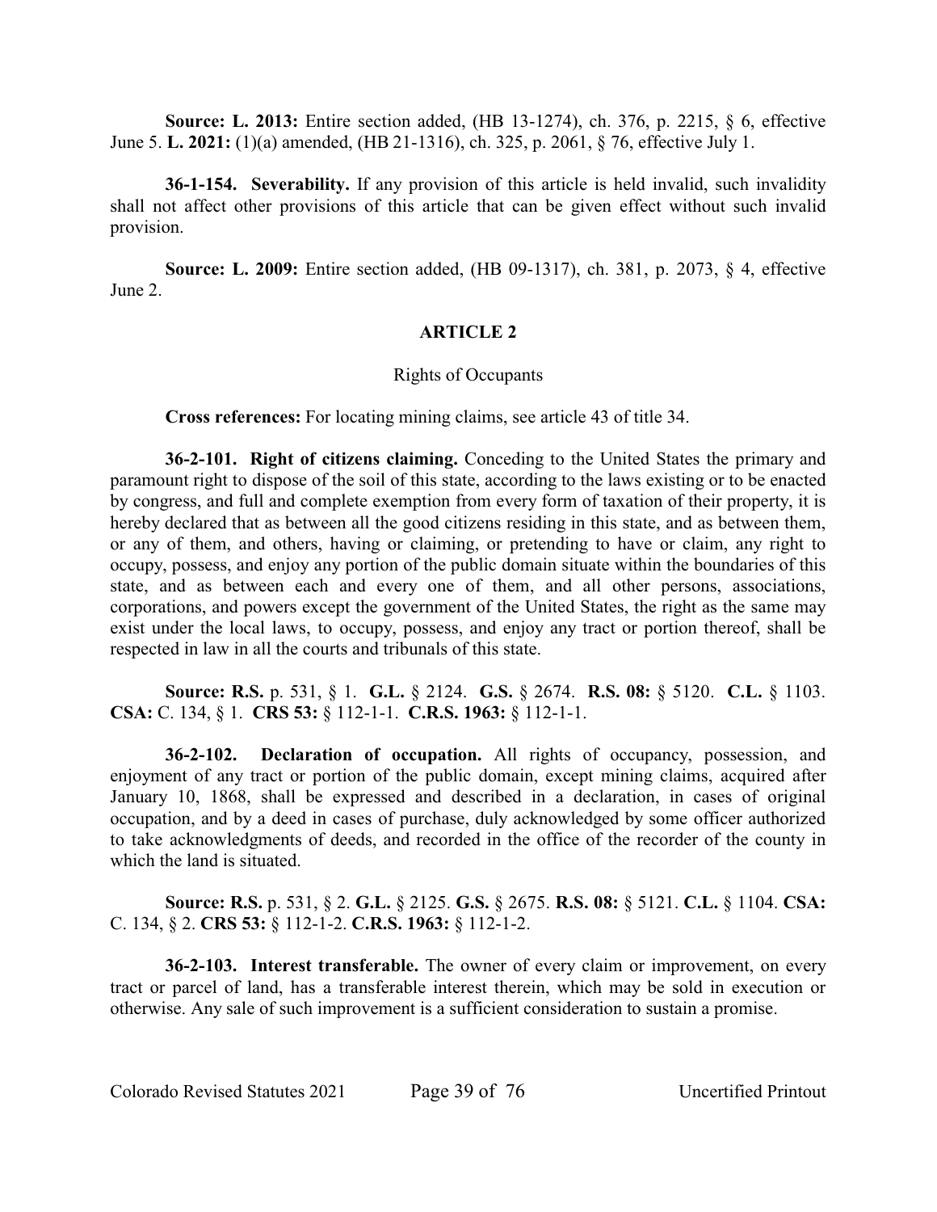**Source: L. 2013:** Entire section added, (HB 13-1274), ch. 376, p. 2215, § 6, effective June 5. **L. 2021:** (1)(a) amended, (HB 21-1316), ch. 325, p. 2061, § 76, effective July 1.

**36-1-154. Severability.** If any provision of this article is held invalid, such invalidity shall not affect other provisions of this article that can be given effect without such invalid provision.

**Source: L. 2009:** Entire section added, (HB 09-1317), ch. 381, p. 2073, § 4, effective June 2.

## ARTICLE 2

### Rights of Occupants

**Cross references:** For locating mining claims, see article 43 of title 34.

**36-2-101. Right of citizens claiming.** Conceding to the United States the primary and paramount right to dispose of the soil of this state, according to the laws existing or to be enacted by congress, and full and complete exemption from every form of taxation of their property, it is hereby declared that as between all the good citizens residing in this state, and as between them, or any of them, and others, having or claiming, or pretending to have or claim, any right to occupy, possess, and enjoy any portion of the public domain situate within the boundaries of this state, and as between each and every one of them, and all other persons, associations, corporations, and powers except the government of the United States, the right as the same may exist under the local laws, to occupy, possess, and enjoy any tract or portion thereof, shall be respected in law in all the courts and tribunals of this state.

**Source: R.S.** p. 531, § 1. **G.L.** § 2124. **G.S.** § 2674. **R.S. 08:** § 5120. **C.L.** § 1103. **CSA:** C. 134, § 1. **CRS 53:** § 112-1-1. **C.R.S. 1963:** § 112-1-1.

**36-2-102. Declaration of occupation.** All rights of occupancy, possession, and enjoyment of any tract or portion of the public domain, except mining claims, acquired after January 10, 1868, shall be expressed and described in a declaration, in cases of original occupation, and by a deed in cases of purchase, duly acknowledged by some officer authorized to take acknowledgments of deeds, and recorded in the office of the recorder of the county in which the land is situated.

**Source: R.S.** p. 531, § 2. **G.L.** § 2125. **G.S.** § 2675. **R.S. 08:** § 5121. **C.L.** § 1104. **CSA:** C. 134, § 2. **CRS 53:** § 112-1-2. **C.R.S. 1963:** § 112-1-2.

**36-2-103. Interest transferable.** The owner of every claim or improvement, on every tract or parcel of land, has a transferable interest therein, which may be sold in execution or otherwise. Any sale of such improvement is a sufficient consideration to sustain a promise.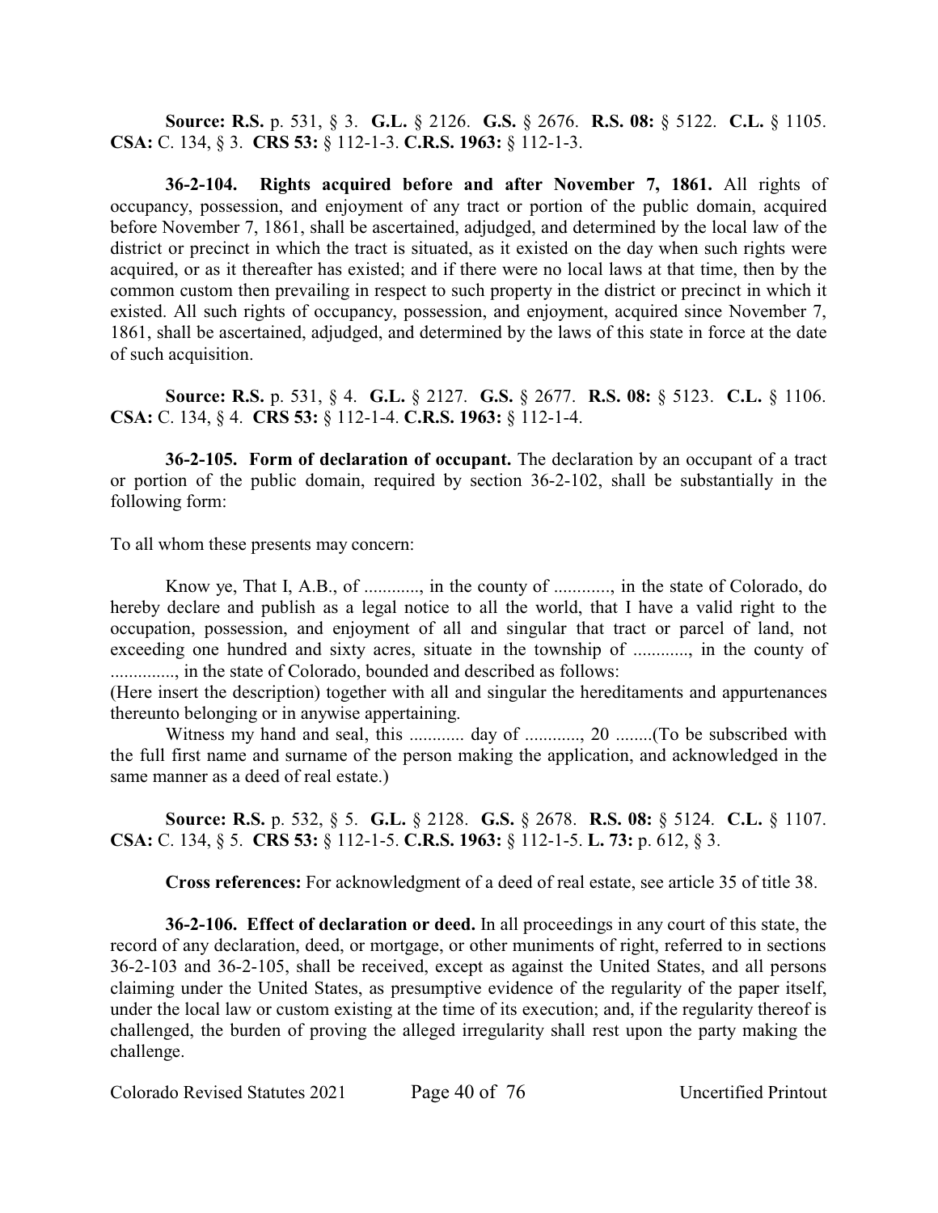**Source: R.S.** p. 531, § 3. **G.L.** § 2126. **G.S.** § 2676. **R.S. 08:** § 5122. **C.L.** § 1105. **CSA:** C. 134, § 3. **CRS 53:** § 112-1-3. **C.R.S. 1963:** § 112-1-3.

**36-2-104. Rights acquired before and after November 7, 1861.** All rights of occupancy, possession, and enjoyment of any tract or portion of the public domain, acquired before November 7, 1861, shall be ascertained, adjudged, and determined by the local law of the district or precinct in which the tract is situated, as it existed on the day when such rights were acquired, or as it thereafter has existed; and if there were no local laws at that time, then by the common custom then prevailing in respect to such property in the district or precinct in which it existed. All such rights of occupancy, possession, and enjoyment, acquired since November 7, 1861, shall be ascertained, adjudged, and determined by the laws of this state in force at the date of such acquisition.

**Source: R.S.** p. 531, § 4. **G.L.** § 2127. **G.S.** § 2677. **R.S. 08:** § 5123. **C.L.** § 1106. **CSA:** C. 134, § 4. **CRS 53:** § 112-1-4. **C.R.S. 1963:** § 112-1-4.

**36-2-105. Form of declaration of occupant.** The declaration by an occupant of a tract or portion of the public domain, required by section 36-2-102, shall be substantially in the following form:

To all whom these presents may concern:

Know ye, That I, A.B., of ............, in the county of ............, in the state of Colorado, do hereby declare and publish as a legal notice to all the world, that I have a valid right to the occupation, possession, and enjoyment of all and singular that tract or parcel of land, not exceeding one hundred and sixty acres, situate in the township of ............, in the county of .............., in the state of Colorado, bounded and described as follows:

(Here insert the description) together with all and singular the hereditaments and appurtenances thereunto belonging or in anywise appertaining.

Witness my hand and seal, this ............ day of ............, 20 ........(To be subscribed with the full first name and surname of the person making the application, and acknowledged in the same manner as a deed of real estate.)

**Source: R.S.** p. 532, § 5. **G.L.** § 2128. **G.S.** § 2678. **R.S. 08:** § 5124. **C.L.** § 1107. **CSA:** C. 134, § 5. **CRS 53:** § 112-1-5. **C.R.S. 1963:** § 112-1-5. **L. 73:** p. 612, § 3.

**Cross references:** For acknowledgment of a deed of real estate, see article 35 of title 38.

**36-2-106. Effect of declaration or deed.** In all proceedings in any court of this state, the record of any declaration, deed, or mortgage, or other muniments of right, referred to in sections 36-2-103 and 36-2-105, shall be received, except as against the United States, and all persons claiming under the United States, as presumptive evidence of the regularity of the paper itself, under the local law or custom existing at the time of its execution; and, if the regularity thereof is challenged, the burden of proving the alleged irregularity shall rest upon the party making the challenge.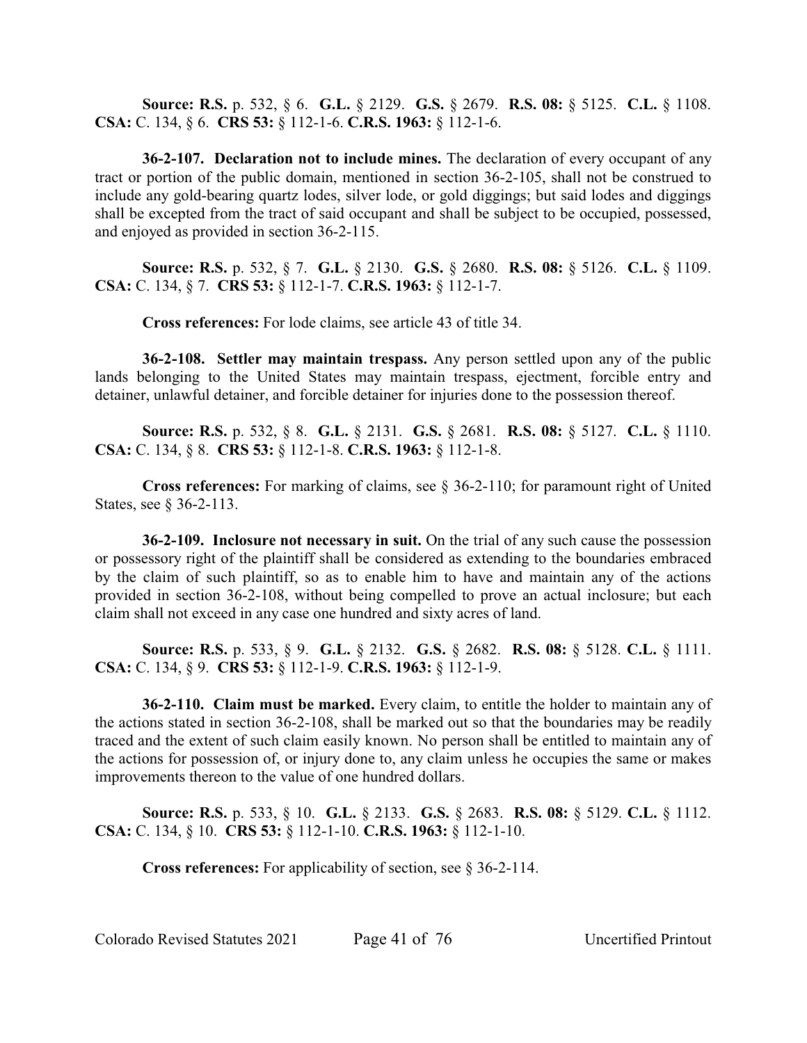**Source:** **R.S.** p. 532, § 6. **G.L.** § 2129. **G.S.** § 2679. **R.S. 08:** § 5125. **C.L.** § 1108. **CSA:** C. 134, § 6. **CRS 53:** § 112-1-6. **C.R.S. 1963:** § 112-1-6.

**36-2-107. Declaration not to include mines.** The declaration of every occupant of any tract or portion of the public domain, mentioned in section 36-2-105, shall not be construed to include any gold-bearing quartz lodes, silver lode, or gold diggings; but said lodes and diggings shall be excepted from the tract of said occupant and shall be subject to be occupied, possessed, and enjoyed as provided in section 36-2-115.

**Source:** **R.S.** p. 532, § 7. **G.L.** § 2130. **G.S.** § 2680. **R.S. 08:** § 5126. **C.L.** § 1109. **CSA:** C. 134, § 7. **CRS 53:** § 112-1-7. **C.R.S. 1963:** § 112-1-7.

**Cross references:** For lode claims, see article 43 of title 34.

**36-2-108. Settler may maintain trespass.** Any person settled upon any of the public lands belonging to the United States may maintain trespass, ejectment, forcible entry and detainer, unlawful detainer, and forcible detainer for injuries done to the possession thereof.

**Source:** **R.S.** p. 532, § 8. **G.L.** § 2131. **G.S.** § 2681. **R.S. 08:** § 5127. **C.L.** § 1110. **CSA:** C. 134, § 8. **CRS 53:** § 112-1-8. **C.R.S. 1963:** § 112-1-8.

**Cross references:** For marking of claims, see § 36-2-110; for paramount right of United States, see § 36-2-113.

**36-2-109. Inclosure not necessary in suit.** On the trial of any such cause the possession or possessory right of the plaintiff shall be considered as extending to the boundaries embraced by the claim of such plaintiff, so as to enable him to have and maintain any of the actions provided in section 36-2-108, without being compelled to prove an actual inclosure; but each claim shall not exceed in any case one hundred and sixty acres of land.

**Source:** **R.S.** p. 533, § 9. **G.L.** § 2132. **G.S.** § 2682. **R.S. 08:** § 5128. **C.L.** § 1111. **CSA:** C. 134, § 9. **CRS 53:** § 112-1-9. **C.R.S. 1963:** § 112-1-9.

**36-2-110. Claim must be marked.** Every claim, to entitle the holder to maintain any of the actions stated in section 36-2-108, shall be marked out so that the boundaries may be readily traced and the extent of such claim easily known. No person shall be entitled to maintain any of the actions for possession of, or injury done to, any claim unless he occupies the same or makes improvements thereon to the value of one hundred dollars.

**Source:** **R.S.** p. 533, § 10. **G.L.** § 2133. **G.S.** § 2683. **R.S. 08:** § 5129. **C.L.** § 1112. **CSA:** C. 134, § 10. **CRS 53:** § 112-1-10. **C.R.S. 1963:** § 112-1-10.

**Cross references:** For applicability of section, see § 36-2-114.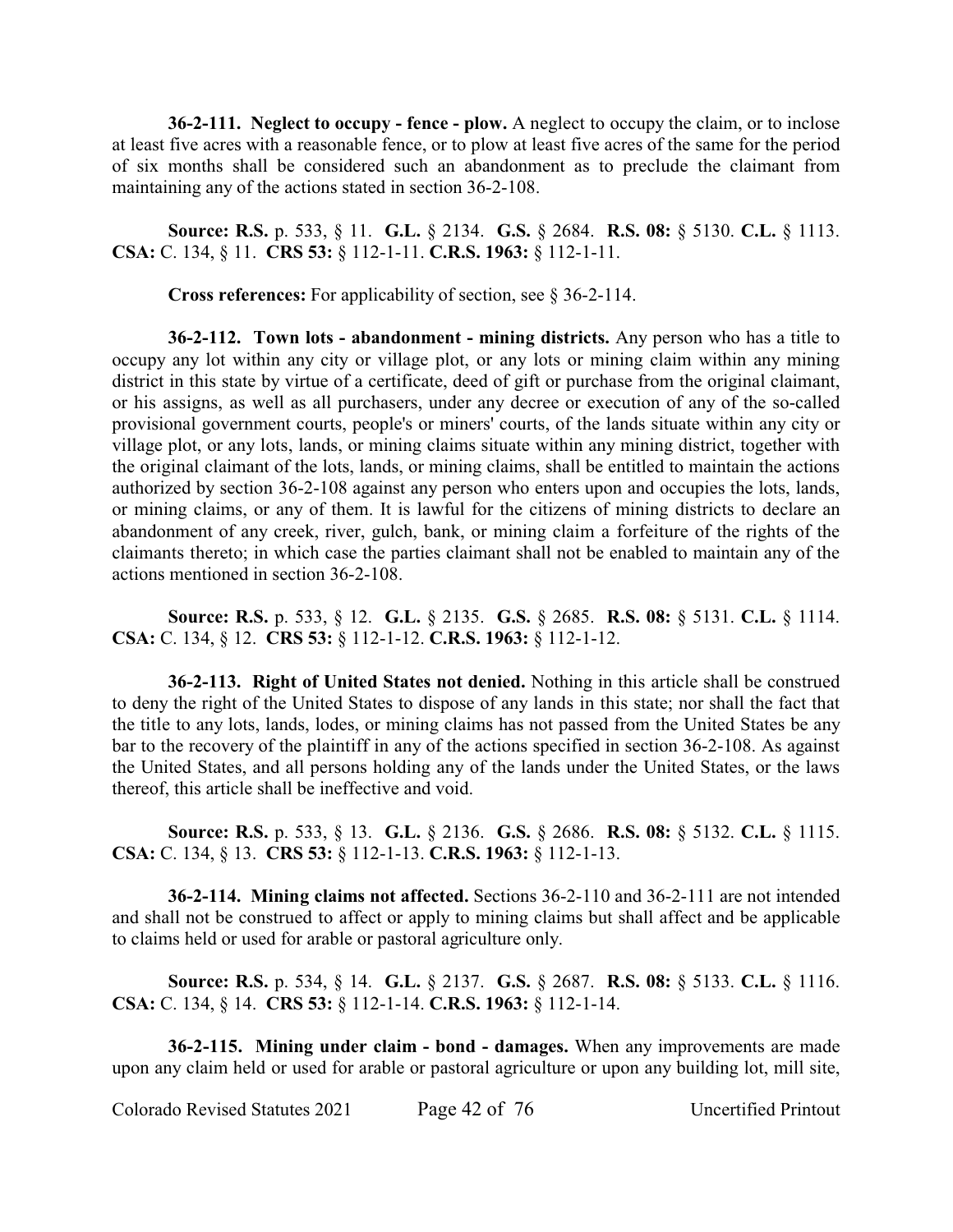**36-2-111. Neglect to occupy - fence - plow.** A neglect to occupy the claim, or to inclose at least five acres with a reasonable fence, or to plow at least five acres of the same for the period of six months shall be considered such an abandonment as to preclude the claimant from maintaining any of the actions stated in section 36-2-108.

**Source: R.S.** p. 533, § 11. **G.L.** § 2134. **G.S.** § 2684. **R.S. 08:** § 5130. **C.L.** § 1113. **CSA:** C. 134, § 11. **CRS 53:** § 112-1-11. **C.R.S. 1963:** § 112-1-11.

**Cross references:** For applicability of section, see § 36-2-114.

**36-2-112. Town lots - abandonment - mining districts.** Any person who has a title to occupy any lot within any city or village plot, or any lots or mining claim within any mining district in this state by virtue of a certificate, deed of gift or purchase from the original claimant, or his assigns, as well as all purchasers, under any decree or execution of any of the so-called provisional government courts, people's or miners' courts, of the lands situate within any city or village plot, or any lots, lands, or mining claims situate within any mining district, together with the original claimant of the lots, lands, or mining claims, shall be entitled to maintain the actions authorized by section 36-2-108 against any person who enters upon and occupies the lots, lands, or mining claims, or any of them. It is lawful for the citizens of mining districts to declare an abandonment of any creek, river, gulch, bank, or mining claim a forfeiture of the rights of the claimants thereto; in which case the parties claimant shall not be enabled to maintain any of the actions mentioned in section 36-2-108.

**Source: R.S.** p. 533, § 12. **G.L.** § 2135. **G.S.** § 2685. **R.S. 08:** § 5131. **C.L.** § 1114. **CSA:** C. 134, § 12. **CRS 53:** § 112-1-12. **C.R.S. 1963:** § 112-1-12.

**36-2-113. Right of United States not denied.** Nothing in this article shall be construed to deny the right of the United States to dispose of any lands in this state; nor shall the fact that the title to any lots, lands, lodes, or mining claims has not passed from the United States be any bar to the recovery of the plaintiff in any of the actions specified in section 36-2-108. As against the United States, and all persons holding any of the lands under the United States, or the laws thereof, this article shall be ineffective and void.

**Source: R.S.** p. 533, § 13. **G.L.** § 2136. **G.S.** § 2686. **R.S. 08:** § 5132. **C.L.** § 1115. **CSA:** C. 134, § 13. **CRS 53:** § 112-1-13. **C.R.S. 1963:** § 112-1-13.

**36-2-114. Mining claims not affected.** Sections 36-2-110 and 36-2-111 are not intended and shall not be construed to affect or apply to mining claims but shall affect and be applicable to claims held or used for arable or pastoral agriculture only.

**Source: R.S.** p. 534, § 14. **G.L.** § 2137. **G.S.** § 2687. **R.S. 08:** § 5133. **C.L.** § 1116. **CSA:** C. 134, § 14. **CRS 53:** § 112-1-14. **C.R.S. 1963:** § 112-1-14.

**36-2-115. Mining under claim - bond - damages.** When any improvements are made upon any claim held or used for arable or pastoral agriculture or upon any building lot, mill site,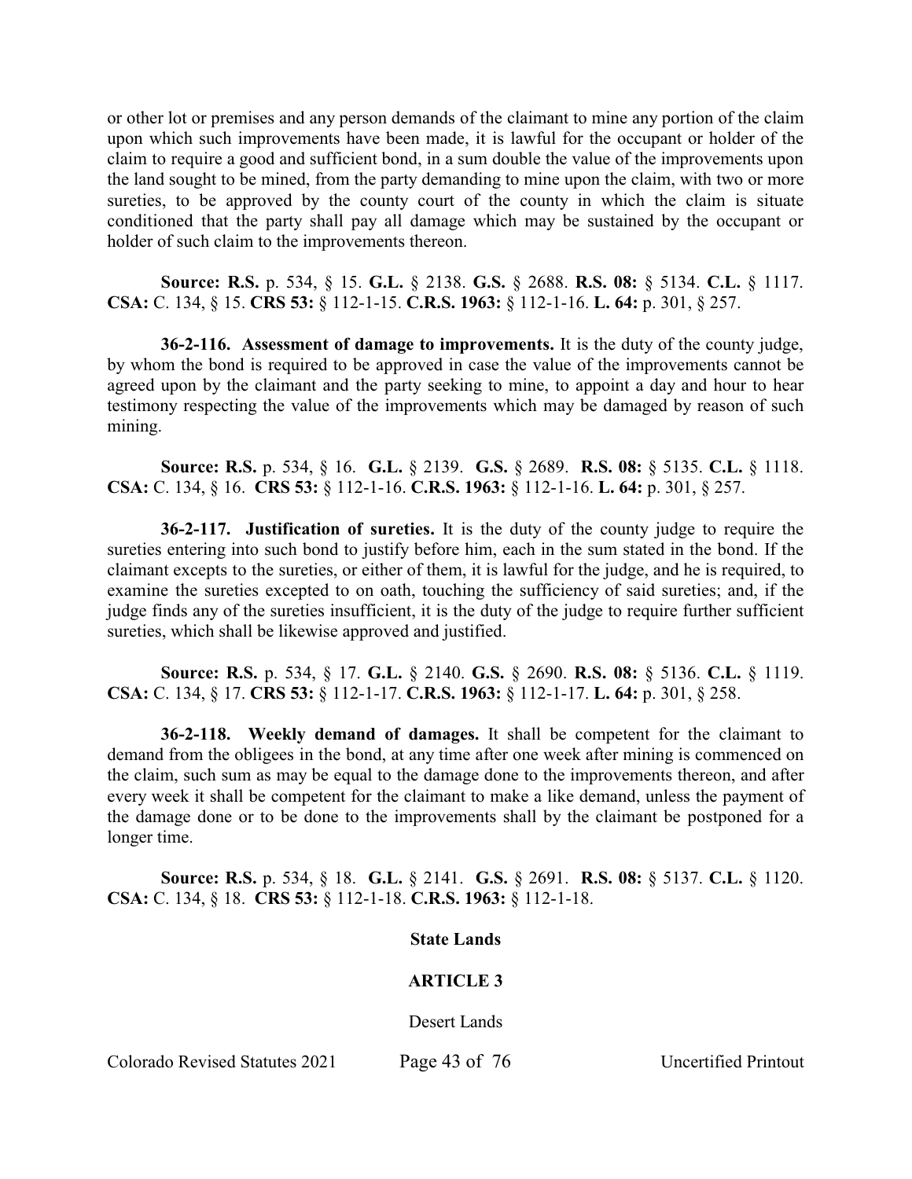or other lot or premises and any person demands of the claimant to mine any portion of the claim upon which such improvements have been made, it is lawful for the occupant or holder of the claim to require a good and sufficient bond, in a sum double the value of the improvements upon the land sought to be mined, from the party demanding to mine upon the claim, with two or more sureties, to be approved by the county court of the county in which the claim is situate conditioned that the party shall pay all damage which may be sustained by the occupant or holder of such claim to the improvements thereon.

**Source: R.S.** p. 534, § 15. **G.L.** § 2138. **G.S.** § 2688. **R.S. 08:** § 5134. **C.L.** § 1117. **CSA:** C. 134, § 15. **CRS 53:** § 112-1-15. **C.R.S. 1963:** § 112-1-16. **L. 64:** p. 301, § 257.

**36-2-116. Assessment of damage to improvements.** It is the duty of the county judge, by whom the bond is required to be approved in case the value of the improvements cannot be agreed upon by the claimant and the party seeking to mine, to appoint a day and hour to hear testimony respecting the value of the improvements which may be damaged by reason of such mining.

**Source: R.S.** p. 534, § 16. **G.L.** § 2139. **G.S.** § 2689. **R.S. 08:** § 5135. **C.L.** § 1118. **CSA:** C. 134, § 16. **CRS 53:** § 112-1-16. **C.R.S. 1963:** § 112-1-16. **L. 64:** p. 301, § 257.

**36-2-117. Justification of sureties.** It is the duty of the county judge to require the sureties entering into such bond to justify before him, each in the sum stated in the bond. If the claimant excepts to the sureties, or either of them, it is lawful for the judge, and he is required, to examine the sureties excepted to on oath, touching the sufficiency of said sureties; and, if the judge finds any of the sureties insufficient, it is the duty of the judge to require further sufficient sureties, which shall be likewise approved and justified.

**Source: R.S.** p. 534, § 17. **G.L.** § 2140. **G.S.** § 2690. **R.S. 08:** § 5136. **C.L.** § 1119. **CSA:** C. 134, § 17. **CRS 53:** § 112-1-17. **C.R.S. 1963:** § 112-1-17. **L. 64:** p. 301, § 258.

**36-2-118. Weekly demand of damages.** It shall be competent for the claimant to demand from the obligees in the bond, at any time after one week after mining is commenced on the claim, such sum as may be equal to the damage done to the improvements thereon, and after every week it shall be competent for the claimant to make a like demand, unless the payment of the damage done or to be done to the improvements shall by the claimant be postponed for a longer time.

**Source: R.S.** p. 534, § 18. **G.L.** § 2141. **G.S.** § 2691. **R.S. 08:** § 5137. **C.L.** § 1120. **CSA:** C. 134, § 18. **CRS 53:** § 112-1-18. **C.R.S. 1963:** § 112-1-18.

## State Lands

## ARTICLE 3

Desert Lands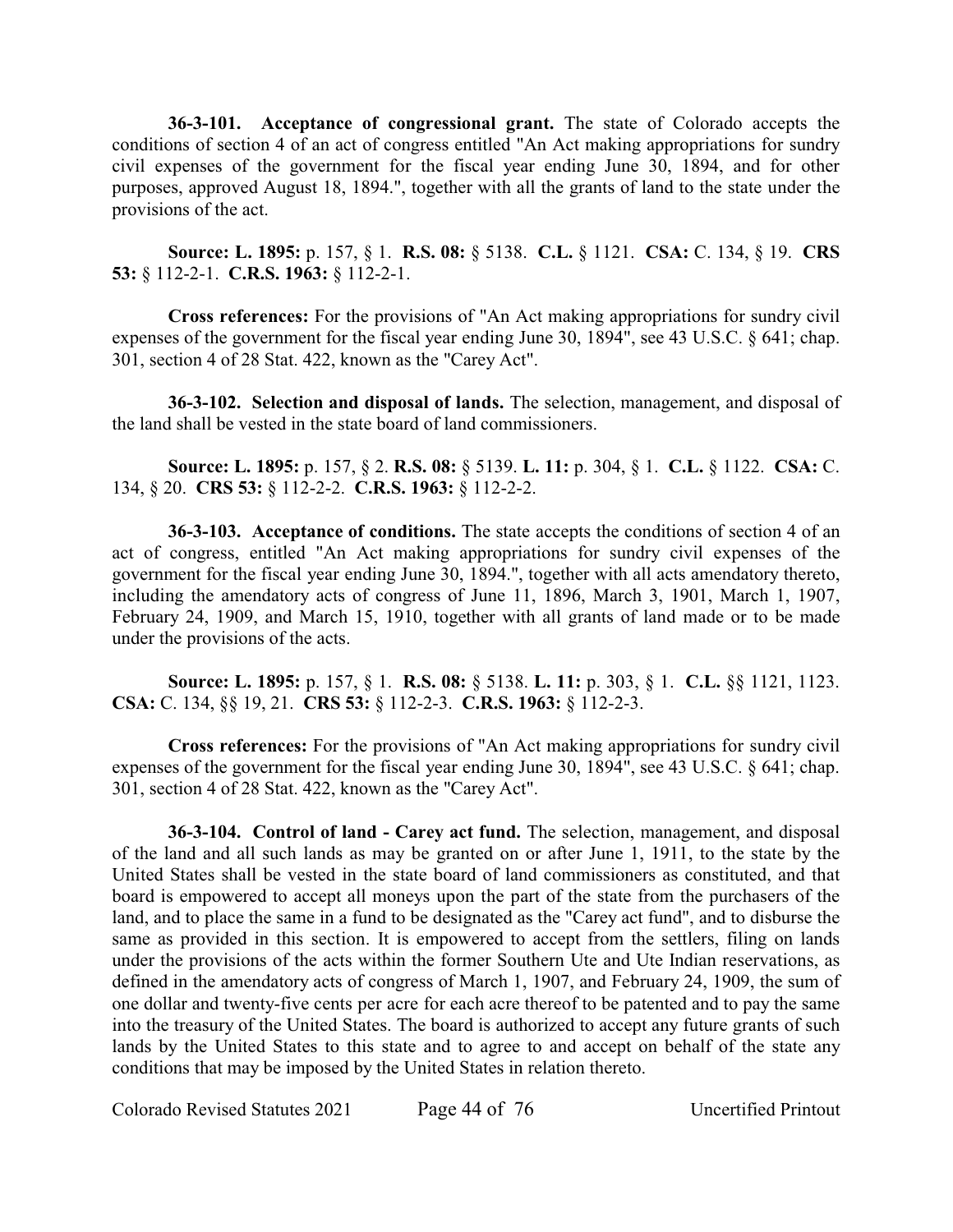**36-3-101. Acceptance of congressional grant.** The state of Colorado accepts the conditions of section 4 of an act of congress entitled "An Act making appropriations for sundry civil expenses of the government for the fiscal year ending June 30, 1894, and for other purposes, approved August 18, 1894.", together with all the grants of land to the state under the provisions of the act.

**Source: L. 1895:** p. 157, § 1. **R.S. 08:** § 5138. **C.L.** § 1121. **CSA:** C. 134, § 19. **CRS 53:** § 112-2-1. **C.R.S. 1963:** § 112-2-1.

**Cross references:** For the provisions of "An Act making appropriations for sundry civil expenses of the government for the fiscal year ending June 30, 1894", see 43 U.S.C. § 641; chap. 301, section 4 of 28 Stat. 422, known as the "Carey Act".

**36-3-102. Selection and disposal of lands.** The selection, management, and disposal of the land shall be vested in the state board of land commissioners.

**Source: L. 1895:** p. 157, § 2. **R.S. 08:** § 5139. **L. 11:** p. 304, § 1. **C.L.** § 1122. **CSA:** C. 134, § 20. **CRS 53:** § 112-2-2. **C.R.S. 1963:** § 112-2-2.

**36-3-103. Acceptance of conditions.** The state accepts the conditions of section 4 of an act of congress, entitled "An Act making appropriations for sundry civil expenses of the government for the fiscal year ending June 30, 1894.", together with all acts amendatory thereto, including the amendatory acts of congress of June 11, 1896, March 3, 1901, March 1, 1907, February 24, 1909, and March 15, 1910, together with all grants of land made or to be made under the provisions of the acts.

**Source: L. 1895:** p. 157, § 1. **R.S. 08:** § 5138. **L. 11:** p. 303, § 1. **C.L.** §§ 1121, 1123. **CSA:** C. 134, §§ 19, 21. **CRS 53:** § 112-2-3. **C.R.S. 1963:** § 112-2-3.

**Cross references:** For the provisions of "An Act making appropriations for sundry civil expenses of the government for the fiscal year ending June 30, 1894", see 43 U.S.C. § 641; chap. 301, section 4 of 28 Stat. 422, known as the "Carey Act".

**36-3-104. Control of land - Carey act fund.** The selection, management, and disposal of the land and all such lands as may be granted on or after June 1, 1911, to the state by the United States shall be vested in the state board of land commissioners as constituted, and that board is empowered to accept all moneys upon the part of the state from the purchasers of the land, and to place the same in a fund to be designated as the "Carey act fund", and to disburse the same as provided in this section. It is empowered to accept from the settlers, filing on lands under the provisions of the acts within the former Southern Ute and Ute Indian reservations, as defined in the amendatory acts of congress of March 1, 1907, and February 24, 1909, the sum of one dollar and twenty-five cents per acre for each acre thereof to be patented and to pay the same into the treasury of the United States. The board is authorized to accept any future grants of such lands by the United States to this state and to agree to and accept on behalf of the state any conditions that may be imposed by the United States in relation thereto.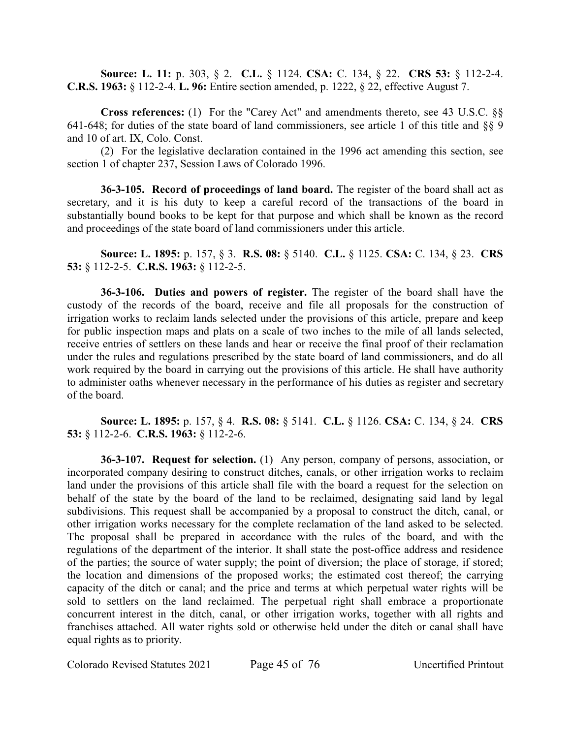**Source: L. 11:** p. 303, § 2. **C.L.** § 1124. **CSA:** C. 134, § 22. **CRS 53:** § 112-2-4. **C.R.S. 1963:** § 112-2-4. **L. 96:** Entire section amended, p. 1222, § 22, effective August 7.

**Cross references:** (1) For the "Carey Act" and amendments thereto, see 43 U.S.C. §§ 641-648; for duties of the state board of land commissioners, see article 1 of this title and §§ 9 and 10 of art. IX, Colo. Const.

(2) For the legislative declaration contained in the 1996 act amending this section, see section 1 of chapter 237, Session Laws of Colorado 1996.

**36-3-105. Record of proceedings of land board.** The register of the board shall act as secretary, and it is his duty to keep a careful record of the transactions of the board in substantially bound books to be kept for that purpose and which shall be known as the record and proceedings of the state board of land commissioners under this article.

**Source: L. 1895:** p. 157, § 3. **R.S. 08:** § 5140. **C.L.** § 1125. **CSA:** C. 134, § 23. **CRS 53:** § 112-2-5. **C.R.S. 1963:** § 112-2-5.

**36-3-106. Duties and powers of register.** The register of the board shall have the custody of the records of the board, receive and file all proposals for the construction of irrigation works to reclaim lands selected under the provisions of this article, prepare and keep for public inspection maps and plats on a scale of two inches to the mile of all lands selected, receive entries of settlers on these lands and hear or receive the final proof of their reclamation under the rules and regulations prescribed by the state board of land commissioners, and do all work required by the board in carrying out the provisions of this article. He shall have authority to administer oaths whenever necessary in the performance of his duties as register and secretary of the board.

**Source: L. 1895:** p. 157, § 4. **R.S. 08:** § 5141. **C.L.** § 1126. **CSA:** C. 134, § 24. **CRS 53:** § 112-2-6. **C.R.S. 1963:** § 112-2-6.

**36-3-107. Request for selection.** (1) Any person, company of persons, association, or incorporated company desiring to construct ditches, canals, or other irrigation works to reclaim land under the provisions of this article shall file with the board a request for the selection on behalf of the state by the board of the land to be reclaimed, designating said land by legal subdivisions. This request shall be accompanied by a proposal to construct the ditch, canal, or other irrigation works necessary for the complete reclamation of the land asked to be selected. The proposal shall be prepared in accordance with the rules of the board, and with the regulations of the department of the interior. It shall state the post-office address and residence of the parties; the source of water supply; the point of diversion; the place of storage, if stored; the location and dimensions of the proposed works; the estimated cost thereof; the carrying capacity of the ditch or canal; and the price and terms at which perpetual water rights will be sold to settlers on the land reclaimed. The perpetual right shall embrace a proportionate concurrent interest in the ditch, canal, or other irrigation works, together with all rights and franchises attached. All water rights sold or otherwise held under the ditch or canal shall have equal rights as to priority.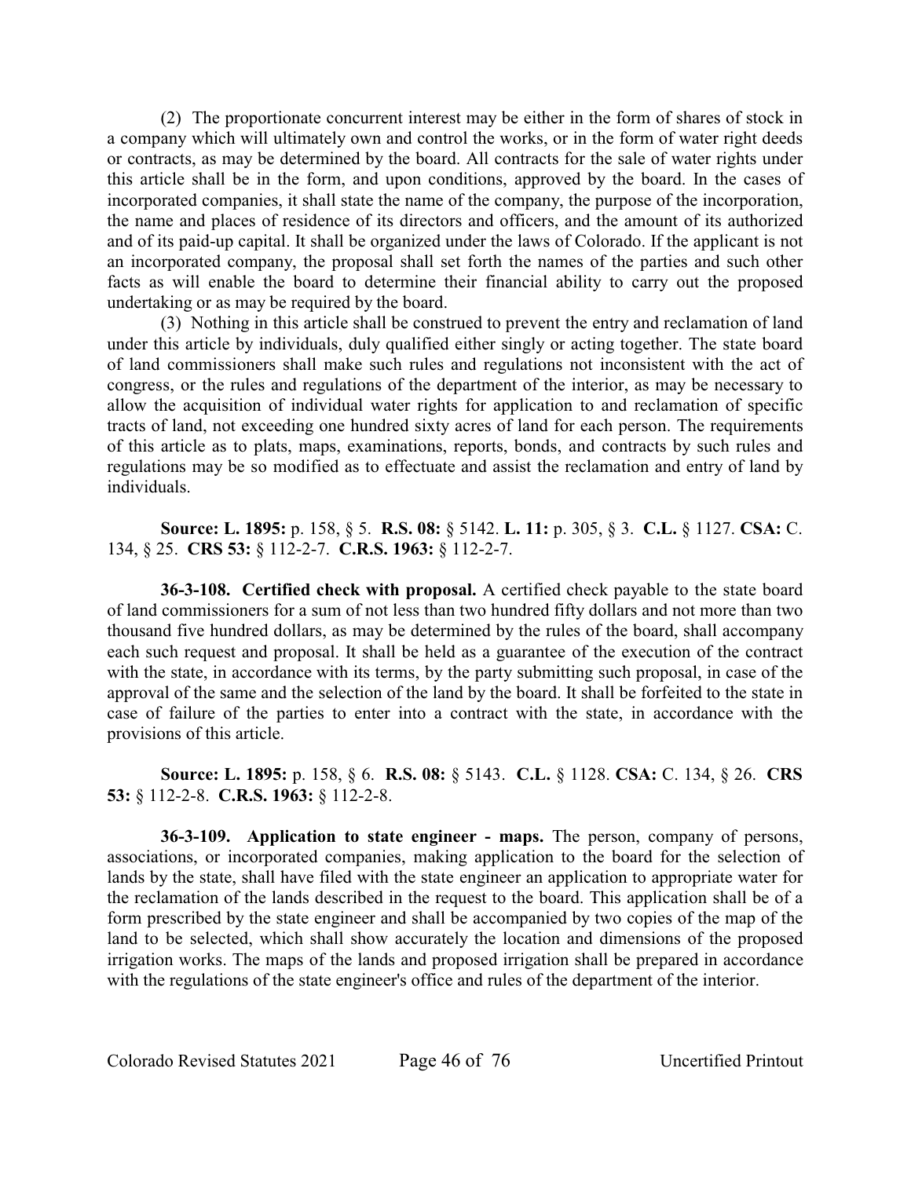(2) The proportionate concurrent interest may be either in the form of shares of stock in a company which will ultimately own and control the works, or in the form of water right deeds or contracts, as may be determined by the board. All contracts for the sale of water rights under this article shall be in the form, and upon conditions, approved by the board. In the cases of incorporated companies, it shall state the name of the company, the purpose of the incorporation, the name and places of residence of its directors and officers, and the amount of its authorized and of its paid-up capital. It shall be organized under the laws of Colorado. If the applicant is not an incorporated company, the proposal shall set forth the names of the parties and such other facts as will enable the board to determine their financial ability to carry out the proposed undertaking or as may be required by the board.

(3) Nothing in this article shall be construed to prevent the entry and reclamation of land under this article by individuals, duly qualified either singly or acting together. The state board of land commissioners shall make such rules and regulations not inconsistent with the act of congress, or the rules and regulations of the department of the interior, as may be necessary to allow the acquisition of individual water rights for application to and reclamation of specific tracts of land, not exceeding one hundred sixty acres of land for each person. The requirements of this article as to plats, maps, examinations, reports, bonds, and contracts by such rules and regulations may be so modified as to effectuate and assist the reclamation and entry of land by individuals.

**Source: L. 1895:** p. 158, § 5. **R.S. 08:** § 5142. **L. 11:** p. 305, § 3. **C.L.** § 1127. **CSA:** C. 134, § 25. **CRS 53:** § 112-2-7. **C.R.S. 1963:** § 112-2-7.

**36-3-108. Certified check with proposal.** A certified check payable to the state board of land commissioners for a sum of not less than two hundred fifty dollars and not more than two thousand five hundred dollars, as may be determined by the rules of the board, shall accompany each such request and proposal. It shall be held as a guarantee of the execution of the contract with the state, in accordance with its terms, by the party submitting such proposal, in case of the approval of the same and the selection of the land by the board. It shall be forfeited to the state in case of failure of the parties to enter into a contract with the state, in accordance with the provisions of this article.

**Source: L. 1895:** p. 158, § 6. **R.S. 08:** § 5143. **C.L.** § 1128. **CSA:** C. 134, § 26. **CRS 53:** § 112-2-8. **C.R.S. 1963:** § 112-2-8.

**36-3-109. Application to state engineer - maps.** The person, company of persons, associations, or incorporated companies, making application to the board for the selection of lands by the state, shall have filed with the state engineer an application to appropriate water for the reclamation of the lands described in the request to the board. This application shall be of a form prescribed by the state engineer and shall be accompanied by two copies of the map of the land to be selected, which shall show accurately the location and dimensions of the proposed irrigation works. The maps of the lands and proposed irrigation shall be prepared in accordance with the regulations of the state engineer's office and rules of the department of the interior.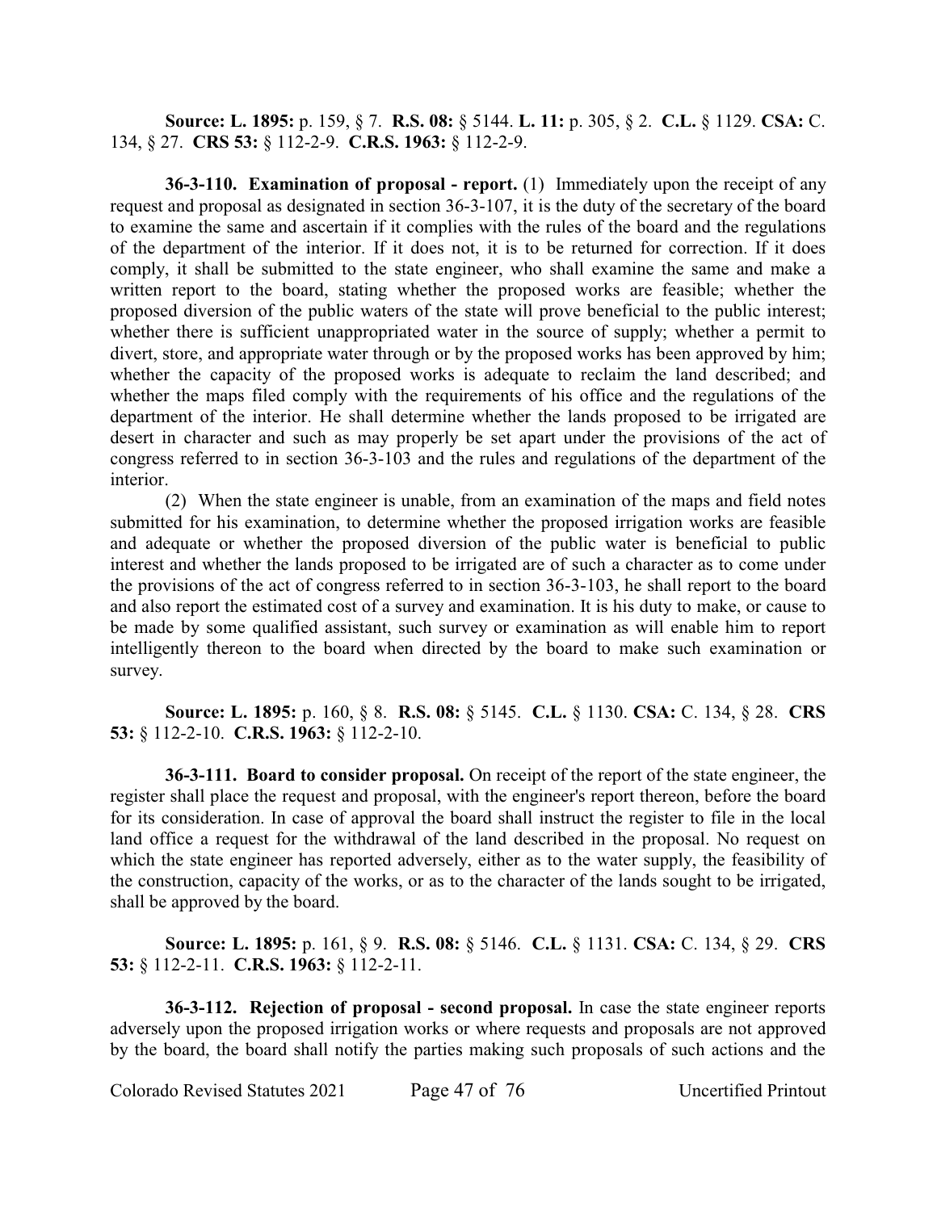**Source: L. 1895:** p. 159, § 7. **R.S. 08:** § 5144. **L. 11:** p. 305, § 2. **C.L.** § 1129. **CSA:** C. 134, § 27. **CRS 53:** § 112-2-9. **C.R.S. 1963:** § 112-2-9.

**36-3-110. Examination of proposal - report.** (1) Immediately upon the receipt of any request and proposal as designated in section 36-3-107, it is the duty of the secretary of the board to examine the same and ascertain if it complies with the rules of the board and the regulations of the department of the interior. If it does not, it is to be returned for correction. If it does comply, it shall be submitted to the state engineer, who shall examine the same and make a written report to the board, stating whether the proposed works are feasible; whether the proposed diversion of the public waters of the state will prove beneficial to the public interest; whether there is sufficient unappropriated water in the source of supply; whether a permit to divert, store, and appropriate water through or by the proposed works has been approved by him; whether the capacity of the proposed works is adequate to reclaim the land described; and whether the maps filed comply with the requirements of his office and the regulations of the department of the interior. He shall determine whether the lands proposed to be irrigated are desert in character and such as may properly be set apart under the provisions of the act of congress referred to in section 36-3-103 and the rules and regulations of the department of the interior.

(2) When the state engineer is unable, from an examination of the maps and field notes submitted for his examination, to determine whether the proposed irrigation works are feasible and adequate or whether the proposed diversion of the public water is beneficial to public interest and whether the lands proposed to be irrigated are of such a character as to come under the provisions of the act of congress referred to in section 36-3-103, he shall report to the board and also report the estimated cost of a survey and examination. It is his duty to make, or cause to be made by some qualified assistant, such survey or examination as will enable him to report intelligently thereon to the board when directed by the board to make such examination or survey.

**Source: L. 1895:** p. 160, § 8. **R.S. 08:** § 5145. **C.L.** § 1130. **CSA:** C. 134, § 28. **CRS 53:** § 112-2-10. **C.R.S. 1963:** § 112-2-10.

**36-3-111. Board to consider proposal.** On receipt of the report of the state engineer, the register shall place the request and proposal, with the engineer's report thereon, before the board for its consideration. In case of approval the board shall instruct the register to file in the local land office a request for the withdrawal of the land described in the proposal. No request on which the state engineer has reported adversely, either as to the water supply, the feasibility of the construction, capacity of the works, or as to the character of the lands sought to be irrigated, shall be approved by the board.

**Source: L. 1895:** p. 161, § 9. **R.S. 08:** § 5146. **C.L.** § 1131. **CSA:** C. 134, § 29. **CRS 53:** § 112-2-11. **C.R.S. 1963:** § 112-2-11.

**36-3-112. Rejection of proposal - second proposal.** In case the state engineer reports adversely upon the proposed irrigation works or where requests and proposals are not approved by the board, the board shall notify the parties making such proposals of such actions and the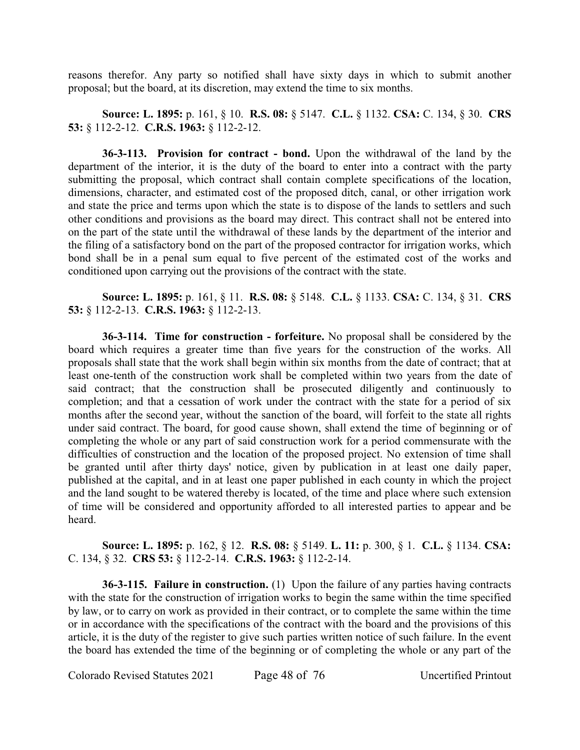reasons therefor. Any party so notified shall have sixty days in which to submit another proposal; but the board, at its discretion, may extend the time to six months.

**Source: L. 1895:** p. 161, § 10. **R.S. 08:** § 5147. **C.L.** § 1132. **CSA:** C. 134, § 30. **CRS 53:** § 112-2-12. **C.R.S. 1963:** § 112-2-12.

**36-3-113. Provision for contract - bond.** Upon the withdrawal of the land by the department of the interior, it is the duty of the board to enter into a contract with the party submitting the proposal, which contract shall contain complete specifications of the location, dimensions, character, and estimated cost of the proposed ditch, canal, or other irrigation work and state the price and terms upon which the state is to dispose of the lands to settlers and such other conditions and provisions as the board may direct. This contract shall not be entered into on the part of the state until the withdrawal of these lands by the department of the interior and the filing of a satisfactory bond on the part of the proposed contractor for irrigation works, which bond shall be in a penal sum equal to five percent of the estimated cost of the works and conditioned upon carrying out the provisions of the contract with the state.

**Source: L. 1895:** p. 161, § 11. **R.S. 08:** § 5148. **C.L.** § 1133. **CSA:** C. 134, § 31. **CRS 53:** § 112-2-13. **C.R.S. 1963:** § 112-2-13.

**36-3-114. Time for construction - forfeiture.** No proposal shall be considered by the board which requires a greater time than five years for the construction of the works. All proposals shall state that the work shall begin within six months from the date of contract; that at least one-tenth of the construction work shall be completed within two years from the date of said contract; that the construction shall be prosecuted diligently and continuously to completion; and that a cessation of work under the contract with the state for a period of six months after the second year, without the sanction of the board, will forfeit to the state all rights under said contract. The board, for good cause shown, shall extend the time of beginning or of completing the whole or any part of said construction work for a period commensurate with the difficulties of construction and the location of the proposed project. No extension of time shall be granted until after thirty days' notice, given by publication in at least one daily paper, published at the capital, and in at least one paper published in each county in which the project and the land sought to be watered thereby is located, of the time and place where such extension of time will be considered and opportunity afforded to all interested parties to appear and be heard.

**Source: L. 1895:** p. 162, § 12. **R.S. 08:** § 5149. **L. 11:** p. 300, § 1. **C.L.** § 1134. **CSA:** C. 134, § 32. **CRS 53:** § 112-2-14. **C.R.S. 1963:** § 112-2-14.

**36-3-115. Failure in construction.** (1) Upon the failure of any parties having contracts with the state for the construction of irrigation works to begin the same within the time specified by law, or to carry on work as provided in their contract, or to complete the same within the time or in accordance with the specifications of the contract with the board and the provisions of this article, it is the duty of the register to give such parties written notice of such failure. In the event the board has extended the time of the beginning or of completing the whole or any part of the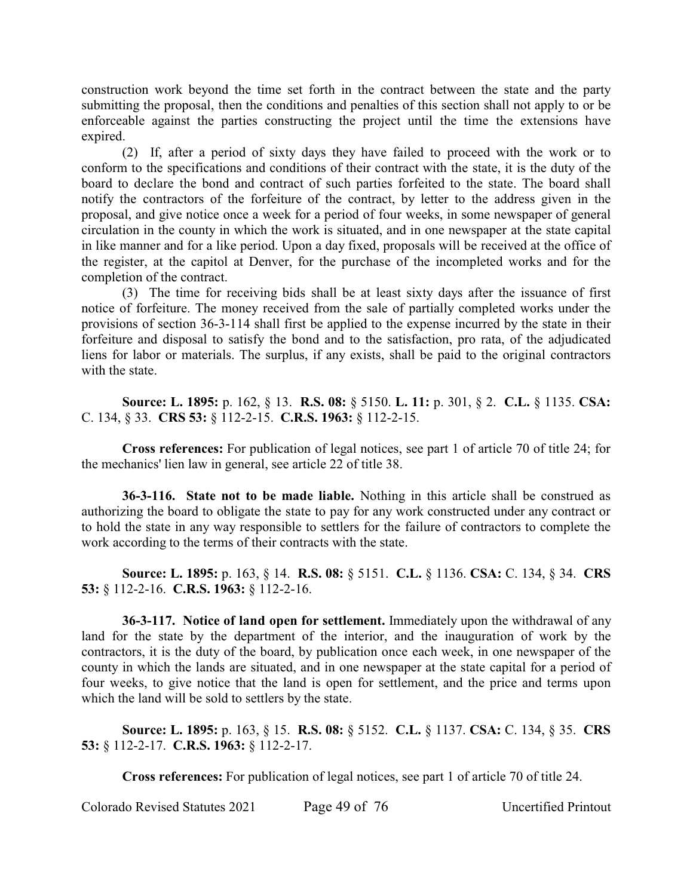construction work beyond the time set forth in the contract between the state and the party submitting the proposal, then the conditions and penalties of this section shall not apply to or be enforceable against the parties constructing the project until the time the extensions have expired.

(2) If, after a period of sixty days they have failed to proceed with the work or to conform to the specifications and conditions of their contract with the state, it is the duty of the board to declare the bond and contract of such parties forfeited to the state. The board shall notify the contractors of the forfeiture of the contract, by letter to the address given in the proposal, and give notice once a week for a period of four weeks, in some newspaper of general circulation in the county in which the work is situated, and in one newspaper at the state capital in like manner and for a like period. Upon a day fixed, proposals will be received at the office of the register, at the capitol at Denver, for the purchase of the incompleted works and for the completion of the contract.

(3) The time for receiving bids shall be at least sixty days after the issuance of first notice of forfeiture. The money received from the sale of partially completed works under the provisions of section 36-3-114 shall first be applied to the expense incurred by the state in their forfeiture and disposal to satisfy the bond and to the satisfaction, pro rata, of the adjudicated liens for labor or materials. The surplus, if any exists, shall be paid to the original contractors with the state.

**Source: L. 1895:** p. 162, § 13. **R.S. 08:** § 5150. **L. 11:** p. 301, § 2. **C.L.** § 1135. **CSA:** C. 134, § 33. **CRS 53:** § 112-2-15. **C.R.S. 1963:** § 112-2-15.

**Cross references:** For publication of legal notices, see part 1 of article 70 of title 24; for the mechanics' lien law in general, see article 22 of title 38.

**36-3-116. State not to be made liable.** Nothing in this article shall be construed as authorizing the board to obligate the state to pay for any work constructed under any contract or to hold the state in any way responsible to settlers for the failure of contractors to complete the work according to the terms of their contracts with the state.

**Source: L. 1895:** p. 163, § 14. **R.S. 08:** § 5151. **C.L.** § 1136. **CSA:** C. 134, § 34. **CRS 53:** § 112-2-16. **C.R.S. 1963:** § 112-2-16.

**36-3-117. Notice of land open for settlement.** Immediately upon the withdrawal of any land for the state by the department of the interior, and the inauguration of work by the contractors, it is the duty of the board, by publication once each week, in one newspaper of the county in which the lands are situated, and in one newspaper at the state capital for a period of four weeks, to give notice that the land is open for settlement, and the price and terms upon which the land will be sold to settlers by the state.

**Source: L. 1895:** p. 163, § 15. **R.S. 08:** § 5152. **C.L.** § 1137. **CSA:** C. 134, § 35. **CRS 53:** § 112-2-17. **C.R.S. 1963:** § 112-2-17.

**Cross references:** For publication of legal notices, see part 1 of article 70 of title 24.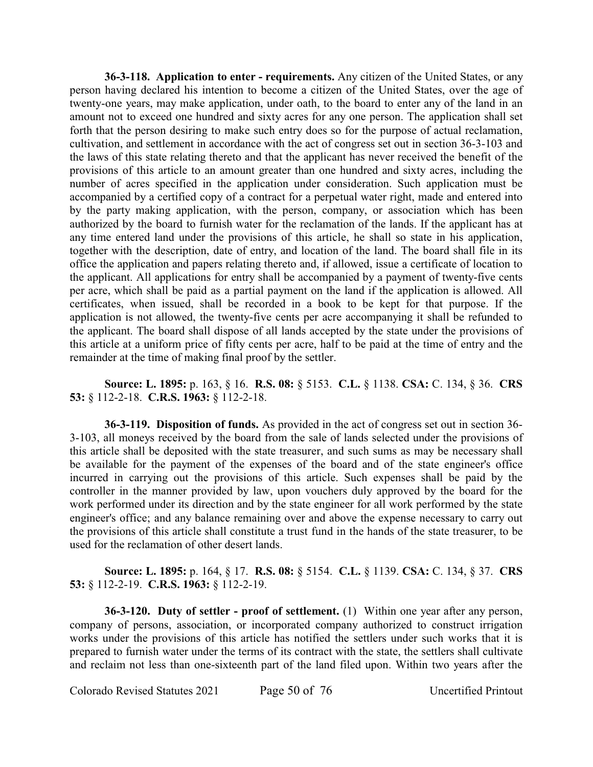**36-3-118. Application to enter - requirements.** Any citizen of the United States, or any person having declared his intention to become a citizen of the United States, over the age of twenty-one years, may make application, under oath, to the board to enter any of the land in an amount not to exceed one hundred and sixty acres for any one person. The application shall set forth that the person desiring to make such entry does so for the purpose of actual reclamation, cultivation, and settlement in accordance with the act of congress set out in section 36-3-103 and the laws of this state relating thereto and that the applicant has never received the benefit of the provisions of this article to an amount greater than one hundred and sixty acres, including the number of acres specified in the application under consideration. Such application must be accompanied by a certified copy of a contract for a perpetual water right, made and entered into by the party making application, with the person, company, or association which has been authorized by the board to furnish water for the reclamation of the lands. If the applicant has at any time entered land under the provisions of this article, he shall so state in his application, together with the description, date of entry, and location of the land. The board shall file in its office the application and papers relating thereto and, if allowed, issue a certificate of location to the applicant. All applications for entry shall be accompanied by a payment of twenty-five cents per acre, which shall be paid as a partial payment on the land if the application is allowed. All certificates, when issued, shall be recorded in a book to be kept for that purpose. If the application is not allowed, the twenty-five cents per acre accompanying it shall be refunded to the applicant. The board shall dispose of all lands accepted by the state under the provisions of this article at a uniform price of fifty cents per acre, half to be paid at the time of entry and the remainder at the time of making final proof by the settler.

**Source: L. 1895:** p. 163, § 16. **R.S. 08:** § 5153. **C.L.** § 1138. **CSA:** C. 134, § 36. **CRS 53:** § 112-2-18. **C.R.S. 1963:** § 112-2-18.

**36-3-119. Disposition of funds.** As provided in the act of congress set out in section 36-3-103, all moneys received by the board from the sale of lands selected under the provisions of this article shall be deposited with the state treasurer, and such sums as may be necessary shall be available for the payment of the expenses of the board and of the state engineer's office incurred in carrying out the provisions of this article. Such expenses shall be paid by the controller in the manner provided by law, upon vouchers duly approved by the board for the work performed under its direction and by the state engineer for all work performed by the state engineer's office; and any balance remaining over and above the expense necessary to carry out the provisions of this article shall constitute a trust fund in the hands of the state treasurer, to be used for the reclamation of other desert lands.

**Source: L. 1895:** p. 164, § 17. **R.S. 08:** § 5154. **C.L.** § 1139. **CSA:** C. 134, § 37. **CRS 53:** § 112-2-19. **C.R.S. 1963:** § 112-2-19.

**36-3-120. Duty of settler - proof of settlement.** (1) Within one year after any person, company of persons, association, or incorporated company authorized to construct irrigation works under the provisions of this article has notified the settlers under such works that it is prepared to furnish water under the terms of its contract with the state, the settlers shall cultivate and reclaim not less than one-sixteenth part of the land filed upon. Within two years after the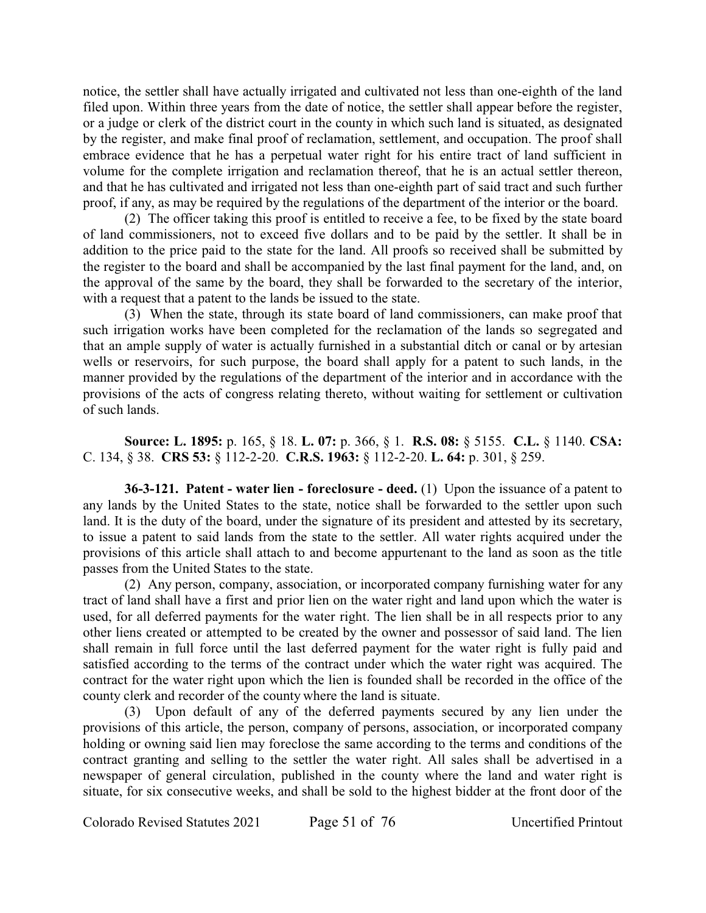notice, the settler shall have actually irrigated and cultivated not less than one-eighth of the land filed upon. Within three years from the date of notice, the settler shall appear before the register, or a judge or clerk of the district court in the county in which such land is situated, as designated by the register, and make final proof of reclamation, settlement, and occupation. The proof shall embrace evidence that he has a perpetual water right for his entire tract of land sufficient in volume for the complete irrigation and reclamation thereof, that he is an actual settler thereon, and that he has cultivated and irrigated not less than one-eighth part of said tract and such further proof, if any, as may be required by the regulations of the department of the interior or the board.

(2) The officer taking this proof is entitled to receive a fee, to be fixed by the state board of land commissioners, not to exceed five dollars and to be paid by the settler. It shall be in addition to the price paid to the state for the land. All proofs so received shall be submitted by the register to the board and shall be accompanied by the last final payment for the land, and, on the approval of the same by the board, they shall be forwarded to the secretary of the interior, with a request that a patent to the lands be issued to the state.

(3) When the state, through its state board of land commissioners, can make proof that such irrigation works have been completed for the reclamation of the lands so segregated and that an ample supply of water is actually furnished in a substantial ditch or canal or by artesian wells or reservoirs, for such purpose, the board shall apply for a patent to such lands, in the manner provided by the regulations of the department of the interior and in accordance with the provisions of the acts of congress relating thereto, without waiting for settlement or cultivation of such lands.

**Source: L. 1895:** p. 165, § 18. **L. 07:** p. 366, § 1. **R.S. 08:** § 5155. **C.L.** § 1140. **CSA:** C. 134, § 38. **CRS 53:** § 112-2-20. **C.R.S. 1963:** § 112-2-20. **L. 64:** p. 301, § 259.

**36-3-121. Patent - water lien - foreclosure - deed.** (1) Upon the issuance of a patent to any lands by the United States to the state, notice shall be forwarded to the settler upon such land. It is the duty of the board, under the signature of its president and attested by its secretary, to issue a patent to said lands from the state to the settler. All water rights acquired under the provisions of this article shall attach to and become appurtenant to the land as soon as the title passes from the United States to the state.

(2) Any person, company, association, or incorporated company furnishing water for any tract of land shall have a first and prior lien on the water right and land upon which the water is used, for all deferred payments for the water right. The lien shall be in all respects prior to any other liens created or attempted to be created by the owner and possessor of said land. The lien shall remain in full force until the last deferred payment for the water right is fully paid and satisfied according to the terms of the contract under which the water right was acquired. The contract for the water right upon which the lien is founded shall be recorded in the office of the county clerk and recorder of the county where the land is situate.

(3) Upon default of any of the deferred payments secured by any lien under the provisions of this article, the person, company of persons, association, or incorporated company holding or owning said lien may foreclose the same according to the terms and conditions of the contract granting and selling to the settler the water right. All sales shall be advertised in a newspaper of general circulation, published in the county where the land and water right is situate, for six consecutive weeks, and shall be sold to the highest bidder at the front door of the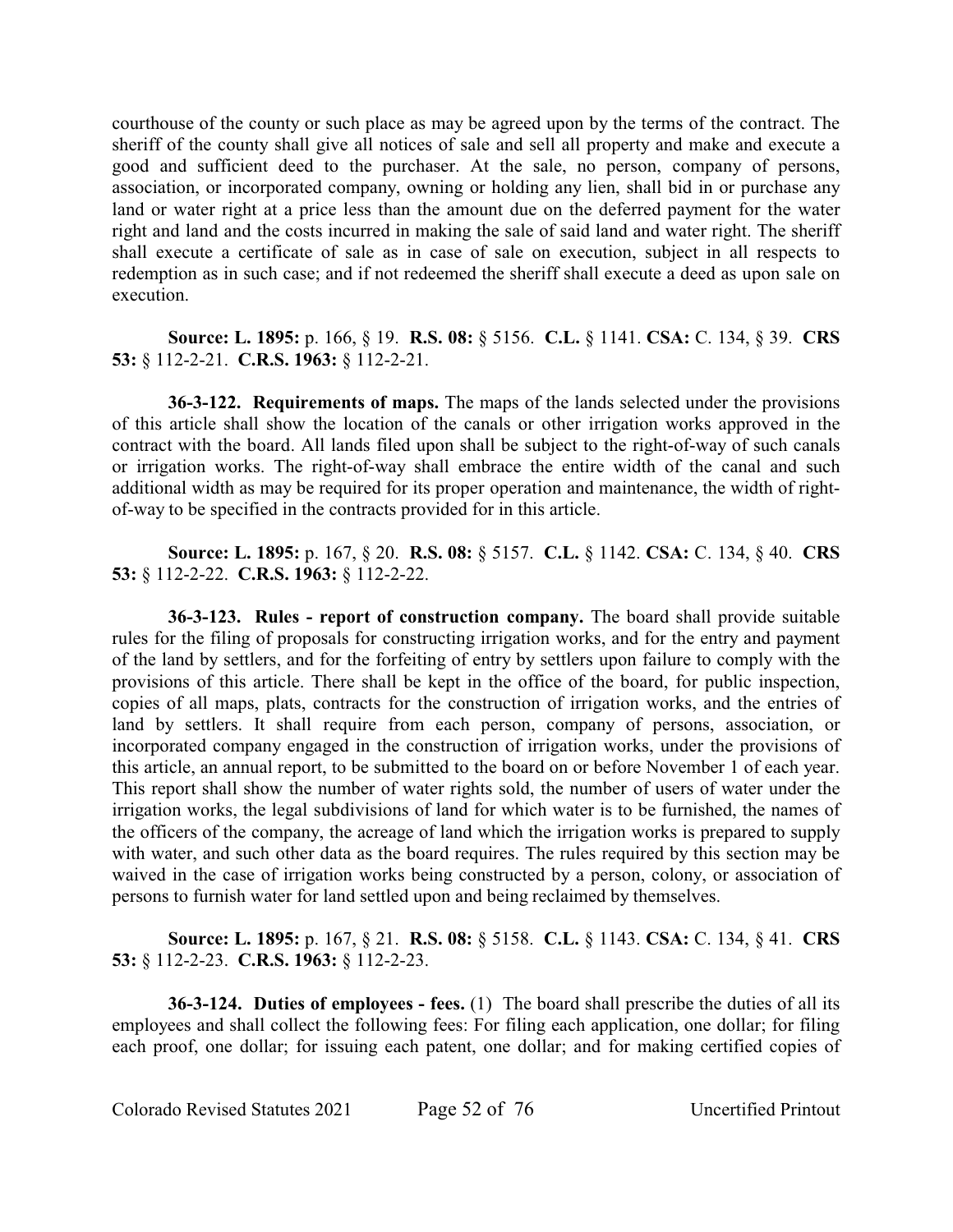courthouse of the county or such place as may be agreed upon by the terms of the contract. The sheriff of the county shall give all notices of sale and sell all property and make and execute a good and sufficient deed to the purchaser. At the sale, no person, company of persons, association, or incorporated company, owning or holding any lien, shall bid in or purchase any land or water right at a price less than the amount due on the deferred payment for the water right and land and the costs incurred in making the sale of said land and water right. The sheriff shall execute a certificate of sale as in case of sale on execution, subject in all respects to redemption as in such case; and if not redeemed the sheriff shall execute a deed as upon sale on execution.

**Source: L. 1895:** p. 166, § 19. **R.S. 08:** § 5156. **C.L.** § 1141. **CSA:** C. 134, § 39. **CRS 53:** § 112-2-21. **C.R.S. 1963:** § 112-2-21.

**36-3-122. Requirements of maps.** The maps of the lands selected under the provisions of this article shall show the location of the canals or other irrigation works approved in the contract with the board. All lands filed upon shall be subject to the right-of-way of such canals or irrigation works. The right-of-way shall embrace the entire width of the canal and such additional width as may be required for its proper operation and maintenance, the width of right-of-way to be specified in the contracts provided for in this article.

**Source: L. 1895:** p. 167, § 20. **R.S. 08:** § 5157. **C.L.** § 1142. **CSA:** C. 134, § 40. **CRS 53:** § 112-2-22. **C.R.S. 1963:** § 112-2-22.

**36-3-123. Rules - report of construction company.** The board shall provide suitable rules for the filing of proposals for constructing irrigation works, and for the entry and payment of the land by settlers, and for the forfeiting of entry by settlers upon failure to comply with the provisions of this article. There shall be kept in the office of the board, for public inspection, copies of all maps, plats, contracts for the construction of irrigation works, and the entries of land by settlers. It shall require from each person, company of persons, association, or incorporated company engaged in the construction of irrigation works, under the provisions of this article, an annual report, to be submitted to the board on or before November 1 of each year. This report shall show the number of water rights sold, the number of users of water under the irrigation works, the legal subdivisions of land for which water is to be furnished, the names of the officers of the company, the acreage of land which the irrigation works is prepared to supply with water, and such other data as the board requires. The rules required by this section may be waived in the case of irrigation works being constructed by a person, colony, or association of persons to furnish water for land settled upon and being reclaimed by themselves.

**Source: L. 1895:** p. 167, § 21. **R.S. 08:** § 5158. **C.L.** § 1143. **CSA:** C. 134, § 41. **CRS 53:** § 112-2-23. **C.R.S. 1963:** § 112-2-23.

**36-3-124. Duties of employees - fees.** (1) The board shall prescribe the duties of all its employees and shall collect the following fees: For filing each application, one dollar; for filing each proof, one dollar; for issuing each patent, one dollar; and for making certified copies of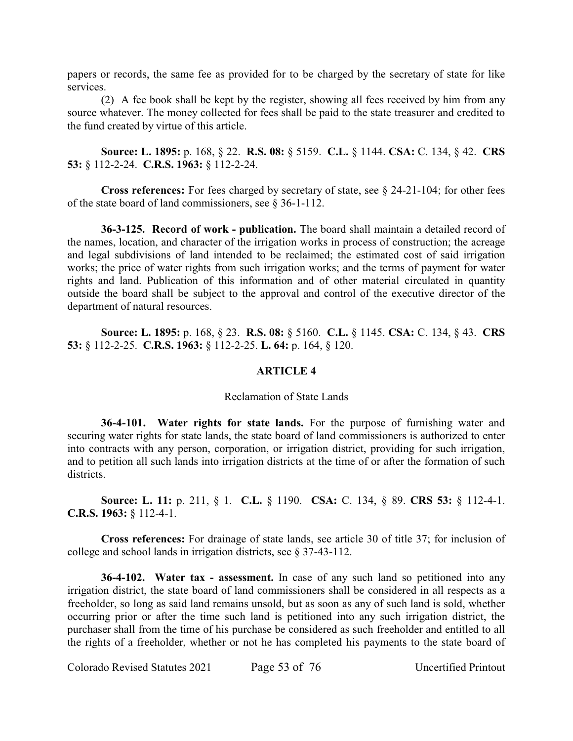papers or records, the same fee as provided for to be charged by the secretary of state for like services.

(2) A fee book shall be kept by the register, showing all fees received by him from any source whatever. The money collected for fees shall be paid to the state treasurer and credited to the fund created by virtue of this article.

**Source: L. 1895:** p. 168, § 22. **R.S. 08:** § 5159. **C.L.** § 1144. **CSA:** C. 134, § 42. **CRS 53:** § 112-2-24. **C.R.S. 1963:** § 112-2-24.

**Cross references:** For fees charged by secretary of state, see § 24-21-104; for other fees of the state board of land commissioners, see § 36-1-112.

**36-3-125. Record of work - publication.** The board shall maintain a detailed record of the names, location, and character of the irrigation works in process of construction; the acreage and legal subdivisions of land intended to be reclaimed; the estimated cost of said irrigation works; the price of water rights from such irrigation works; and the terms of payment for water rights and land. Publication of this information and of other material circulated in quantity outside the board shall be subject to the approval and control of the executive director of the department of natural resources.

**Source: L. 1895:** p. 168, § 23. **R.S. 08:** § 5160. **C.L.** § 1145. **CSA:** C. 134, § 43. **CRS 53:** § 112-2-25. **C.R.S. 1963:** § 112-2-25. **L. 64:** p. 164, § 120.

## ARTICLE 4

### Reclamation of State Lands

**36-4-101. Water rights for state lands.** For the purpose of furnishing water and securing water rights for state lands, the state board of land commissioners is authorized to enter into contracts with any person, corporation, or irrigation district, providing for such irrigation, and to petition all such lands into irrigation districts at the time of or after the formation of such districts.

**Source: L. 11:** p. 211, § 1. **C.L.** § 1190. **CSA:** C. 134, § 89. **CRS 53:** § 112-4-1. **C.R.S. 1963:** § 112-4-1.

**Cross references:** For drainage of state lands, see article 30 of title 37; for inclusion of college and school lands in irrigation districts, see § 37-43-112.

**36-4-102. Water tax - assessment.** In case of any such land so petitioned into any irrigation district, the state board of land commissioners shall be considered in all respects as a freeholder, so long as said land remains unsold, but as soon as any of such land is sold, whether occurring prior or after the time such land is petitioned into any such irrigation district, the purchaser shall from the time of his purchase be considered as such freeholder and entitled to all the rights of a freeholder, whether or not he has completed his payments to the state board of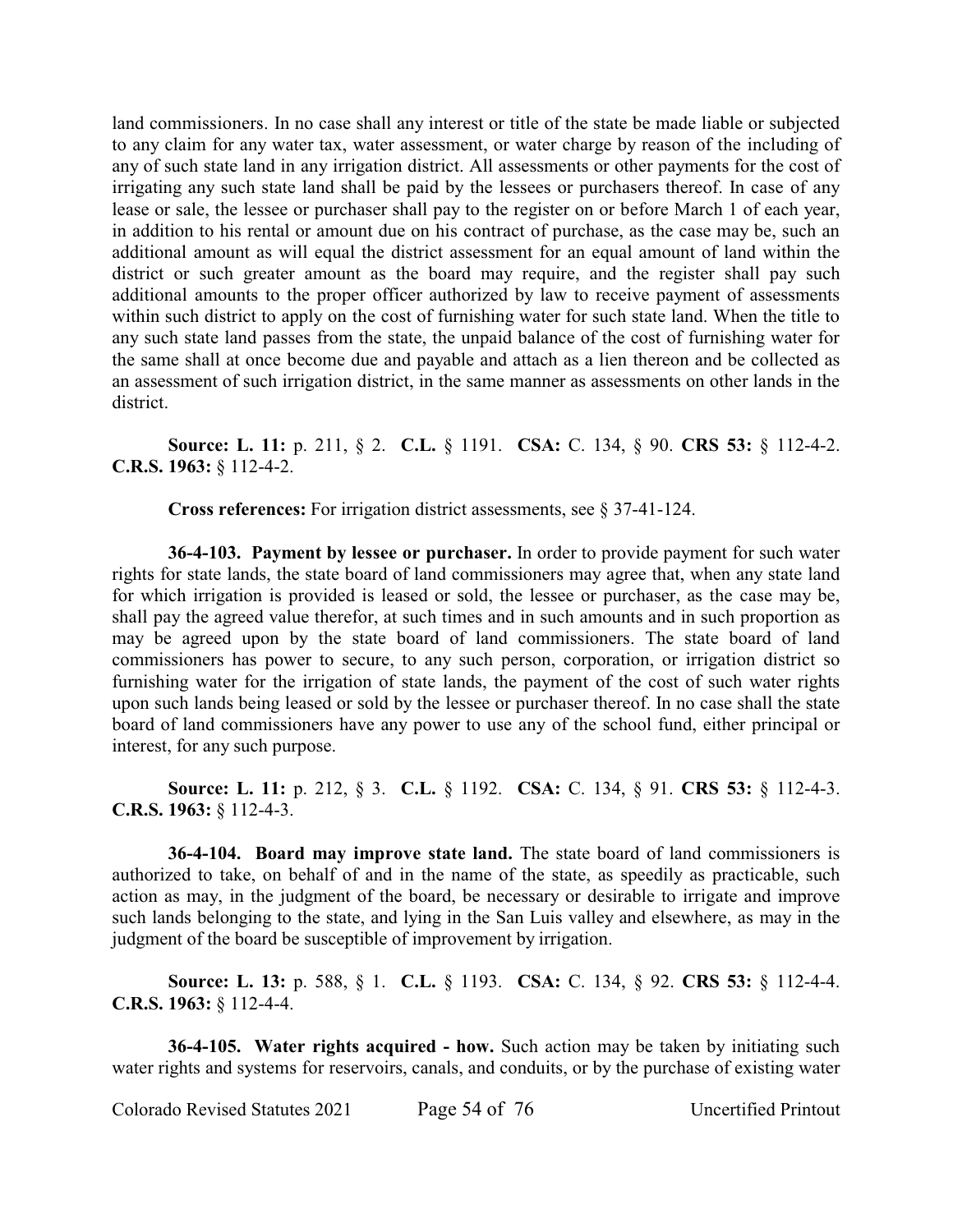land commissioners. In no case shall any interest or title of the state be made liable or subjected to any claim for any water tax, water assessment, or water charge by reason of the including of any of such state land in any irrigation district. All assessments or other payments for the cost of irrigating any such state land shall be paid by the lessees or purchasers thereof. In case of any lease or sale, the lessee or purchaser shall pay to the register on or before March 1 of each year, in addition to his rental or amount due on his contract of purchase, as the case may be, such an additional amount as will equal the district assessment for an equal amount of land within the district or such greater amount as the board may require, and the register shall pay such additional amounts to the proper officer authorized by law to receive payment of assessments within such district to apply on the cost of furnishing water for such state land. When the title to any such state land passes from the state, the unpaid balance of the cost of furnishing water for the same shall at once become due and payable and attach as a lien thereon and be collected as an assessment of such irrigation district, in the same manner as assessments on other lands in the district.

**Source: L. 11:** p. 211, § 2. **C.L.** § 1191. **CSA:** C. 134, § 90. **CRS 53:** § 112-4-2. **C.R.S. 1963:** § 112-4-2.

**Cross references:** For irrigation district assessments, see § 37-41-124.

**36-4-103. Payment by lessee or purchaser.** In order to provide payment for such water rights for state lands, the state board of land commissioners may agree that, when any state land for which irrigation is provided is leased or sold, the lessee or purchaser, as the case may be, shall pay the agreed value therefor, at such times and in such amounts and in such proportion as may be agreed upon by the state board of land commissioners. The state board of land commissioners has power to secure, to any such person, corporation, or irrigation district so furnishing water for the irrigation of state lands, the payment of the cost of such water rights upon such lands being leased or sold by the lessee or purchaser thereof. In no case shall the state board of land commissioners have any power to use any of the school fund, either principal or interest, for any such purpose.

**Source: L. 11:** p. 212, § 3. **C.L.** § 1192. **CSA:** C. 134, § 91. **CRS 53:** § 112-4-3. **C.R.S. 1963:** § 112-4-3.

**36-4-104. Board may improve state land.** The state board of land commissioners is authorized to take, on behalf of and in the name of the state, as speedily as practicable, such action as may, in the judgment of the board, be necessary or desirable to irrigate and improve such lands belonging to the state, and lying in the San Luis valley and elsewhere, as may in the judgment of the board be susceptible of improvement by irrigation.

**Source: L. 13:** p. 588, § 1. **C.L.** § 1193. **CSA:** C. 134, § 92. **CRS 53:** § 112-4-4. **C.R.S. 1963:** § 112-4-4.

**36-4-105. Water rights acquired - how.** Such action may be taken by initiating such water rights and systems for reservoirs, canals, and conduits, or by the purchase of existing water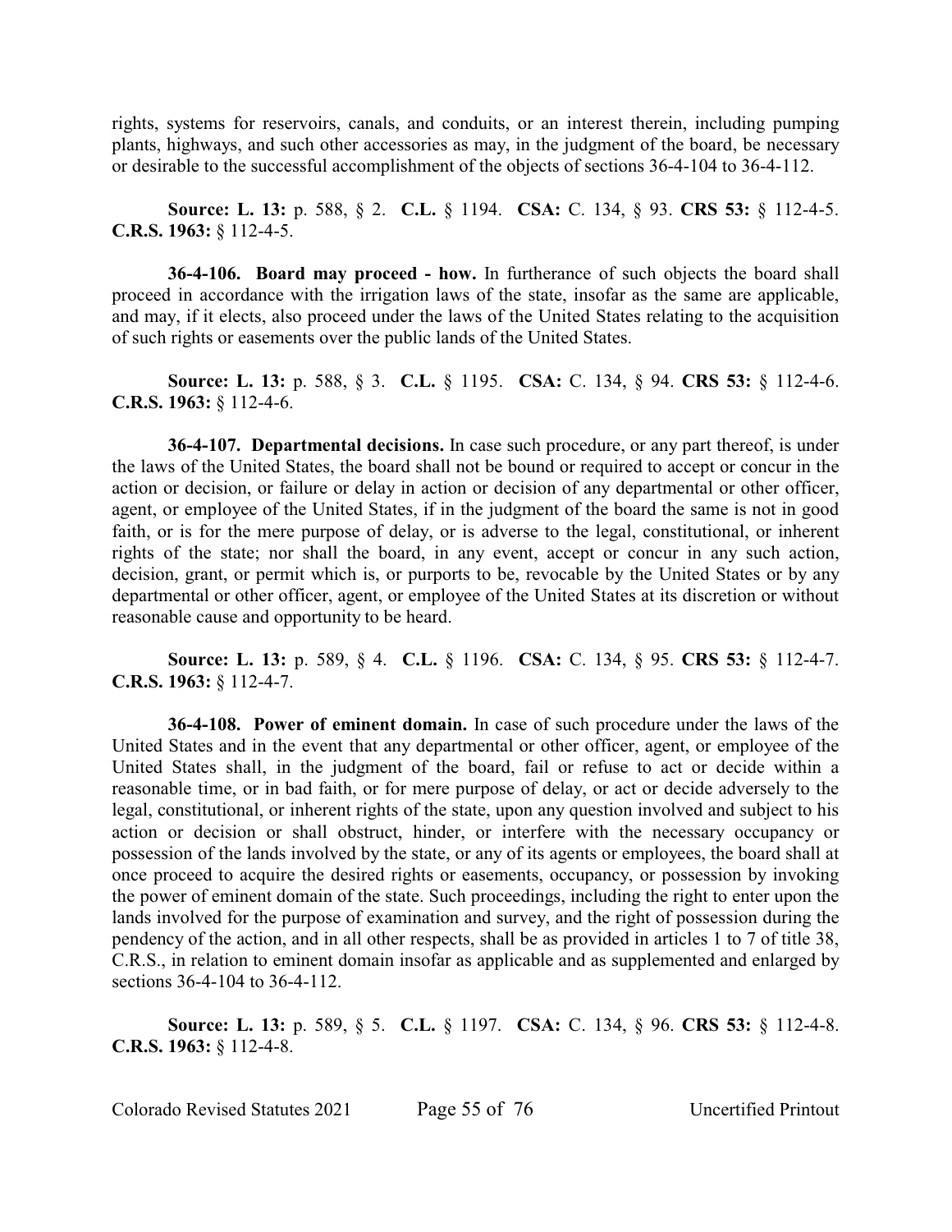rights, systems for reservoirs, canals, and conduits, or an interest therein, including pumping plants, highways, and such other accessories as may, in the judgment of the board, be necessary or desirable to the successful accomplishment of the objects of sections 36-4-104 to 36-4-112.

**Source: L. 13:** p. 588, § 2. **C.L.** § 1194. **CSA:** C. 134, § 93. **CRS 53:** § 112-4-5. **C.R.S. 1963:** § 112-4-5.

**36-4-106. Board may proceed - how.** In furtherance of such objects the board shall proceed in accordance with the irrigation laws of the state, insofar as the same are applicable, and may, if it elects, also proceed under the laws of the United States relating to the acquisition of such rights or easements over the public lands of the United States.

**Source: L. 13:** p. 588, § 3. **C.L.** § 1195. **CSA:** C. 134, § 94. **CRS 53:** § 112-4-6. **C.R.S. 1963:** § 112-4-6.

**36-4-107. Departmental decisions.** In case such procedure, or any part thereof, is under the laws of the United States, the board shall not be bound or required to accept or concur in the action or decision, or failure or delay in action or decision of any departmental or other officer, agent, or employee of the United States, if in the judgment of the board the same is not in good faith, or is for the mere purpose of delay, or is adverse to the legal, constitutional, or inherent rights of the state; nor shall the board, in any event, accept or concur in any such action, decision, grant, or permit which is, or purports to be, revocable by the United States or by any departmental or other officer, agent, or employee of the United States at its discretion or without reasonable cause and opportunity to be heard.

**Source: L. 13:** p. 589, § 4. **C.L.** § 1196. **CSA:** C. 134, § 95. **CRS 53:** § 112-4-7. **C.R.S. 1963:** § 112-4-7.

**36-4-108. Power of eminent domain.** In case of such procedure under the laws of the United States and in the event that any departmental or other officer, agent, or employee of the United States shall, in the judgment of the board, fail or refuse to act or decide within a reasonable time, or in bad faith, or for mere purpose of delay, or act or decide adversely to the legal, constitutional, or inherent rights of the state, upon any question involved and subject to his action or decision or shall obstruct, hinder, or interfere with the necessary occupancy or possession of the lands involved by the state, or any of its agents or employees, the board shall at once proceed to acquire the desired rights or easements, occupancy, or possession by invoking the power of eminent domain of the state. Such proceedings, including the right to enter upon the lands involved for the purpose of examination and survey, and the right of possession during the pendency of the action, and in all other respects, shall be as provided in articles 1 to 7 of title 38, C.R.S., in relation to eminent domain insofar as applicable and as supplemented and enlarged by sections 36-4-104 to 36-4-112.

**Source: L. 13:** p. 589, § 5. **C.L.** § 1197. **CSA:** C. 134, § 96. **CRS 53:** § 112-4-8. **C.R.S. 1963:** § 112-4-8.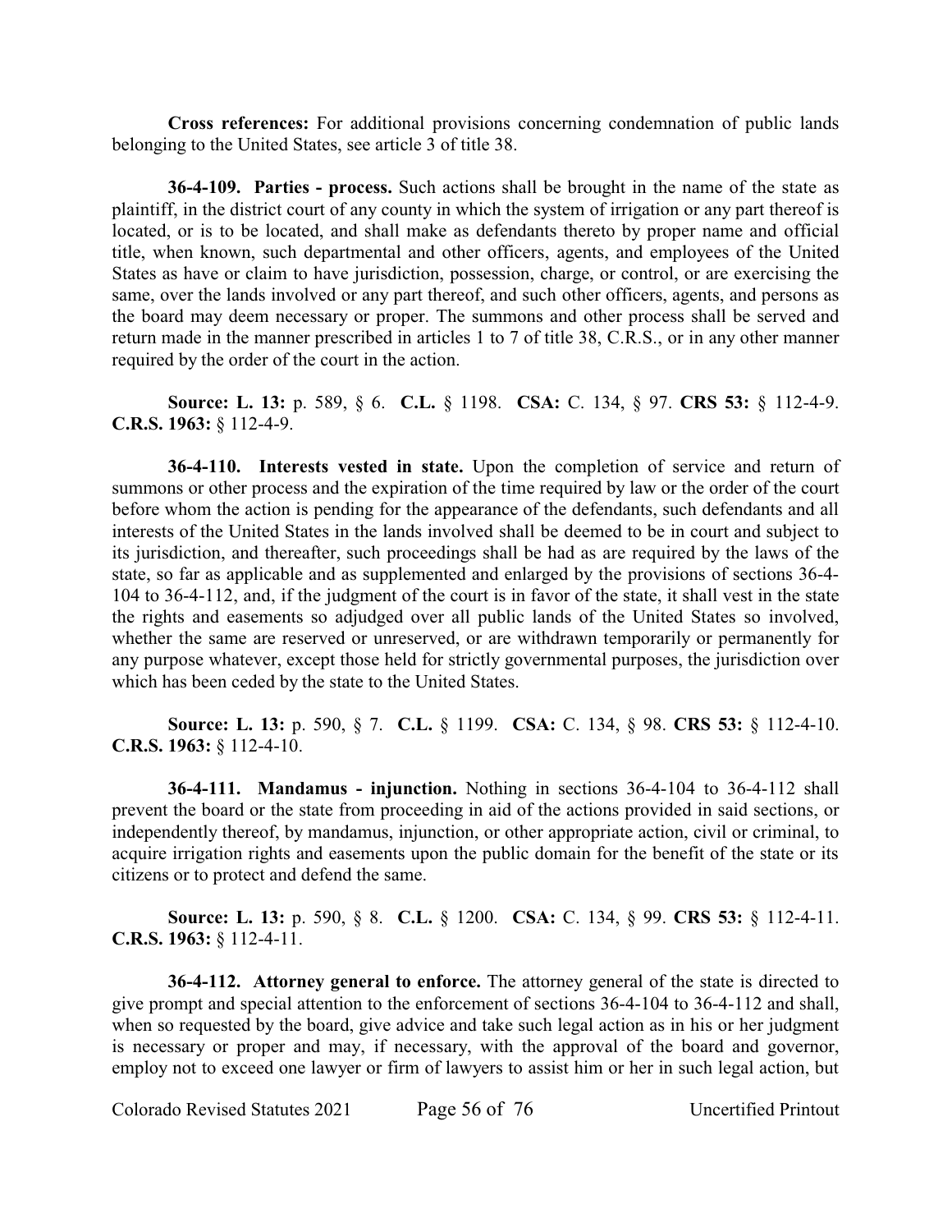**Cross references:** For additional provisions concerning condemnation of public lands belonging to the United States, see article 3 of title 38.

**36-4-109. Parties - process.** Such actions shall be brought in the name of the state as plaintiff, in the district court of any county in which the system of irrigation or any part thereof is located, or is to be located, and shall make as defendants thereto by proper name and official title, when known, such departmental and other officers, agents, and employees of the United States as have or claim to have jurisdiction, possession, charge, or control, or are exercising the same, over the lands involved or any part thereof, and such other officers, agents, and persons as the board may deem necessary or proper. The summons and other process shall be served and return made in the manner prescribed in articles 1 to 7 of title 38, C.R.S., or in any other manner required by the order of the court in the action.

**Source: L. 13:** p. 589, § 6. **C.L.** § 1198. **CSA:** C. 134, § 97. **CRS 53:** § 112-4-9. **C.R.S. 1963:** § 112-4-9.

**36-4-110. Interests vested in state.** Upon the completion of service and return of summons or other process and the expiration of the time required by law or the order of the court before whom the action is pending for the appearance of the defendants, such defendants and all interests of the United States in the lands involved shall be deemed to be in court and subject to its jurisdiction, and thereafter, such proceedings shall be had as are required by the laws of the state, so far as applicable and as supplemented and enlarged by the provisions of sections 36-4-104 to 36-4-112, and, if the judgment of the court is in favor of the state, it shall vest in the state the rights and easements so adjudged over all public lands of the United States so involved, whether the same are reserved or unreserved, or are withdrawn temporarily or permanently for any purpose whatever, except those held for strictly governmental purposes, the jurisdiction over which has been ceded by the state to the United States.

**Source: L. 13:** p. 590, § 7. **C.L.** § 1199. **CSA:** C. 134, § 98. **CRS 53:** § 112-4-10. **C.R.S. 1963:** § 112-4-10.

**36-4-111. Mandamus - injunction.** Nothing in sections 36-4-104 to 36-4-112 shall prevent the board or the state from proceeding in aid of the actions provided in said sections, or independently thereof, by mandamus, injunction, or other appropriate action, civil or criminal, to acquire irrigation rights and easements upon the public domain for the benefit of the state or its citizens or to protect and defend the same.

**Source: L. 13:** p. 590, § 8. **C.L.** § 1200. **CSA:** C. 134, § 99. **CRS 53:** § 112-4-11. **C.R.S. 1963:** § 112-4-11.

**36-4-112. Attorney general to enforce.** The attorney general of the state is directed to give prompt and special attention to the enforcement of sections 36-4-104 to 36-4-112 and shall, when so requested by the board, give advice and take such legal action as in his or her judgment is necessary or proper and may, if necessary, with the approval of the board and governor, employ not to exceed one lawyer or firm of lawyers to assist him or her in such legal action, but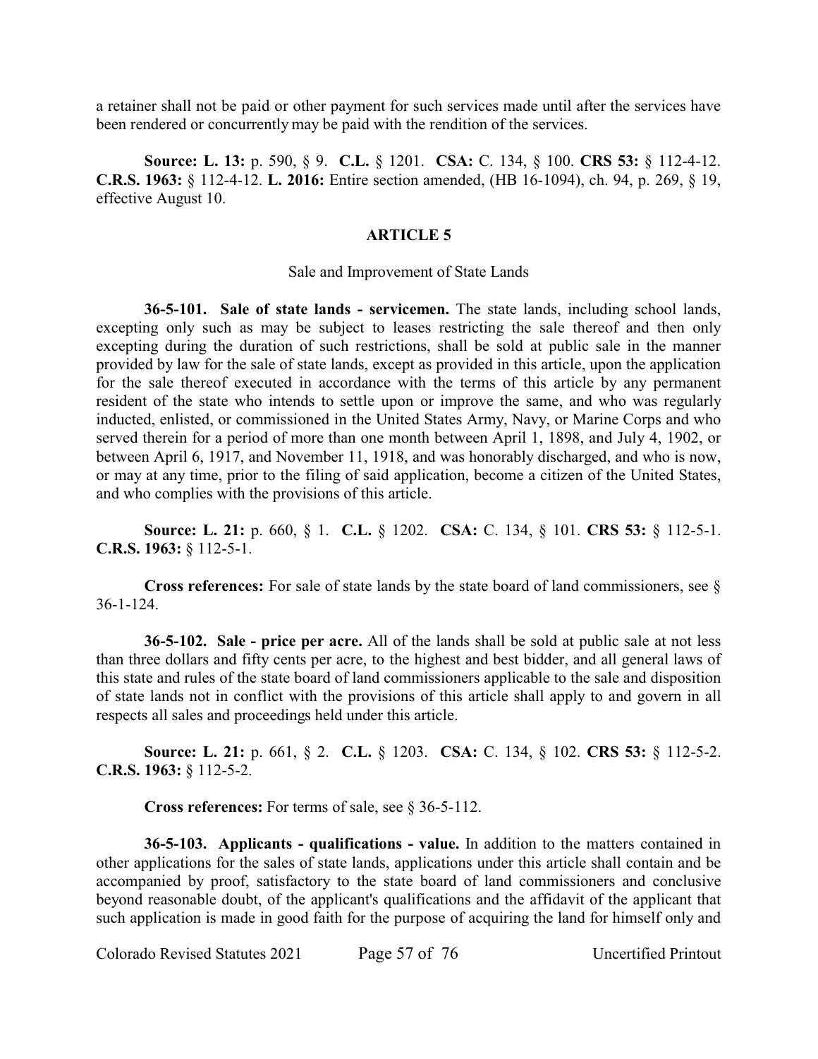a retainer shall not be paid or other payment for such services made until after the services have been rendered or concurrently may be paid with the rendition of the services.

**Source: L. 13:** p. 590, § 9. **C.L.** § 1201. **CSA:** C. 134, § 100. **CRS 53:** § 112-4-12. **C.R.S. 1963:** § 112-4-12. **L. 2016:** Entire section amended, (HB 16-1094), ch. 94, p. 269, § 19, effective August 10.

## ARTICLE 5

Sale and Improvement of State Lands

**36-5-101. Sale of state lands - servicemen.** The state lands, including school lands, excepting only such as may be subject to leases restricting the sale thereof and then only excepting during the duration of such restrictions, shall be sold at public sale in the manner provided by law for the sale of state lands, except as provided in this article, upon the application for the sale thereof executed in accordance with the terms of this article by any permanent resident of the state who intends to settle upon or improve the same, and who was regularly inducted, enlisted, or commissioned in the United States Army, Navy, or Marine Corps and who served therein for a period of more than one month between April 1, 1898, and July 4, 1902, or between April 6, 1917, and November 11, 1918, and was honorably discharged, and who is now, or may at any time, prior to the filing of said application, become a citizen of the United States, and who complies with the provisions of this article.

**Source: L. 21:** p. 660, § 1. **C.L.** § 1202. **CSA:** C. 134, § 101. **CRS 53:** § 112-5-1. **C.R.S. 1963:** § 112-5-1.

**Cross references:** For sale of state lands by the state board of land commissioners, see § 36-1-124.

**36-5-102. Sale - price per acre.** All of the lands shall be sold at public sale at not less than three dollars and fifty cents per acre, to the highest and best bidder, and all general laws of this state and rules of the state board of land commissioners applicable to the sale and disposition of state lands not in conflict with the provisions of this article shall apply to and govern in all respects all sales and proceedings held under this article.

**Source: L. 21:** p. 661, § 2. **C.L.** § 1203. **CSA:** C. 134, § 102. **CRS 53:** § 112-5-2. **C.R.S. 1963:** § 112-5-2.

**Cross references:** For terms of sale, see § 36-5-112.

**36-5-103. Applicants - qualifications - value.** In addition to the matters contained in other applications for the sales of state lands, applications under this article shall contain and be accompanied by proof, satisfactory to the state board of land commissioners and conclusive beyond reasonable doubt, of the applicant's qualifications and the affidavit of the applicant that such application is made in good faith for the purpose of acquiring the land for himself only and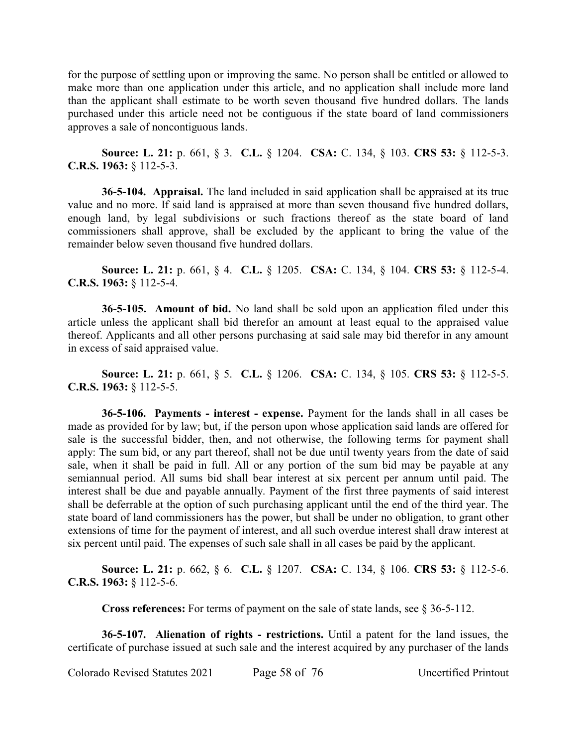for the purpose of settling upon or improving the same. No person shall be entitled or allowed to make more than one application under this article, and no application shall include more land than the applicant shall estimate to be worth seven thousand five hundred dollars. The lands purchased under this article need not be contiguous if the state board of land commissioners approves a sale of noncontiguous lands.

**Source: L. 21:** p. 661, § 3. **C.L.** § 1204. **CSA:** C. 134, § 103. **CRS 53:** § 112-5-3. **C.R.S. 1963:** § 112-5-3.

**36-5-104. Appraisal.** The land included in said application shall be appraised at its true value and no more. If said land is appraised at more than seven thousand five hundred dollars, enough land, by legal subdivisions or such fractions thereof as the state board of land commissioners shall approve, shall be excluded by the applicant to bring the value of the remainder below seven thousand five hundred dollars.

**Source: L. 21:** p. 661, § 4. **C.L.** § 1205. **CSA:** C. 134, § 104. **CRS 53:** § 112-5-4. **C.R.S. 1963:** § 112-5-4.

**36-5-105. Amount of bid.** No land shall be sold upon an application filed under this article unless the applicant shall bid therefor an amount at least equal to the appraised value thereof. Applicants and all other persons purchasing at said sale may bid therefor in any amount in excess of said appraised value.

**Source: L. 21:** p. 661, § 5. **C.L.** § 1206. **CSA:** C. 134, § 105. **CRS 53:** § 112-5-5. **C.R.S. 1963:** § 112-5-5.

**36-5-106. Payments - interest - expense.** Payment for the lands shall in all cases be made as provided for by law; but, if the person upon whose application said lands are offered for sale is the successful bidder, then, and not otherwise, the following terms for payment shall apply: The sum bid, or any part thereof, shall not be due until twenty years from the date of said sale, when it shall be paid in full. All or any portion of the sum bid may be payable at any semiannual period. All sums bid shall bear interest at six percent per annum until paid. The interest shall be due and payable annually. Payment of the first three payments of said interest shall be deferrable at the option of such purchasing applicant until the end of the third year. The state board of land commissioners has the power, but shall be under no obligation, to grant other extensions of time for the payment of interest, and all such overdue interest shall draw interest at six percent until paid. The expenses of such sale shall in all cases be paid by the applicant.

**Source: L. 21:** p. 662, § 6. **C.L.** § 1207. **CSA:** C. 134, § 106. **CRS 53:** § 112-5-6. **C.R.S. 1963:** § 112-5-6.

**Cross references:** For terms of payment on the sale of state lands, see § 36-5-112.

**36-5-107. Alienation of rights - restrictions.** Until a patent for the land issues, the certificate of purchase issued at such sale and the interest acquired by any purchaser of the lands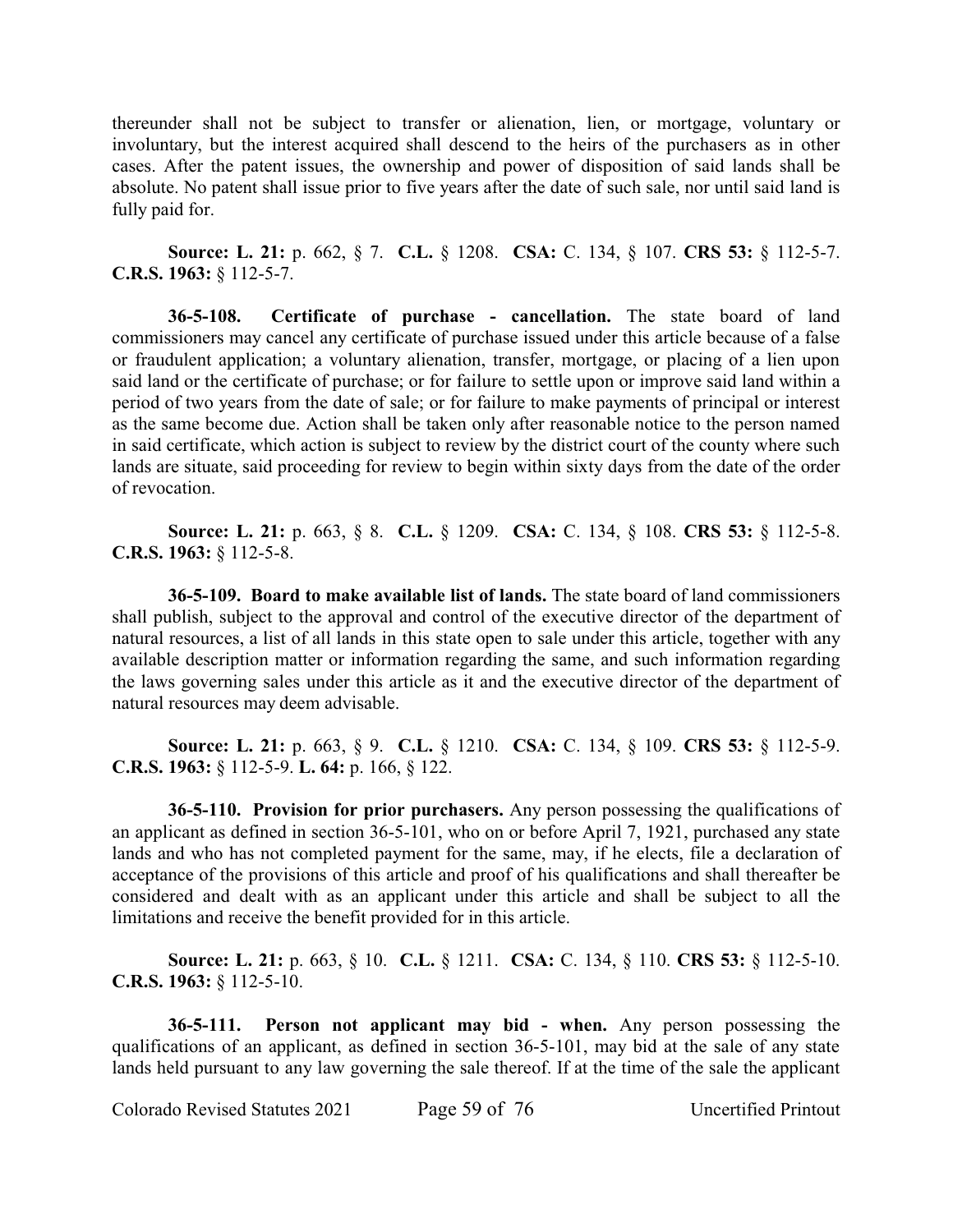thereunder shall not be subject to transfer or alienation, lien, or mortgage, voluntary or involuntary, but the interest acquired shall descend to the heirs of the purchasers as in other cases. After the patent issues, the ownership and power of disposition of said lands shall be absolute. No patent shall issue prior to five years after the date of such sale, nor until said land is fully paid for.

**Source: L. 21:** p. 662, § 7. **C.L.** § 1208. **CSA:** C. 134, § 107. **CRS 53:** § 112-5-7. **C.R.S. 1963:** § 112-5-7.

**36-5-108. Certificate of purchase - cancellation.** The state board of land commissioners may cancel any certificate of purchase issued under this article because of a false or fraudulent application; a voluntary alienation, transfer, mortgage, or placing of a lien upon said land or the certificate of purchase; or for failure to settle upon or improve said land within a period of two years from the date of sale; or for failure to make payments of principal or interest as the same become due. Action shall be taken only after reasonable notice to the person named in said certificate, which action is subject to review by the district court of the county where such lands are situate, said proceeding for review to begin within sixty days from the date of the order of revocation.

**Source: L. 21:** p. 663, § 8. **C.L.** § 1209. **CSA:** C. 134, § 108. **CRS 53:** § 112-5-8. **C.R.S. 1963:** § 112-5-8.

**36-5-109. Board to make available list of lands.** The state board of land commissioners shall publish, subject to the approval and control of the executive director of the department of natural resources, a list of all lands in this state open to sale under this article, together with any available description matter or information regarding the same, and such information regarding the laws governing sales under this article as it and the executive director of the department of natural resources may deem advisable.

**Source: L. 21:** p. 663, § 9. **C.L.** § 1210. **CSA:** C. 134, § 109. **CRS 53:** § 112-5-9. **C.R.S. 1963:** § 112-5-9. **L. 64:** p. 166, § 122.

**36-5-110. Provision for prior purchasers.** Any person possessing the qualifications of an applicant as defined in section 36-5-101, who on or before April 7, 1921, purchased any state lands and who has not completed payment for the same, may, if he elects, file a declaration of acceptance of the provisions of this article and proof of his qualifications and shall thereafter be considered and dealt with as an applicant under this article and shall be subject to all the limitations and receive the benefit provided for in this article.

**Source: L. 21:** p. 663, § 10. **C.L.** § 1211. **CSA:** C. 134, § 110. **CRS 53:** § 112-5-10. **C.R.S. 1963:** § 112-5-10.

**36-5-111. Person not applicant may bid - when.** Any person possessing the qualifications of an applicant, as defined in section 36-5-101, may bid at the sale of any state lands held pursuant to any law governing the sale thereof. If at the time of the sale the applicant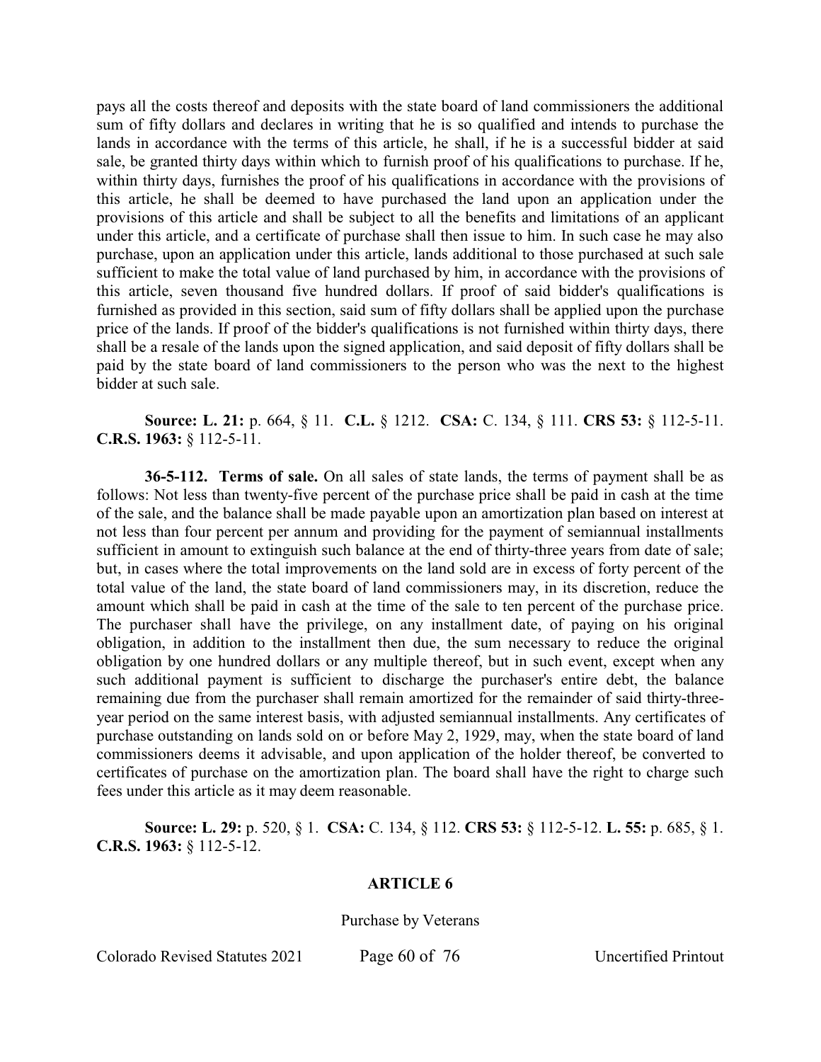pays all the costs thereof and deposits with the state board of land commissioners the additional sum of fifty dollars and declares in writing that he is so qualified and intends to purchase the lands in accordance with the terms of this article, he shall, if he is a successful bidder at said sale, be granted thirty days within which to furnish proof of his qualifications to purchase. If he, within thirty days, furnishes the proof of his qualifications in accordance with the provisions of this article, he shall be deemed to have purchased the land upon an application under the provisions of this article and shall be subject to all the benefits and limitations of an applicant under this article, and a certificate of purchase shall then issue to him. In such case he may also purchase, upon an application under this article, lands additional to those purchased at such sale sufficient to make the total value of land purchased by him, in accordance with the provisions of this article, seven thousand five hundred dollars. If proof of said bidder's qualifications is furnished as provided in this section, said sum of fifty dollars shall be applied upon the purchase price of the lands. If proof of the bidder's qualifications is not furnished within thirty days, there shall be a resale of the lands upon the signed application, and said deposit of fifty dollars shall be paid by the state board of land commissioners to the person who was the next to the highest bidder at such sale.

**Source: L. 21:** p. 664, § 11. **C.L.** § 1212. **CSA:** C. 134, § 111. **CRS 53:** § 112-5-11. **C.R.S. 1963:** § 112-5-11.

**36-5-112. Terms of sale.** On all sales of state lands, the terms of payment shall be as follows: Not less than twenty-five percent of the purchase price shall be paid in cash at the time of the sale, and the balance shall be made payable upon an amortization plan based on interest at not less than four percent per annum and providing for the payment of semiannual installments sufficient in amount to extinguish such balance at the end of thirty-three years from date of sale; but, in cases where the total improvements on the land sold are in excess of forty percent of the total value of the land, the state board of land commissioners may, in its discretion, reduce the amount which shall be paid in cash at the time of the sale to ten percent of the purchase price. The purchaser shall have the privilege, on any installment date, of paying on his original obligation, in addition to the installment then due, the sum necessary to reduce the original obligation by one hundred dollars or any multiple thereof, but in such event, except when any such additional payment is sufficient to discharge the purchaser's entire debt, the balance remaining due from the purchaser shall remain amortized for the remainder of said thirty-three-year period on the same interest basis, with adjusted semiannual installments. Any certificates of purchase outstanding on lands sold on or before May 2, 1929, may, when the state board of land commissioners deems it advisable, and upon application of the holder thereof, be converted to certificates of purchase on the amortization plan. The board shall have the right to charge such fees under this article as it may deem reasonable.

**Source: L. 29:** p. 520, § 1. **CSA:** C. 134, § 112. **CRS 53:** § 112-5-12. **L. 55:** p. 685, § 1. **C.R.S. 1963:** § 112-5-12.

## ARTICLE 6

### Purchase by Veterans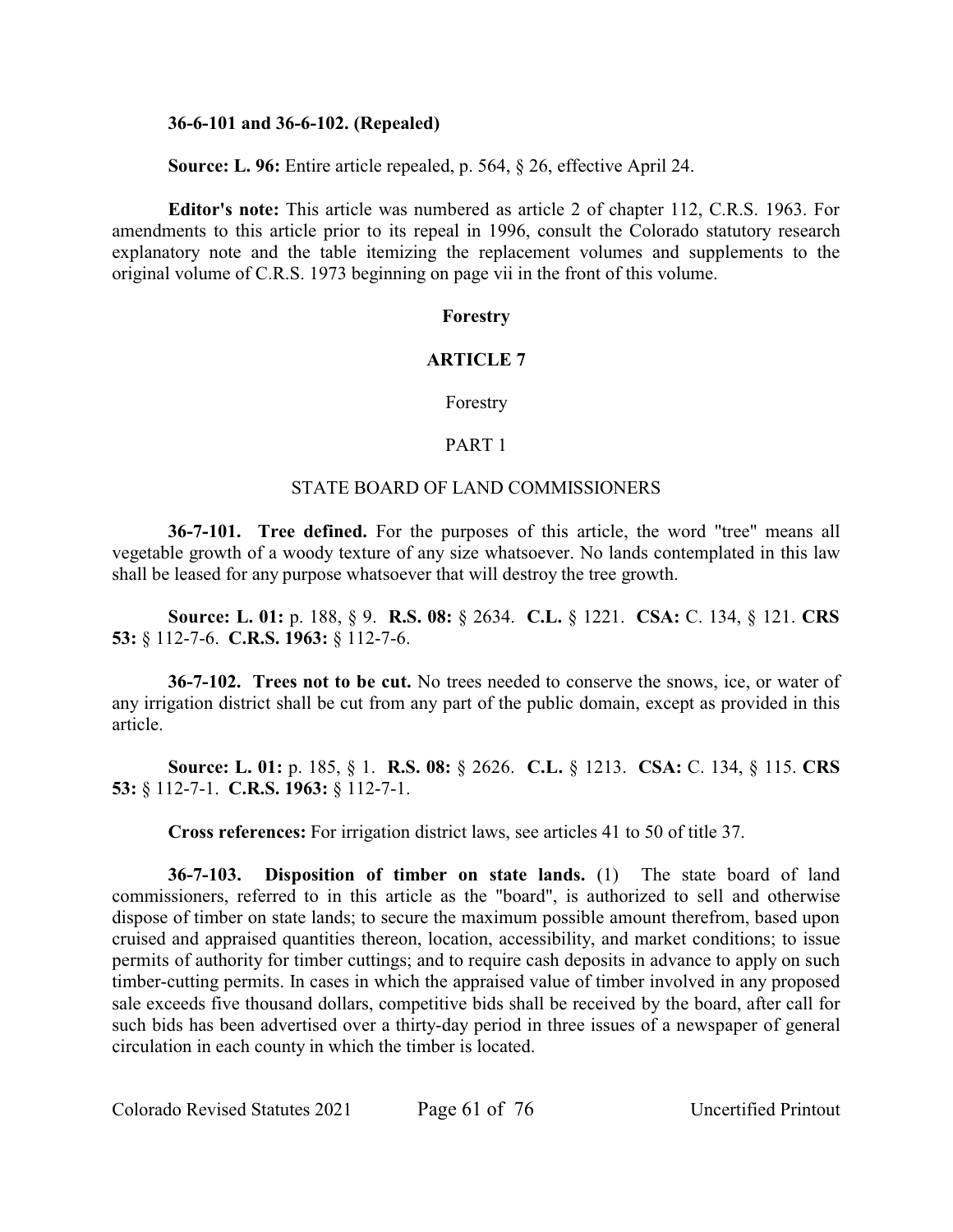**36-6-101 and 36-6-102. (Repealed)**

**Source: L. 96:** Entire article repealed, p. 564, § 26, effective April 24.

**Editor's note:** This article was numbered as article 2 of chapter 112, C.R.S. 1963. For amendments to this article prior to its repeal in 1996, consult the Colorado statutory research explanatory note and the table itemizing the replacement volumes and supplements to the original volume of C.R.S. 1973 beginning on page vii in the front of this volume.

## Forestry

## ARTICLE 7

### Forestry

### PART 1

### STATE BOARD OF LAND COMMISSIONERS

**36-7-101. Tree defined.** For the purposes of this article, the word "tree" means all vegetable growth of a woody texture of any size whatsoever. No lands contemplated in this law shall be leased for any purpose whatsoever that will destroy the tree growth.

**Source: L. 01:** p. 188, § 9. **R.S. 08:** § 2634. **C.L.** § 1221. **CSA:** C. 134, § 121. **CRS 53:** § 112-7-6. **C.R.S. 1963:** § 112-7-6.

**36-7-102. Trees not to be cut.** No trees needed to conserve the snows, ice, or water of any irrigation district shall be cut from any part of the public domain, except as provided in this article.

**Source: L. 01:** p. 185, § 1. **R.S. 08:** § 2626. **C.L.** § 1213. **CSA:** C. 134, § 115. **CRS 53:** § 112-7-1. **C.R.S. 1963:** § 112-7-1.

**Cross references:** For irrigation district laws, see articles 41 to 50 of title 37.

**36-7-103. Disposition of timber on state lands.** (1) The state board of land commissioners, referred to in this article as the "board", is authorized to sell and otherwise dispose of timber on state lands; to secure the maximum possible amount therefrom, based upon cruised and appraised quantities thereon, location, accessibility, and market conditions; to issue permits of authority for timber cuttings; and to require cash deposits in advance to apply on such timber-cutting permits. In cases in which the appraised value of timber involved in any proposed sale exceeds five thousand dollars, competitive bids shall be received by the board, after call for such bids has been advertised over a thirty-day period in three issues of a newspaper of general circulation in each county in which the timber is located.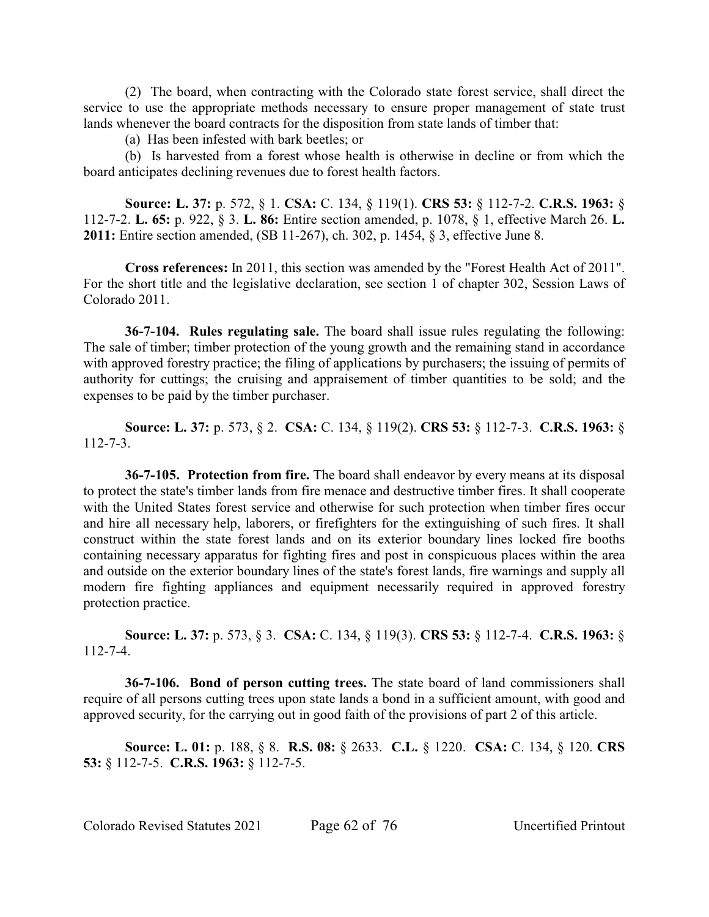(2) The board, when contracting with the Colorado state forest service, shall direct the service to use the appropriate methods necessary to ensure proper management of state trust lands whenever the board contracts for the disposition from state lands of timber that:

(a) Has been infested with bark beetles; or

(b) Is harvested from a forest whose health is otherwise in decline or from which the board anticipates declining revenues due to forest health factors.

**Source: L. 37:** p. 572, § 1. **CSA:** C. 134, § 119(1). **CRS 53:** § 112-7-2. **C.R.S. 1963:** § 112-7-2. **L. 65:** p. 922, § 3. **L. 86:** Entire section amended, p. 1078, § 1, effective March 26. **L. 2011:** Entire section amended, (SB 11-267), ch. 302, p. 1454, § 3, effective June 8.

**Cross references:** In 2011, this section was amended by the "Forest Health Act of 2011". For the short title and the legislative declaration, see section 1 of chapter 302, Session Laws of Colorado 2011.

**36-7-104. Rules regulating sale.** The board shall issue rules regulating the following: The sale of timber; timber protection of the young growth and the remaining stand in accordance with approved forestry practice; the filing of applications by purchasers; the issuing of permits of authority for cuttings; the cruising and appraisement of timber quantities to be sold; and the expenses to be paid by the timber purchaser.

**Source: L. 37:** p. 573, § 2. **CSA:** C. 134, § 119(2). **CRS 53:** § 112-7-3. **C.R.S. 1963:** § 112-7-3.

**36-7-105. Protection from fire.** The board shall endeavor by every means at its disposal to protect the state's timber lands from fire menace and destructive timber fires. It shall cooperate with the United States forest service and otherwise for such protection when timber fires occur and hire all necessary help, laborers, or firefighters for the extinguishing of such fires. It shall construct within the state forest lands and on its exterior boundary lines locked fire booths containing necessary apparatus for fighting fires and post in conspicuous places within the area and outside on the exterior boundary lines of the state's forest lands, fire warnings and supply all modern fire fighting appliances and equipment necessarily required in approved forestry protection practice.

**Source: L. 37:** p. 573, § 3. **CSA:** C. 134, § 119(3). **CRS 53:** § 112-7-4. **C.R.S. 1963:** § 112-7-4.

**36-7-106. Bond of person cutting trees.** The state board of land commissioners shall require of all persons cutting trees upon state lands a bond in a sufficient amount, with good and approved security, for the carrying out in good faith of the provisions of part 2 of this article.

**Source: L. 01:** p. 188, § 8. **R.S. 08:** § 2633. **C.L.** § 1220. **CSA:** C. 134, § 120. **CRS 53:** § 112-7-5. **C.R.S. 1963:** § 112-7-5.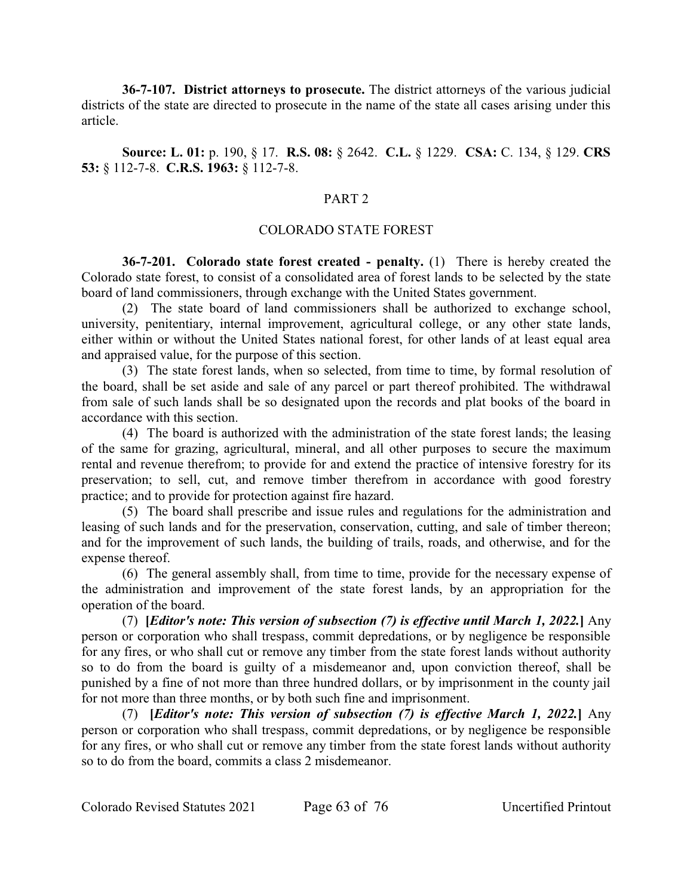**36-7-107. District attorneys to prosecute.** The district attorneys of the various judicial districts of the state are directed to prosecute in the name of the state all cases arising under this article.

**Source: L. 01:** p. 190, § 17. **R.S. 08:** § 2642. **C.L.** § 1229. **CSA:** C. 134, § 129. **CRS 53:** § 112-7-8. **C.R.S. 1963:** § 112-7-8.

## PART 2

## COLORADO STATE FOREST

**36-7-201. Colorado state forest created - penalty.** (1) There is hereby created the Colorado state forest, to consist of a consolidated area of forest lands to be selected by the state board of land commissioners, through exchange with the United States government.

(2) The state board of land commissioners shall be authorized to exchange school, university, penitentiary, internal improvement, agricultural college, or any other state lands, either within or without the United States national forest, for other lands of at least equal area and appraised value, for the purpose of this section.

(3) The state forest lands, when so selected, from time to time, by formal resolution of the board, shall be set aside and sale of any parcel or part thereof prohibited. The withdrawal from sale of such lands shall be so designated upon the records and plat books of the board in accordance with this section.

(4) The board is authorized with the administration of the state forest lands; the leasing of the same for grazing, agricultural, mineral, and all other purposes to secure the maximum rental and revenue therefrom; to provide for and extend the practice of intensive forestry for its preservation; to sell, cut, and remove timber therefrom in accordance with good forestry practice; and to provide for protection against fire hazard.

(5) The board shall prescribe and issue rules and regulations for the administration and leasing of such lands and for the preservation, conservation, cutting, and sale of timber thereon; and for the improvement of such lands, the building of trails, roads, and otherwise, and for the expense thereof.

(6) The general assembly shall, from time to time, provide for the necessary expense of the administration and improvement of the state forest lands, by an appropriation for the operation of the board.

(7) **[*Editor's note: This version of subsection (7) is effective until March 1, 2022.*]** Any person or corporation who shall trespass, commit depredations, or by negligence be responsible for any fires, or who shall cut or remove any timber from the state forest lands without authority so to do from the board is guilty of a misdemeanor and, upon conviction thereof, shall be punished by a fine of not more than three hundred dollars, or by imprisonment in the county jail for not more than three months, or by both such fine and imprisonment.

(7) **[*Editor's note: This version of subsection (7) is effective March 1, 2022.*]** Any person or corporation who shall trespass, commit depredations, or by negligence be responsible for any fires, or who shall cut or remove any timber from the state forest lands without authority so to do from the board, commits a class 2 misdemeanor.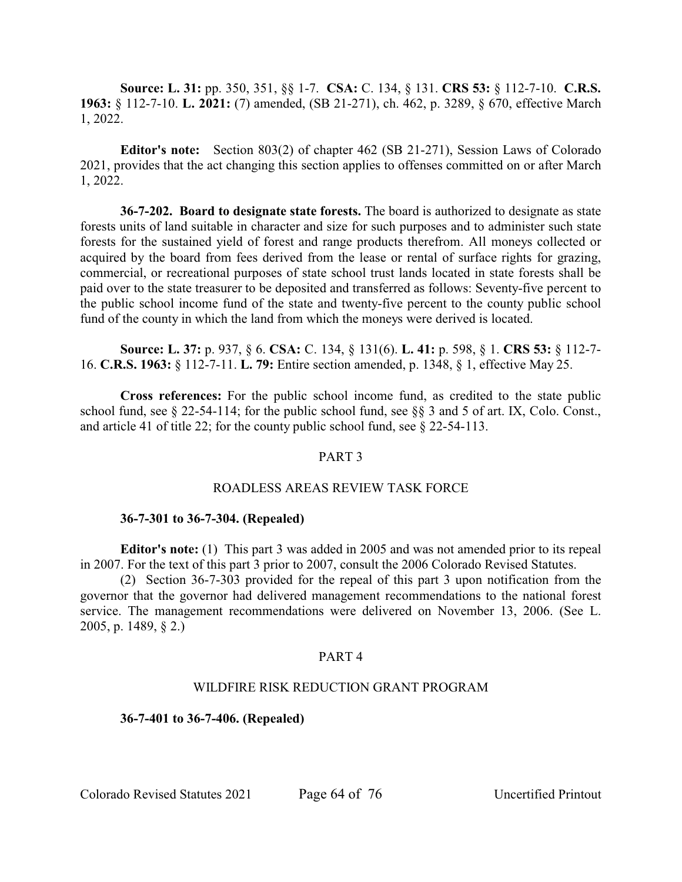**Source: L. 31:** pp. 350, 351, §§ 1-7. **CSA:** C. 134, § 131. **CRS 53:** § 112-7-10. **C.R.S. 1963:** § 112-7-10. **L. 2021:** (7) amended, (SB 21-271), ch. 462, p. 3289, § 670, effective March 1, 2022.

**Editor's note:** Section 803(2) of chapter 462 (SB 21-271), Session Laws of Colorado 2021, provides that the act changing this section applies to offenses committed on or after March 1, 2022.

**36-7-202. Board to designate state forests.** The board is authorized to designate as state forests units of land suitable in character and size for such purposes and to administer such state forests for the sustained yield of forest and range products therefrom. All moneys collected or acquired by the board from fees derived from the lease or rental of surface rights for grazing, commercial, or recreational purposes of state school trust lands located in state forests shall be paid over to the state treasurer to be deposited and transferred as follows: Seventy-five percent to the public school income fund of the state and twenty-five percent to the county public school fund of the county in which the land from which the moneys were derived is located.

**Source: L. 37:** p. 937, § 6. **CSA:** C. 134, § 131(6). **L. 41:** p. 598, § 1. **CRS 53:** § 112-7-16. **C.R.S. 1963:** § 112-7-11. **L. 79:** Entire section amended, p. 1348, § 1, effective May 25.

**Cross references:** For the public school income fund, as credited to the state public school fund, see § 22-54-114; for the public school fund, see §§ 3 and 5 of art. IX, Colo. Const., and article 41 of title 22; for the county public school fund, see § 22-54-113.

## PART 3

## ROADLESS AREAS REVIEW TASK FORCE

**36-7-301 to 36-7-304. (Repealed)**

**Editor's note:** (1) This part 3 was added in 2005 and was not amended prior to its repeal in 2007. For the text of this part 3 prior to 2007, consult the 2006 Colorado Revised Statutes.

(2) Section 36-7-303 provided for the repeal of this part 3 upon notification from the governor that the governor had delivered management recommendations to the national forest service. The management recommendations were delivered on November 13, 2006. (See L. 2005, p. 1489, § 2.)

## PART 4

## WILDFIRE RISK REDUCTION GRANT PROGRAM

**36-7-401 to 36-7-406. (Repealed)**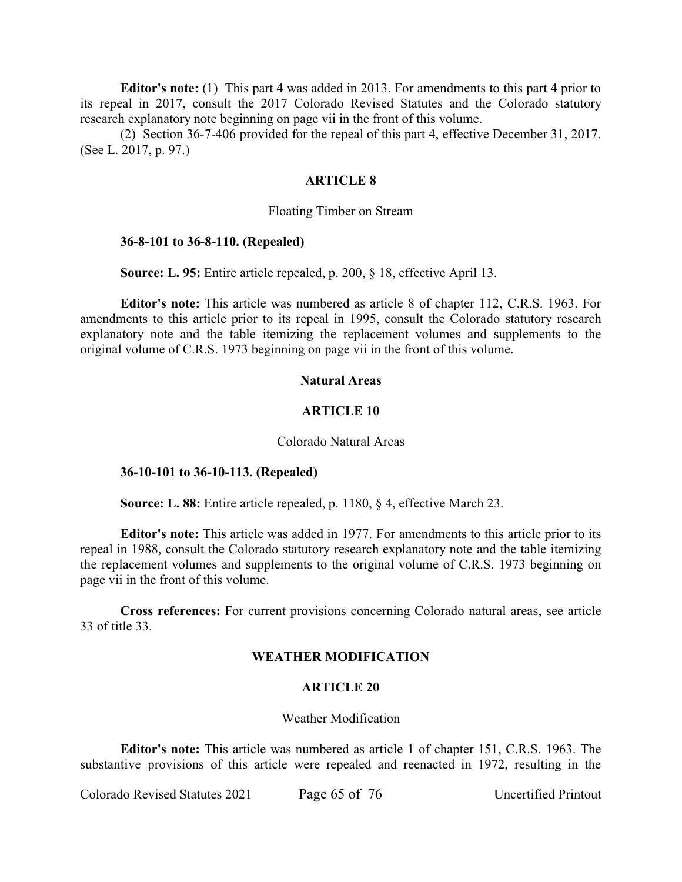**Editor's note:** (1) This part 4 was added in 2013. For amendments to this part 4 prior to its repeal in 2017, consult the 2017 Colorado Revised Statutes and the Colorado statutory research explanatory note beginning on page vii in the front of this volume.

(2) Section 36-7-406 provided for the repeal of this part 4, effective December 31, 2017. (See L. 2017, p. 97.)

## ARTICLE 8

### Floating Timber on Stream

**36-8-101 to 36-8-110. (Repealed)**

**Source: L. 95:** Entire article repealed, p. 200, § 18, effective April 13.

**Editor's note:** This article was numbered as article 8 of chapter 112, C.R.S. 1963. For amendments to this article prior to its repeal in 1995, consult the Colorado statutory research explanatory note and the table itemizing the replacement volumes and supplements to the original volume of C.R.S. 1973 beginning on page vii in the front of this volume.

# Natural Areas

## ARTICLE 10

### Colorado Natural Areas

**36-10-101 to 36-10-113. (Repealed)**

**Source: L. 88:** Entire article repealed, p. 1180, § 4, effective March 23.

**Editor's note:** This article was added in 1977. For amendments to this article prior to its repeal in 1988, consult the Colorado statutory research explanatory note and the table itemizing the replacement volumes and supplements to the original volume of C.R.S. 1973 beginning on page vii in the front of this volume.

**Cross references:** For current provisions concerning Colorado natural areas, see article 33 of title 33.

# WEATHER MODIFICATION

## ARTICLE 20

### Weather Modification

**Editor's note:** This article was numbered as article 1 of chapter 151, C.R.S. 1963. The substantive provisions of this article were repealed and reenacted in 1972, resulting in the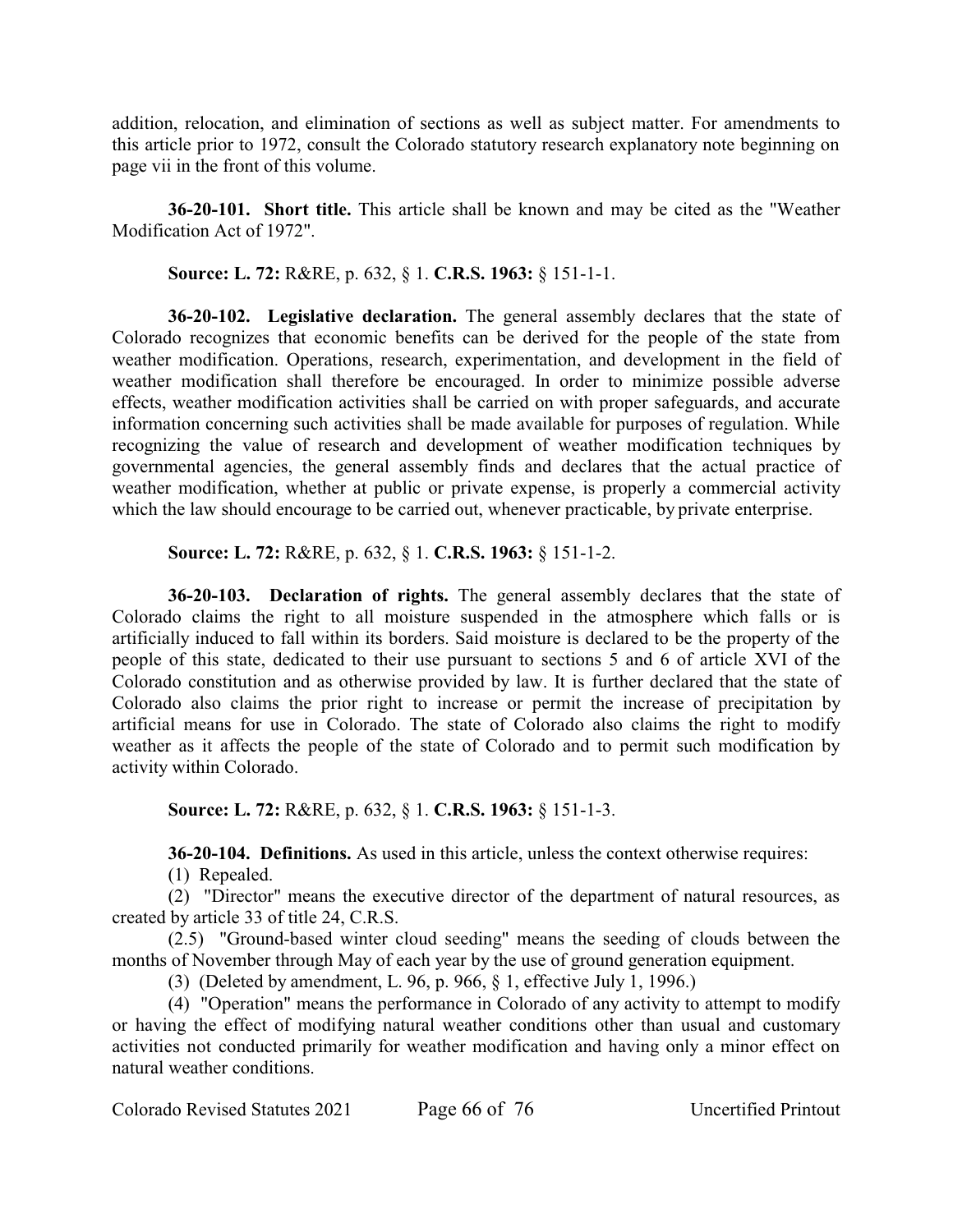addition, relocation, and elimination of sections as well as subject matter. For amendments to this article prior to 1972, consult the Colorado statutory research explanatory note beginning on page vii in the front of this volume.

**36-20-101. Short title.** This article shall be known and may be cited as the "Weather Modification Act of 1972".

**Source: L. 72:** R&RE, p. 632, § 1. **C.R.S. 1963:** § 151-1-1.

**36-20-102. Legislative declaration.** The general assembly declares that the state of Colorado recognizes that economic benefits can be derived for the people of the state from weather modification. Operations, research, experimentation, and development in the field of weather modification shall therefore be encouraged. In order to minimize possible adverse effects, weather modification activities shall be carried on with proper safeguards, and accurate information concerning such activities shall be made available for purposes of regulation. While recognizing the value of research and development of weather modification techniques by governmental agencies, the general assembly finds and declares that the actual practice of weather modification, whether at public or private expense, is properly a commercial activity which the law should encourage to be carried out, whenever practicable, by private enterprise.

**Source: L. 72:** R&RE, p. 632, § 1. **C.R.S. 1963:** § 151-1-2.

**36-20-103. Declaration of rights.** The general assembly declares that the state of Colorado claims the right to all moisture suspended in the atmosphere which falls or is artificially induced to fall within its borders. Said moisture is declared to be the property of the people of this state, dedicated to their use pursuant to sections 5 and 6 of article XVI of the Colorado constitution and as otherwise provided by law. It is further declared that the state of Colorado also claims the prior right to increase or permit the increase of precipitation by artificial means for use in Colorado. The state of Colorado also claims the right to modify weather as it affects the people of the state of Colorado and to permit such modification by activity within Colorado.

**Source: L. 72:** R&RE, p. 632, § 1. **C.R.S. 1963:** § 151-1-3.

**36-20-104. Definitions.** As used in this article, unless the context otherwise requires:

(1) Repealed.

(2) "Director" means the executive director of the department of natural resources, as created by article 33 of title 24, C.R.S.

(2.5) "Ground-based winter cloud seeding" means the seeding of clouds between the months of November through May of each year by the use of ground generation equipment.

(3) (Deleted by amendment, L. 96, p. 966, § 1, effective July 1, 1996.)

(4) "Operation" means the performance in Colorado of any activity to attempt to modify or having the effect of modifying natural weather conditions other than usual and customary activities not conducted primarily for weather modification and having only a minor effect on natural weather conditions.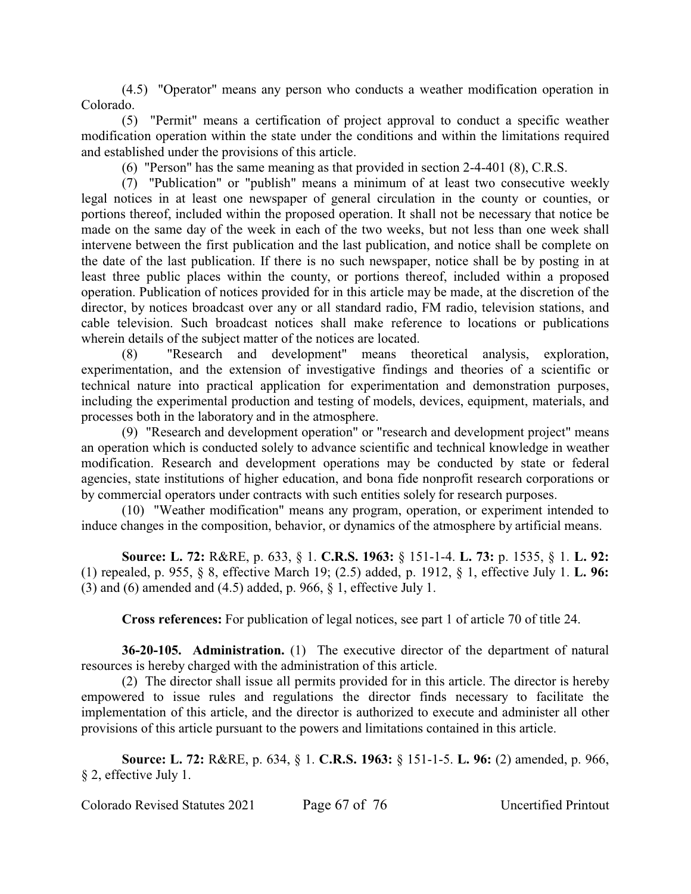(4.5) "Operator" means any person who conducts a weather modification operation in Colorado.

(5) "Permit" means a certification of project approval to conduct a specific weather modification operation within the state under the conditions and within the limitations required and established under the provisions of this article.

(6) "Person" has the same meaning as that provided in section 2-4-401 (8), C.R.S.

(7) "Publication" or "publish" means a minimum of at least two consecutive weekly legal notices in at least one newspaper of general circulation in the county or counties, or portions thereof, included within the proposed operation. It shall not be necessary that notice be made on the same day of the week in each of the two weeks, but not less than one week shall intervene between the first publication and the last publication, and notice shall be complete on the date of the last publication. If there is no such newspaper, notice shall be by posting in at least three public places within the county, or portions thereof, included within a proposed operation. Publication of notices provided for in this article may be made, at the discretion of the director, by notices broadcast over any or all standard radio, FM radio, television stations, and cable television. Such broadcast notices shall make reference to locations or publications wherein details of the subject matter of the notices are located.

(8) "Research and development" means theoretical analysis, exploration, experimentation, and the extension of investigative findings and theories of a scientific or technical nature into practical application for experimentation and demonstration purposes, including the experimental production and testing of models, devices, equipment, materials, and processes both in the laboratory and in the atmosphere.

(9) "Research and development operation" or "research and development project" means an operation which is conducted solely to advance scientific and technical knowledge in weather modification. Research and development operations may be conducted by state or federal agencies, state institutions of higher education, and bona fide nonprofit research corporations or by commercial operators under contracts with such entities solely for research purposes.

(10) "Weather modification" means any program, operation, or experiment intended to induce changes in the composition, behavior, or dynamics of the atmosphere by artificial means.

**Source: L. 72:** R&RE, p. 633, § 1. **C.R.S. 1963:** § 151-1-4. **L. 73:** p. 1535, § 1. **L. 92:** (1) repealed, p. 955, § 8, effective March 19; (2.5) added, p. 1912, § 1, effective July 1. **L. 96:** (3) and (6) amended and (4.5) added, p. 966, § 1, effective July 1.

**Cross references:** For publication of legal notices, see part 1 of article 70 of title 24.

**36-20-105. Administration.** (1) The executive director of the department of natural resources is hereby charged with the administration of this article.

(2) The director shall issue all permits provided for in this article. The director is hereby empowered to issue rules and regulations the director finds necessary to facilitate the implementation of this article, and the director is authorized to execute and administer all other provisions of this article pursuant to the powers and limitations contained in this article.

**Source: L. 72:** R&RE, p. 634, § 1. **C.R.S. 1963:** § 151-1-5. **L. 96:** (2) amended, p. 966, § 2, effective July 1.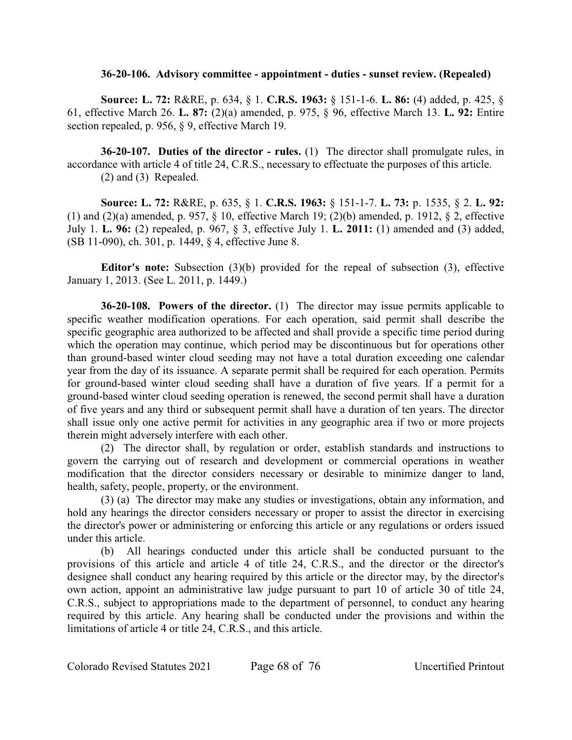**36-20-106. Advisory committee - appointment - duties - sunset review. (Repealed)**

**Source: L. 72:** R&RE, p. 634, § 1. **C.R.S. 1963:** § 151-1-6. **L. 86:** (4) added, p. 425, § 61, effective March 26. **L. 87:** (2)(a) amended, p. 975, § 96, effective March 13. **L. 92:** Entire section repealed, p. 956, § 9, effective March 19.

**36-20-107. Duties of the director - rules.** (1) The director shall promulgate rules, in accordance with article 4 of title 24, C.R.S., necessary to effectuate the purposes of this article.

(2) and (3) Repealed.

**Source: L. 72:** R&RE, p. 635, § 1. **C.R.S. 1963:** § 151-1-7. **L. 73:** p. 1535, § 2. **L. 92:** (1) and (2)(a) amended, p. 957, § 10, effective March 19; (2)(b) amended, p. 1912, § 2, effective July 1. **L. 96:** (2) repealed, p. 967, § 3, effective July 1. **L. 2011:** (1) amended and (3) added, (SB 11-090), ch. 301, p. 1449, § 4, effective June 8.

**Editor's note:** Subsection (3)(b) provided for the repeal of subsection (3), effective January 1, 2013. (See L. 2011, p. 1449.)

**36-20-108. Powers of the director.** (1) The director may issue permits applicable to specific weather modification operations. For each operation, said permit shall describe the specific geographic area authorized to be affected and shall provide a specific time period during which the operation may continue, which period may be discontinuous but for operations other than ground-based winter cloud seeding may not have a total duration exceeding one calendar year from the day of its issuance. A separate permit shall be required for each operation. Permits for ground-based winter cloud seeding shall have a duration of five years. If a permit for a ground-based winter cloud seeding operation is renewed, the second permit shall have a duration of five years and any third or subsequent permit shall have a duration of ten years. The director shall issue only one active permit for activities in any geographic area if two or more projects therein might adversely interfere with each other.

(2) The director shall, by regulation or order, establish standards and instructions to govern the carrying out of research and development or commercial operations in weather modification that the director considers necessary or desirable to minimize danger to land, health, safety, people, property, or the environment.

(3) (a) The director may make any studies or investigations, obtain any information, and hold any hearings the director considers necessary or proper to assist the director in exercising the director's power or administering or enforcing this article or any regulations or orders issued under this article.

(b) All hearings conducted under this article shall be conducted pursuant to the provisions of this article and article 4 of title 24, C.R.S., and the director or the director's designee shall conduct any hearing required by this article or the director may, by the director's own action, appoint an administrative law judge pursuant to part 10 of article 30 of title 24, C.R.S., subject to appropriations made to the department of personnel, to conduct any hearing required by this article. Any hearing shall be conducted under the provisions and within the limitations of article 4 or title 24, C.R.S., and this article.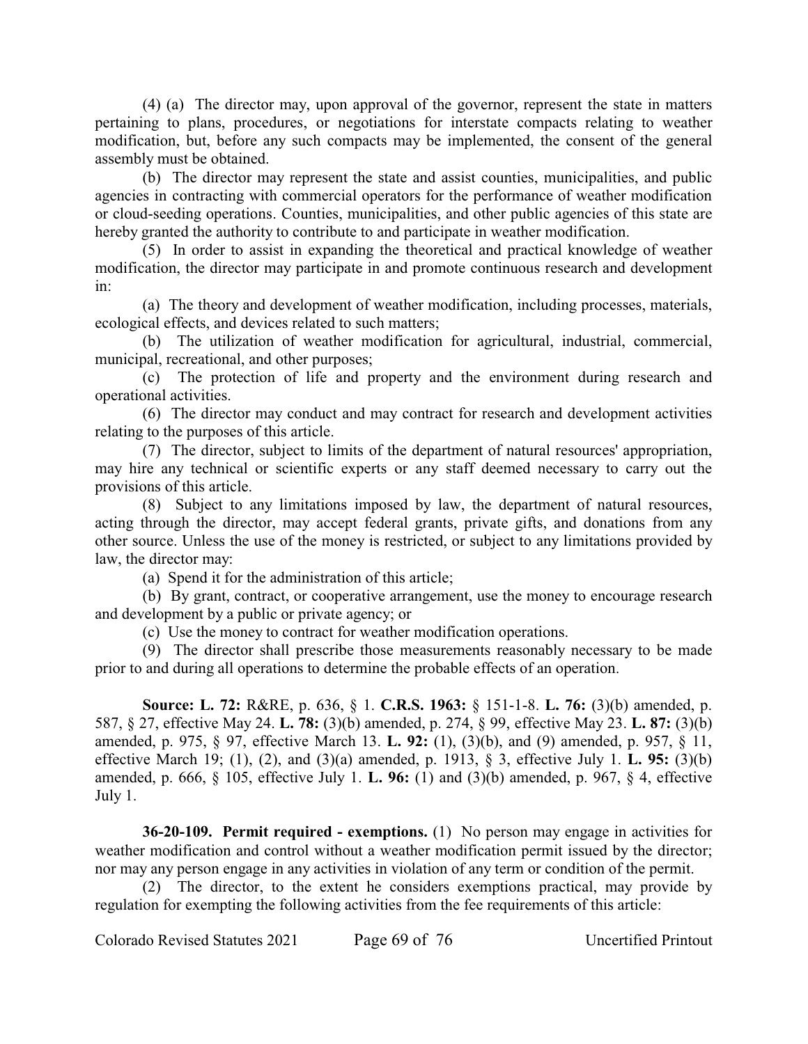(4) (a) The director may, upon approval of the governor, represent the state in matters pertaining to plans, procedures, or negotiations for interstate compacts relating to weather modification, but, before any such compacts may be implemented, the consent of the general assembly must be obtained.

(b) The director may represent the state and assist counties, municipalities, and public agencies in contracting with commercial operators for the performance of weather modification or cloud-seeding operations. Counties, municipalities, and other public agencies of this state are hereby granted the authority to contribute to and participate in weather modification.

(5) In order to assist in expanding the theoretical and practical knowledge of weather modification, the director may participate in and promote continuous research and development in:

(a) The theory and development of weather modification, including processes, materials, ecological effects, and devices related to such matters;

(b) The utilization of weather modification for agricultural, industrial, commercial, municipal, recreational, and other purposes;

(c) The protection of life and property and the environment during research and operational activities.

(6) The director may conduct and may contract for research and development activities relating to the purposes of this article.

(7) The director, subject to limits of the department of natural resources' appropriation, may hire any technical or scientific experts or any staff deemed necessary to carry out the provisions of this article.

(8) Subject to any limitations imposed by law, the department of natural resources, acting through the director, may accept federal grants, private gifts, and donations from any other source. Unless the use of the money is restricted, or subject to any limitations provided by law, the director may:

(a) Spend it for the administration of this article;

(b) By grant, contract, or cooperative arrangement, use the money to encourage research and development by a public or private agency; or

(c) Use the money to contract for weather modification operations.

(9) The director shall prescribe those measurements reasonably necessary to be made prior to and during all operations to determine the probable effects of an operation.

**Source: L. 72:** R&RE, p. 636, § 1. **C.R.S. 1963:** § 151-1-8. **L. 76:** (3)(b) amended, p. 587, § 27, effective May 24. **L. 78:** (3)(b) amended, p. 274, § 99, effective May 23. **L. 87:** (3)(b) amended, p. 975, § 97, effective March 13. **L. 92:** (1), (3)(b), and (9) amended, p. 957, § 11, effective March 19; (1), (2), and (3)(a) amended, p. 1913, § 3, effective July 1. **L. 95:** (3)(b) amended, p. 666, § 105, effective July 1. **L. 96:** (1) and (3)(b) amended, p. 967, § 4, effective July 1.

**36-20-109. Permit required - exemptions.** (1) No person may engage in activities for weather modification and control without a weather modification permit issued by the director; nor may any person engage in any activities in violation of any term or condition of the permit.

(2) The director, to the extent he considers exemptions practical, may provide by regulation for exempting the following activities from the fee requirements of this article: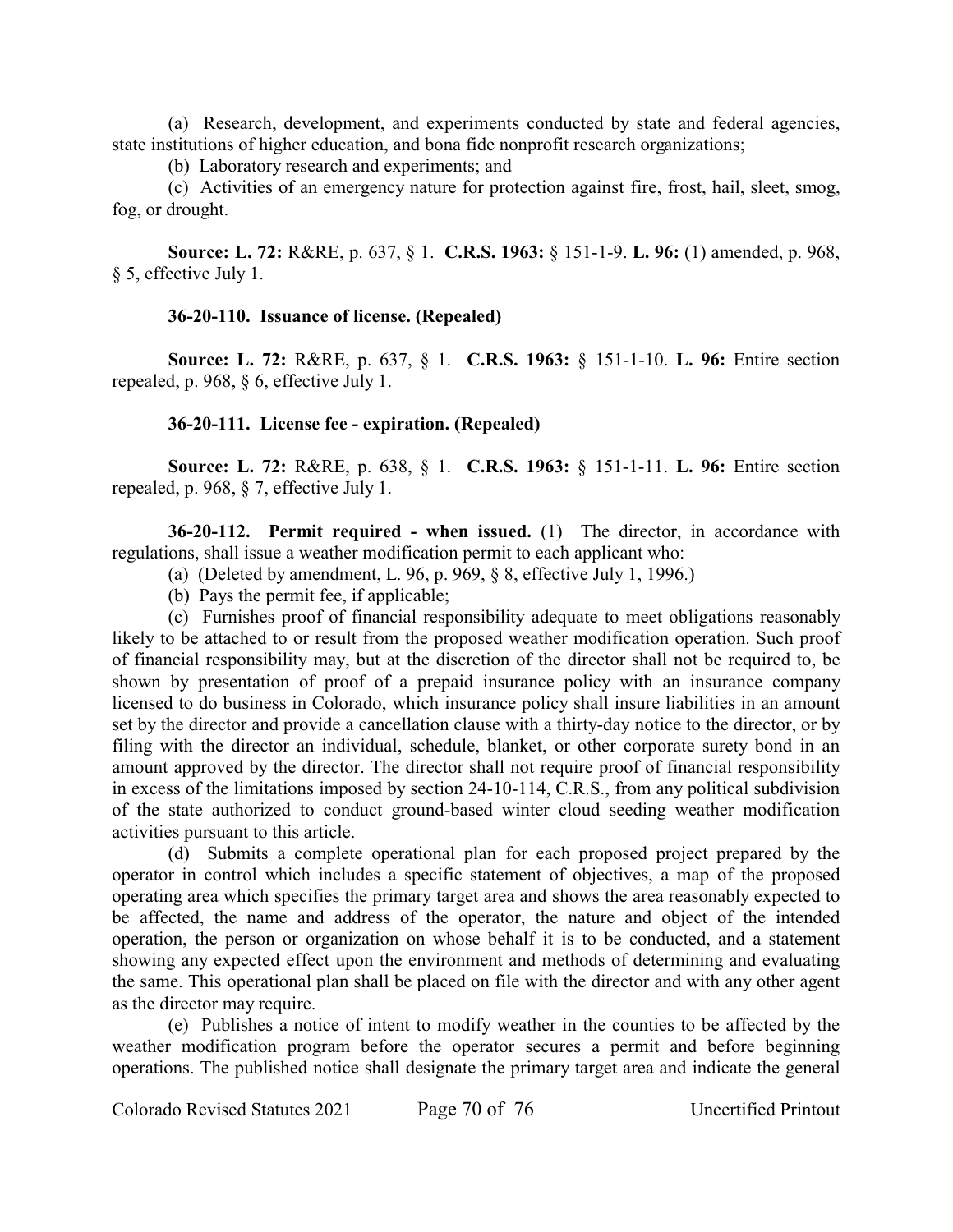(a) Research, development, and experiments conducted by state and federal agencies, state institutions of higher education, and bona fide nonprofit research organizations;

(b) Laboratory research and experiments; and

(c) Activities of an emergency nature for protection against fire, frost, hail, sleet, smog, fog, or drought.

**Source: L. 72:** R&RE, p. 637, § 1. **C.R.S. 1963:** § 151-1-9. **L. 96:** (1) amended, p. 968, § 5, effective July 1.

**36-20-110. Issuance of license. (Repealed)**

**Source: L. 72:** R&RE, p. 637, § 1. **C.R.S. 1963:** § 151-1-10. **L. 96:** Entire section repealed, p. 968, § 6, effective July 1.

**36-20-111. License fee - expiration. (Repealed)**

**Source: L. 72:** R&RE, p. 638, § 1. **C.R.S. 1963:** § 151-1-11. **L. 96:** Entire section repealed, p. 968, § 7, effective July 1.

**36-20-112. Permit required - when issued.** (1) The director, in accordance with regulations, shall issue a weather modification permit to each applicant who:

(a) (Deleted by amendment, L. 96, p. 969, § 8, effective July 1, 1996.)

(b) Pays the permit fee, if applicable;

(c) Furnishes proof of financial responsibility adequate to meet obligations reasonably likely to be attached to or result from the proposed weather modification operation. Such proof of financial responsibility may, but at the discretion of the director shall not be required to, be shown by presentation of proof of a prepaid insurance policy with an insurance company licensed to do business in Colorado, which insurance policy shall insure liabilities in an amount set by the director and provide a cancellation clause with a thirty-day notice to the director, or by filing with the director an individual, schedule, blanket, or other corporate surety bond in an amount approved by the director. The director shall not require proof of financial responsibility in excess of the limitations imposed by section 24-10-114, C.R.S., from any political subdivision of the state authorized to conduct ground-based winter cloud seeding weather modification activities pursuant to this article.

(d) Submits a complete operational plan for each proposed project prepared by the operator in control which includes a specific statement of objectives, a map of the proposed operating area which specifies the primary target area and shows the area reasonably expected to be affected, the name and address of the operator, the nature and object of the intended operation, the person or organization on whose behalf it is to be conducted, and a statement showing any expected effect upon the environment and methods of determining and evaluating the same. This operational plan shall be placed on file with the director and with any other agent as the director may require.

(e) Publishes a notice of intent to modify weather in the counties to be affected by the weather modification program before the operator secures a permit and before beginning operations. The published notice shall designate the primary target area and indicate the general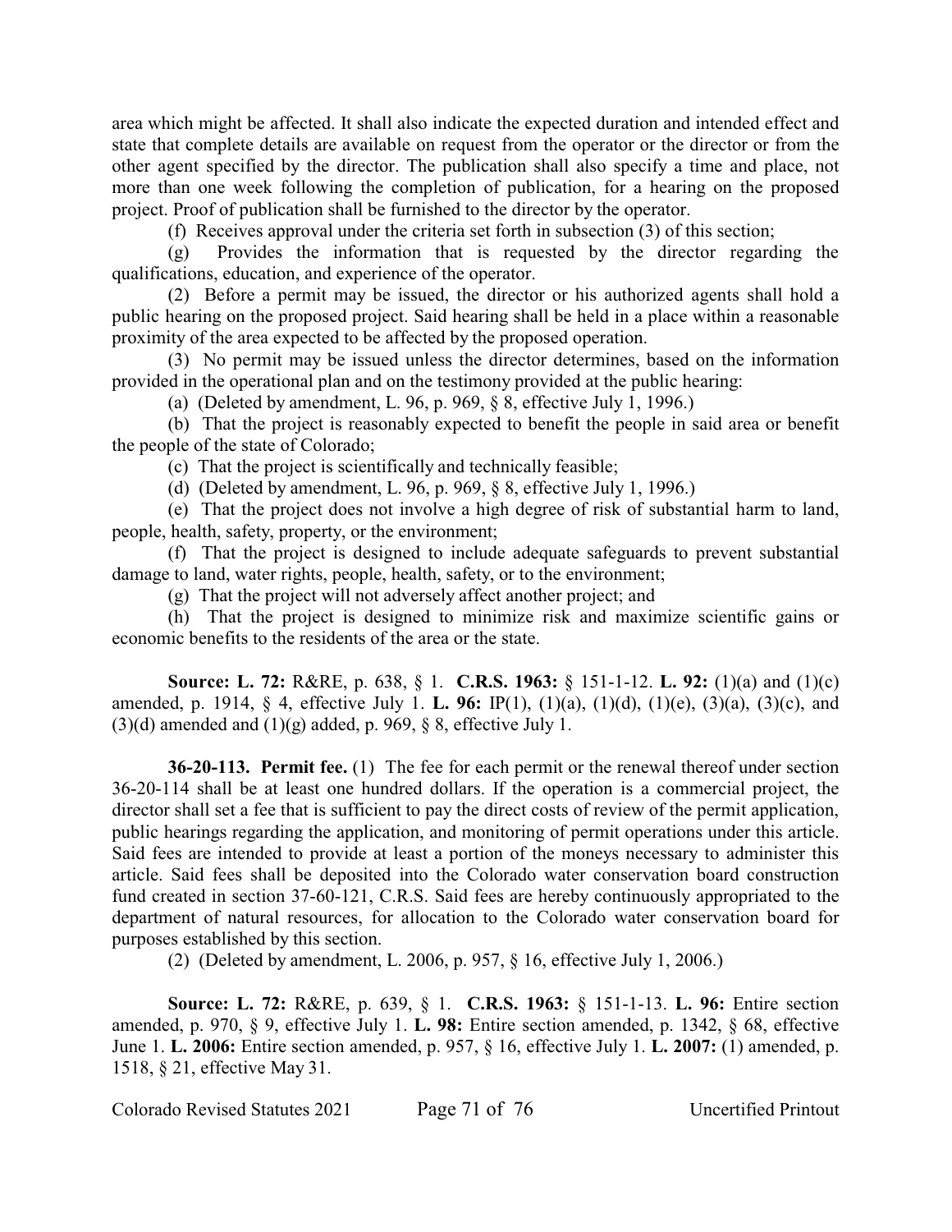area which might be affected. It shall also indicate the expected duration and intended effect and state that complete details are available on request from the operator or the director or from the other agent specified by the director. The publication shall also specify a time and place, not more than one week following the completion of publication, for a hearing on the proposed project. Proof of publication shall be furnished to the director by the operator.

(f) Receives approval under the criteria set forth in subsection (3) of this section;

(g) Provides the information that is requested by the director regarding the qualifications, education, and experience of the operator.

(2) Before a permit may be issued, the director or his authorized agents shall hold a public hearing on the proposed project. Said hearing shall be held in a place within a reasonable proximity of the area expected to be affected by the proposed operation.

(3) No permit may be issued unless the director determines, based on the information provided in the operational plan and on the testimony provided at the public hearing:

(a) (Deleted by amendment, L. 96, p. 969, § 8, effective July 1, 1996.)

(b) That the project is reasonably expected to benefit the people in said area or benefit the people of the state of Colorado;

(c) That the project is scientifically and technically feasible;

(d) (Deleted by amendment, L. 96, p. 969, § 8, effective July 1, 1996.)

(e) That the project does not involve a high degree of risk of substantial harm to land, people, health, safety, property, or the environment;

(f) That the project is designed to include adequate safeguards to prevent substantial damage to land, water rights, people, health, safety, or to the environment;

(g) That the project will not adversely affect another project; and

(h) That the project is designed to minimize risk and maximize scientific gains or economic benefits to the residents of the area or the state.

**Source: L. 72:** R&RE, p. 638, § 1. **C.R.S. 1963:** § 151-1-12. **L. 92:** (1)(a) and (1)(c) amended, p. 1914, § 4, effective July 1. **L. 96:** IP(1), (1)(a), (1)(d), (1)(e), (3)(a), (3)(c), and (3)(d) amended and (1)(g) added, p. 969, § 8, effective July 1.

**36-20-113. Permit fee.** (1) The fee for each permit or the renewal thereof under section 36-20-114 shall be at least one hundred dollars. If the operation is a commercial project, the director shall set a fee that is sufficient to pay the direct costs of review of the permit application, public hearings regarding the application, and monitoring of permit operations under this article. Said fees are intended to provide at least a portion of the moneys necessary to administer this article. Said fees shall be deposited into the Colorado water conservation board construction fund created in section 37-60-121, C.R.S. Said fees are hereby continuously appropriated to the department of natural resources, for allocation to the Colorado water conservation board for purposes established by this section.

(2) (Deleted by amendment, L. 2006, p. 957, § 16, effective July 1, 2006.)

**Source: L. 72:** R&RE, p. 639, § 1. **C.R.S. 1963:** § 151-1-13. **L. 96:** Entire section amended, p. 970, § 9, effective July 1. **L. 98:** Entire section amended, p. 1342, § 68, effective June 1. **L. 2006:** Entire section amended, p. 957, § 16, effective July 1. **L. 2007:** (1) amended, p. 1518, § 21, effective May 31.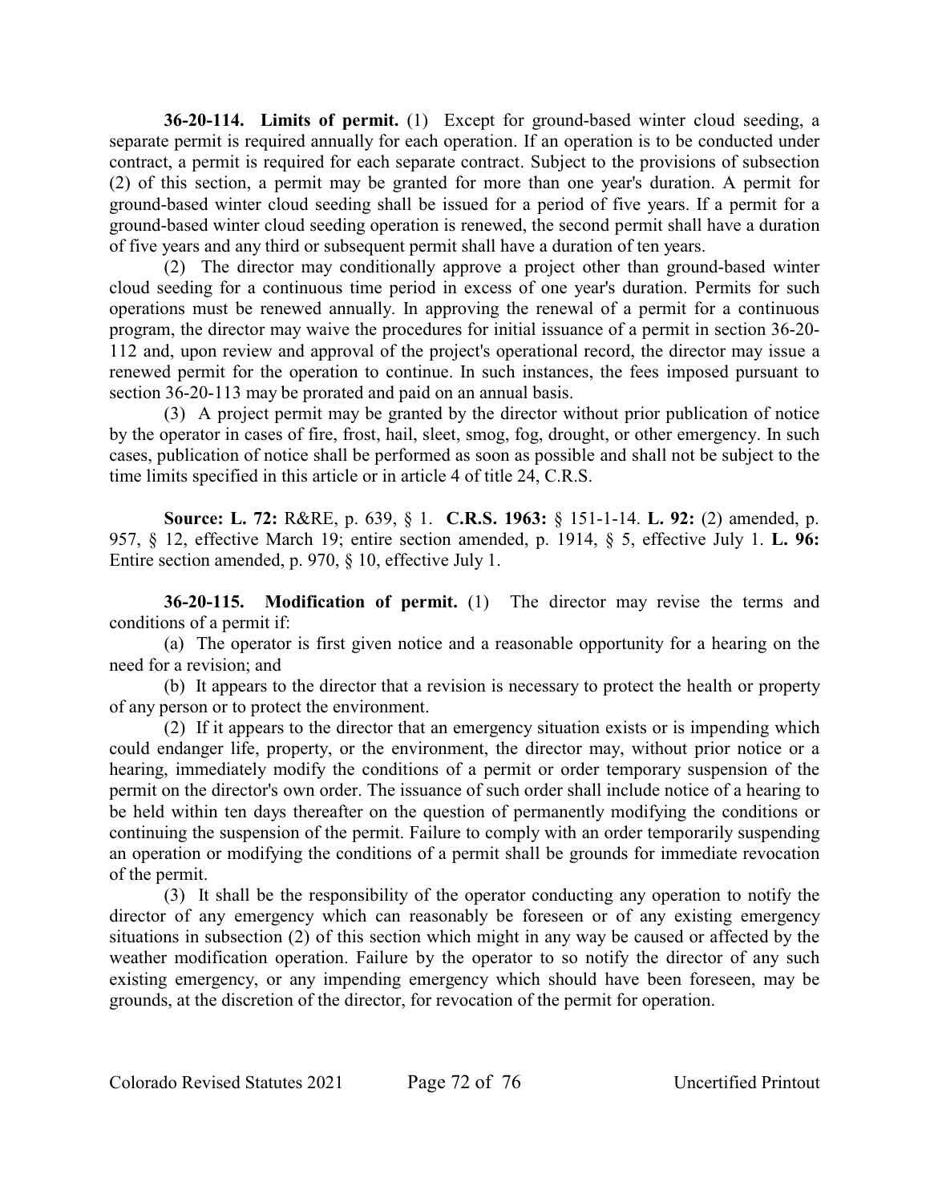**36-20-114. Limits of permit.** (1) Except for ground-based winter cloud seeding, a separate permit is required annually for each operation. If an operation is to be conducted under contract, a permit is required for each separate contract. Subject to the provisions of subsection (2) of this section, a permit may be granted for more than one year's duration. A permit for ground-based winter cloud seeding shall be issued for a period of five years. If a permit for a ground-based winter cloud seeding operation is renewed, the second permit shall have a duration of five years and any third or subsequent permit shall have a duration of ten years.

(2) The director may conditionally approve a project other than ground-based winter cloud seeding for a continuous time period in excess of one year's duration. Permits for such operations must be renewed annually. In approving the renewal of a permit for a continuous program, the director may waive the procedures for initial issuance of a permit in section 36-20-112 and, upon review and approval of the project's operational record, the director may issue a renewed permit for the operation to continue. In such instances, the fees imposed pursuant to section 36-20-113 may be prorated and paid on an annual basis.

(3) A project permit may be granted by the director without prior publication of notice by the operator in cases of fire, frost, hail, sleet, smog, fog, drought, or other emergency. In such cases, publication of notice shall be performed as soon as possible and shall not be subject to the time limits specified in this article or in article 4 of title 24, C.R.S.

**Source: L. 72:** R&RE, p. 639, § 1. **C.R.S. 1963:** § 151-1-14. **L. 92:** (2) amended, p. 957, § 12, effective March 19; entire section amended, p. 1914, § 5, effective July 1. **L. 96:** Entire section amended, p. 970, § 10, effective July 1.

**36-20-115. Modification of permit.** (1) The director may revise the terms and conditions of a permit if:

(a) The operator is first given notice and a reasonable opportunity for a hearing on the need for a revision; and

(b) It appears to the director that a revision is necessary to protect the health or property of any person or to protect the environment.

(2) If it appears to the director that an emergency situation exists or is impending which could endanger life, property, or the environment, the director may, without prior notice or a hearing, immediately modify the conditions of a permit or order temporary suspension of the permit on the director's own order. The issuance of such order shall include notice of a hearing to be held within ten days thereafter on the question of permanently modifying the conditions or continuing the suspension of the permit. Failure to comply with an order temporarily suspending an operation or modifying the conditions of a permit shall be grounds for immediate revocation of the permit.

(3) It shall be the responsibility of the operator conducting any operation to notify the director of any emergency which can reasonably be foreseen or of any existing emergency situations in subsection (2) of this section which might in any way be caused or affected by the weather modification operation. Failure by the operator to so notify the director of any such existing emergency, or any impending emergency which should have been foreseen, may be grounds, at the discretion of the director, for revocation of the permit for operation.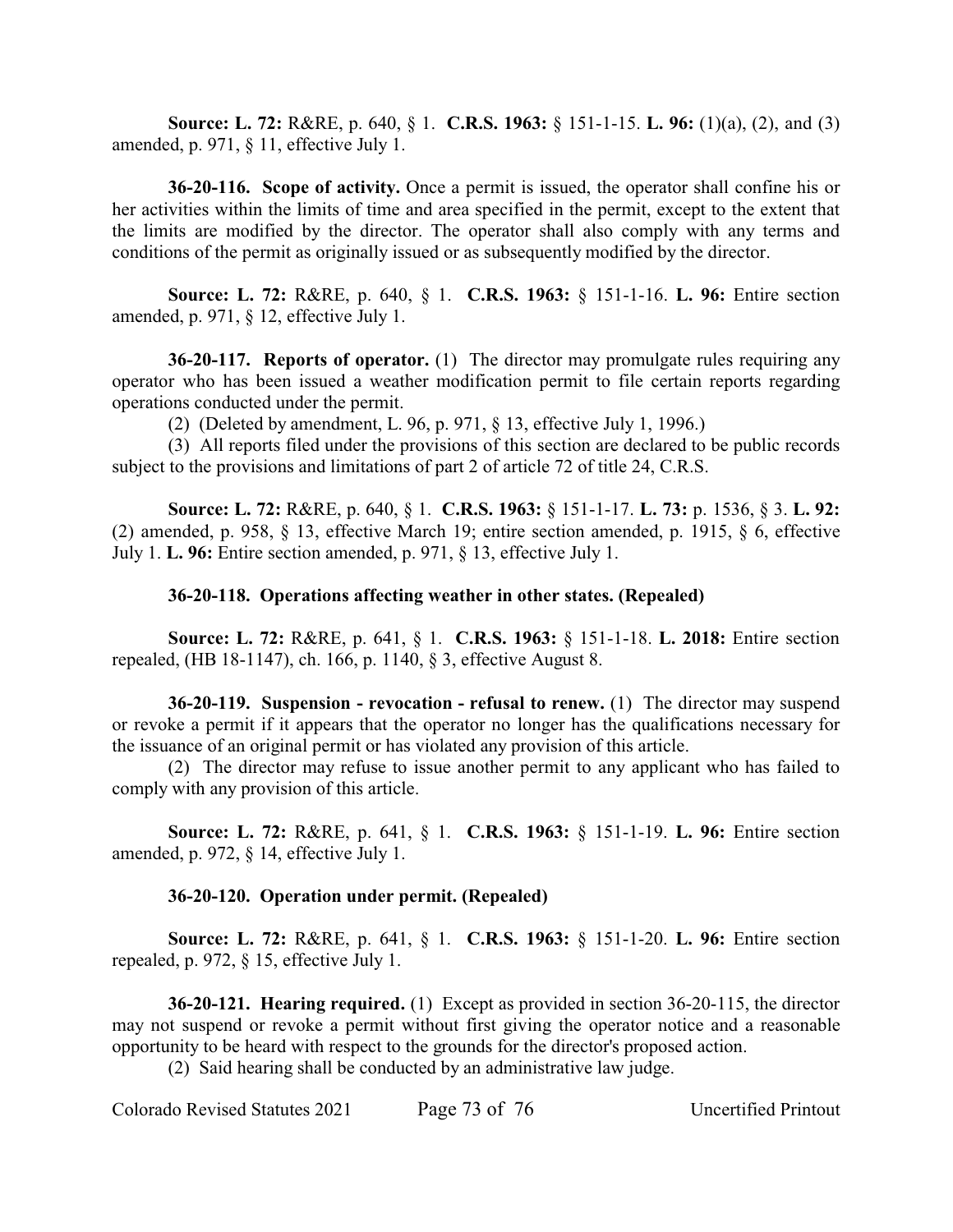**Source: L. 72:** R&RE, p. 640, § 1. **C.R.S. 1963:** § 151-1-15. **L. 96:** (1)(a), (2), and (3) amended, p. 971, § 11, effective July 1.

**36-20-116. Scope of activity.** Once a permit is issued, the operator shall confine his or her activities within the limits of time and area specified in the permit, except to the extent that the limits are modified by the director. The operator shall also comply with any terms and conditions of the permit as originally issued or as subsequently modified by the director.

**Source: L. 72:** R&RE, p. 640, § 1. **C.R.S. 1963:** § 151-1-16. **L. 96:** Entire section amended, p. 971, § 12, effective July 1.

**36-20-117. Reports of operator.** (1) The director may promulgate rules requiring any operator who has been issued a weather modification permit to file certain reports regarding operations conducted under the permit.

(2) (Deleted by amendment, L. 96, p. 971, § 13, effective July 1, 1996.)

(3) All reports filed under the provisions of this section are declared to be public records subject to the provisions and limitations of part 2 of article 72 of title 24, C.R.S.

**Source: L. 72:** R&RE, p. 640, § 1. **C.R.S. 1963:** § 151-1-17. **L. 73:** p. 1536, § 3. **L. 92:** (2) amended, p. 958, § 13, effective March 19; entire section amended, p. 1915, § 6, effective July 1. **L. 96:** Entire section amended, p. 971, § 13, effective July 1.

**36-20-118. Operations affecting weather in other states. (Repealed)**

**Source: L. 72:** R&RE, p. 641, § 1. **C.R.S. 1963:** § 151-1-18. **L. 2018:** Entire section repealed, (HB 18-1147), ch. 166, p. 1140, § 3, effective August 8.

**36-20-119. Suspension - revocation - refusal to renew.** (1) The director may suspend or revoke a permit if it appears that the operator no longer has the qualifications necessary for the issuance of an original permit or has violated any provision of this article.

(2) The director may refuse to issue another permit to any applicant who has failed to comply with any provision of this article.

**Source: L. 72:** R&RE, p. 641, § 1. **C.R.S. 1963:** § 151-1-19. **L. 96:** Entire section amended, p. 972, § 14, effective July 1.

**36-20-120. Operation under permit. (Repealed)**

**Source: L. 72:** R&RE, p. 641, § 1. **C.R.S. 1963:** § 151-1-20. **L. 96:** Entire section repealed, p. 972, § 15, effective July 1.

**36-20-121. Hearing required.** (1) Except as provided in section 36-20-115, the director may not suspend or revoke a permit without first giving the operator notice and a reasonable opportunity to be heard with respect to the grounds for the director's proposed action.

(2) Said hearing shall be conducted by an administrative law judge.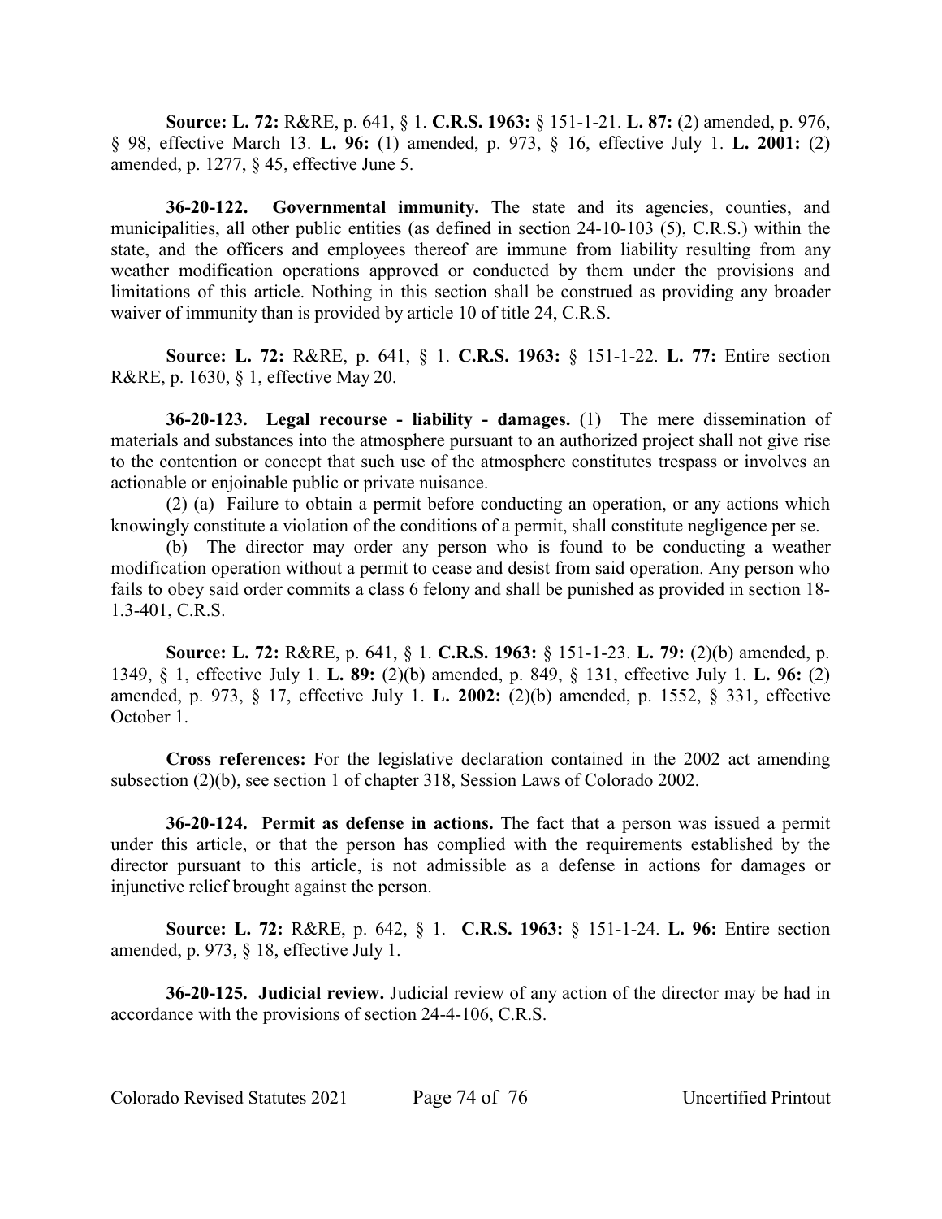**Source: L. 72:** R&RE, p. 641, § 1. **C.R.S. 1963:** § 151-1-21. **L. 87:** (2) amended, p. 976, § 98, effective March 13. **L. 96:** (1) amended, p. 973, § 16, effective July 1. **L. 2001:** (2) amended, p. 1277, § 45, effective June 5.

**36-20-122. Governmental immunity.** The state and its agencies, counties, and municipalities, all other public entities (as defined in section 24-10-103 (5), C.R.S.) within the state, and the officers and employees thereof are immune from liability resulting from any weather modification operations approved or conducted by them under the provisions and limitations of this article. Nothing in this section shall be construed as providing any broader waiver of immunity than is provided by article 10 of title 24, C.R.S.

**Source: L. 72:** R&RE, p. 641, § 1. **C.R.S. 1963:** § 151-1-22. **L. 77:** Entire section R&RE, p. 1630, § 1, effective May 20.

**36-20-123. Legal recourse - liability - damages.** (1) The mere dissemination of materials and substances into the atmosphere pursuant to an authorized project shall not give rise to the contention or concept that such use of the atmosphere constitutes trespass or involves an actionable or enjoinable public or private nuisance.

(2) (a) Failure to obtain a permit before conducting an operation, or any actions which knowingly constitute a violation of the conditions of a permit, shall constitute negligence per se.

(b) The director may order any person who is found to be conducting a weather modification operation without a permit to cease and desist from said operation. Any person who fails to obey said order commits a class 6 felony and shall be punished as provided in section 18-1.3-401, C.R.S.

**Source: L. 72:** R&RE, p. 641, § 1. **C.R.S. 1963:** § 151-1-23. **L. 79:** (2)(b) amended, p. 1349, § 1, effective July 1. **L. 89:** (2)(b) amended, p. 849, § 131, effective July 1. **L. 96:** (2) amended, p. 973, § 17, effective July 1. **L. 2002:** (2)(b) amended, p. 1552, § 331, effective October 1.

**Cross references:** For the legislative declaration contained in the 2002 act amending subsection (2)(b), see section 1 of chapter 318, Session Laws of Colorado 2002.

**36-20-124. Permit as defense in actions.** The fact that a person was issued a permit under this article, or that the person has complied with the requirements established by the director pursuant to this article, is not admissible as a defense in actions for damages or injunctive relief brought against the person.

**Source: L. 72:** R&RE, p. 642, § 1. **C.R.S. 1963:** § 151-1-24. **L. 96:** Entire section amended, p. 973, § 18, effective July 1.

**36-20-125. Judicial review.** Judicial review of any action of the director may be had in accordance with the provisions of section 24-4-106, C.R.S.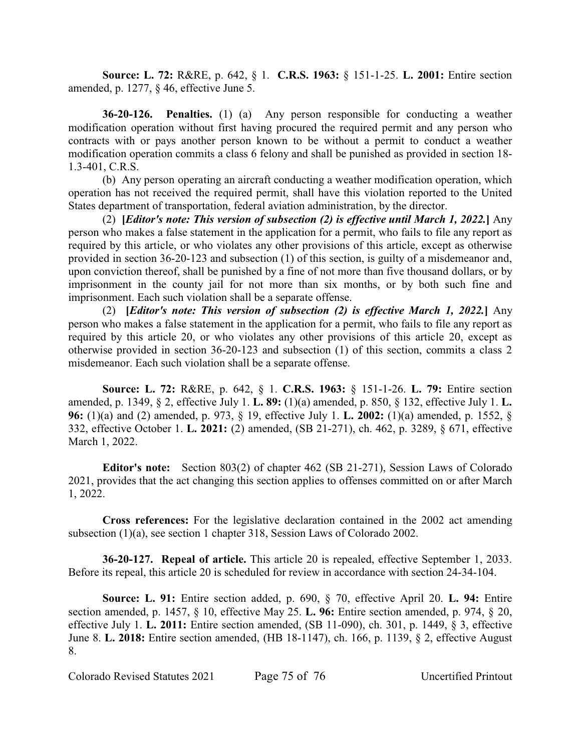**Source: L. 72:** R&RE, p. 642, § 1. **C.R.S. 1963:** § 151-1-25. **L. 2001:** Entire section amended, p. 1277, § 46, effective June 5.

**36-20-126. Penalties.** (1) (a) Any person responsible for conducting a weather modification operation without first having procured the required permit and any person who contracts with or pays another person known to be without a permit to conduct a weather modification operation commits a class 6 felony and shall be punished as provided in section 18-1.3-401, C.R.S.

(b) Any person operating an aircraft conducting a weather modification operation, which operation has not received the required permit, shall have this violation reported to the United States department of transportation, federal aviation administration, by the director.

(2) **[*Editor's note: This version of subsection (2) is effective until March 1, 2022.*]** Any person who makes a false statement in the application for a permit, who fails to file any report as required by this article, or who violates any other provisions of this article, except as otherwise provided in section 36-20-123 and subsection (1) of this section, is guilty of a misdemeanor and, upon conviction thereof, shall be punished by a fine of not more than five thousand dollars, or by imprisonment in the county jail for not more than six months, or by both such fine and imprisonment. Each such violation shall be a separate offense.

(2) **[*Editor's note: This version of subsection (2) is effective March 1, 2022.*]** Any person who makes a false statement in the application for a permit, who fails to file any report as required by this article 20, or who violates any other provisions of this article 20, except as otherwise provided in section 36-20-123 and subsection (1) of this section, commits a class 2 misdemeanor. Each such violation shall be a separate offense.

**Source: L. 72:** R&RE, p. 642, § 1. **C.R.S. 1963:** § 151-1-26. **L. 79:** Entire section amended, p. 1349, § 2, effective July 1. **L. 89:** (1)(a) amended, p. 850, § 132, effective July 1. **L. 96:** (1)(a) and (2) amended, p. 973, § 19, effective July 1. **L. 2002:** (1)(a) amended, p. 1552, § 332, effective October 1. **L. 2021:** (2) amended, (SB 21-271), ch. 462, p. 3289, § 671, effective March 1, 2022.

**Editor's note:** Section 803(2) of chapter 462 (SB 21-271), Session Laws of Colorado 2021, provides that the act changing this section applies to offenses committed on or after March 1, 2022.

**Cross references:** For the legislative declaration contained in the 2002 act amending subsection (1)(a), see section 1 chapter 318, Session Laws of Colorado 2002.

**36-20-127. Repeal of article.** This article 20 is repealed, effective September 1, 2033. Before its repeal, this article 20 is scheduled for review in accordance with section 24-34-104.

**Source: L. 91:** Entire section added, p. 690, § 70, effective April 20. **L. 94:** Entire section amended, p. 1457, § 10, effective May 25. **L. 96:** Entire section amended, p. 974, § 20, effective July 1. **L. 2011:** Entire section amended, (SB 11-090), ch. 301, p. 1449, § 3, effective June 8. **L. 2018:** Entire section amended, (HB 18-1147), ch. 166, p. 1139, § 2, effective August 8.